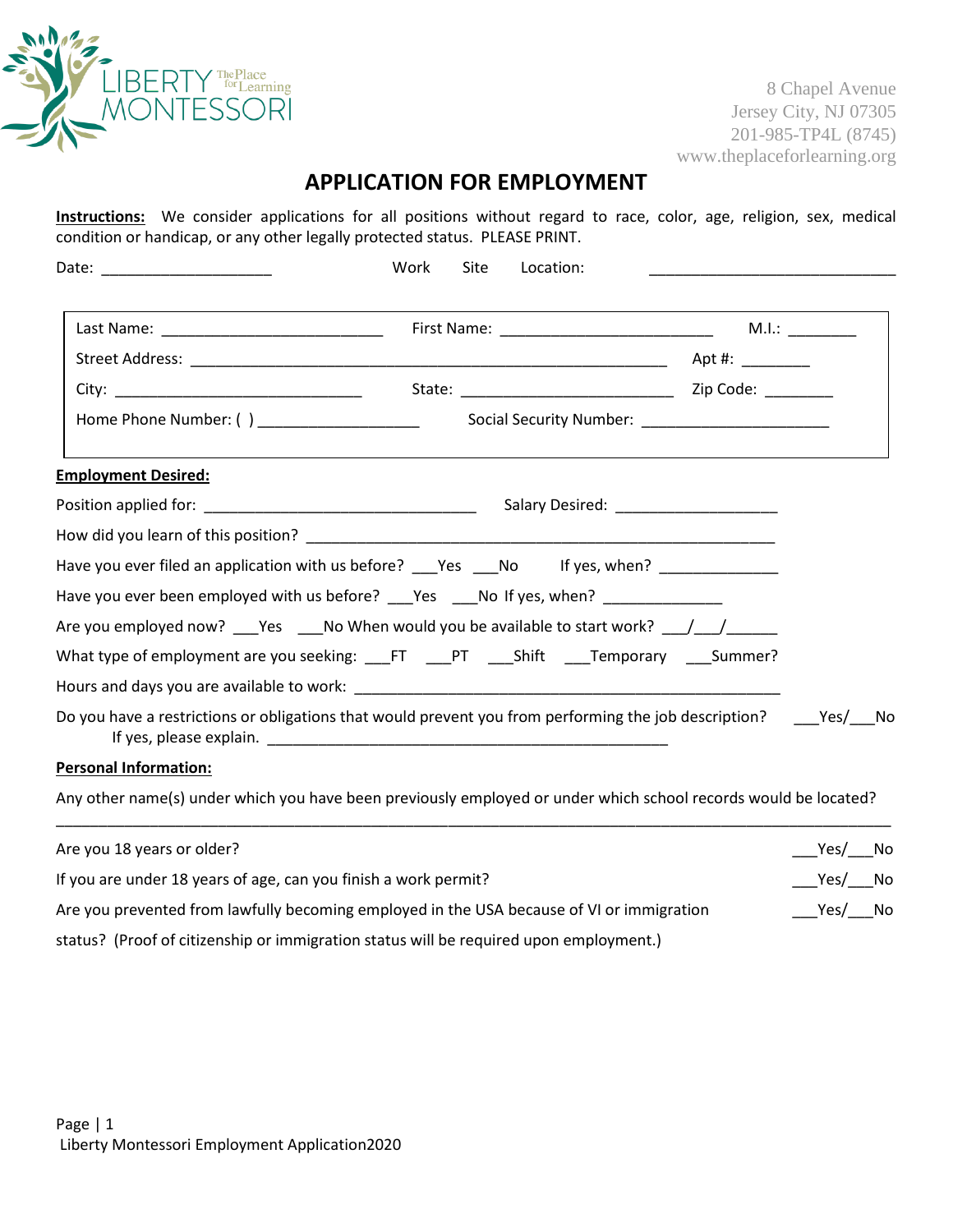LIBERTY MONTESSORI The Place for Learning

8 Chapel Avenue
Jersey City, NJ 07305
201-985-TP4L (8745)
www.theplaceforlearning.org

# APPLICATION FOR EMPLOYMENT

**Instructions:** We consider applications for all positions without regard to race, color, age, religion, sex, medical condition or handicap, or any other legally protected status. PLEASE PRINT.

Date: ____________________ Work Site Location: ____________________________

Last Name: _________________________ First Name: ________________________ M.I.: ________

Street Address: ________________________________________________________ Apt #: ________

City: ____________________________ State: ________________________ Zip Code: ________

Home Phone Number: ( ) __________________ Social Security Number: _____________________

**Employment Desired:**

Position applied for: _______________________________ Salary Desired: __________________

How did you learn of this position? _____________________________________________________

Have you ever filed an application with us before? ___Yes ___No If yes, when? _____________

Have you ever been employed with us before? ___Yes ___No If yes, when? _____________

Are you employed now? ___Yes ___No When would you be available to start work? ___/___/______

What type of employment are you seeking: ___FT ___PT ___Shift ___Temporary ___Summer?

Hours and days you are available to work: _______________________________________________

Do you have a restrictions or obligations that would prevent you from performing the job description? ___Yes/___No
If yes, please explain. _______________________________________________

**Personal Information:**

Any other name(s) under which you have been previously employed or under which school records would be located?
_____________________________________________________________________________________

Are you 18 years or older? ___Yes/___No

If you are under 18 years of age, can you finish a work permit? ___Yes/___No

Are you prevented from lawfully becoming employed in the USA because of VI or immigration status? (Proof of citizenship or immigration status will be required upon employment.) ___Yes/___No

Liberty Montessori Employment Application2020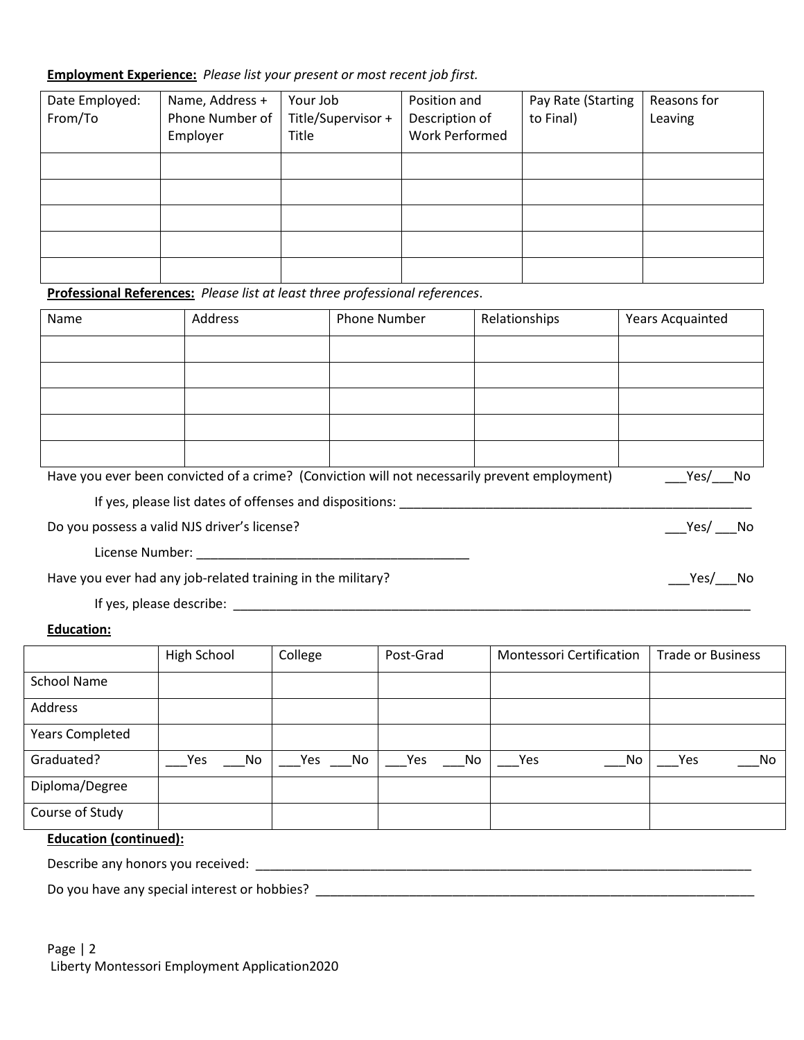**Employment Experience:** *Please list your present or most recent job first.*

| Date Employed: From/To | Name, Address + Phone Number of Employer | Your Job Title/Supervisor + Title | Position and Description of Work Performed | Pay Rate (Starting to Final) | Reasons for Leaving |
|---|---|---|---|---|---|
| | | | | | |
| | | | | | |
| | | | | | |
| | | | | | |
| | | | | | |

**Professional References:** *Please list at least three professional references*.

| Name | Address | Phone Number | Relationships | Years Acquainted |
|---|---|---|---|---|
| | | | | |
| | | | | |
| | | | | |
| | | | | |
| | | | | |

Have you ever been convicted of a crime? (Conviction will not necessarily prevent employment) ___Yes/___No

If yes, please list dates of offenses and dispositions: ____________________________________________________

Do you possess a valid NJS driver's license? ___Yes/ ___No

License Number: _______________________________________

Have you ever had any job-related training in the military? ___Yes/___No

If yes, please describe: ____________________________________________________________________________

**Education:**

| | High School | College | Post-Grad | Montessori Certification | Trade or Business |
|---|---|---|---|---|---|
| School Name | | | | | |
| Address | | | | | |
| Years Completed | | | | | |
| Graduated? | ___Yes ___No | ___Yes ___No | ___Yes ___No | ___Yes ___No | ___Yes ___No |
| Diploma/Degree | | | | | |
| Course of Study | | | | | |

**Education (continued):**

Describe any honors you received: ___________________________________________________________________________

Do you have any special interest or hobbies? _________________________________________________________________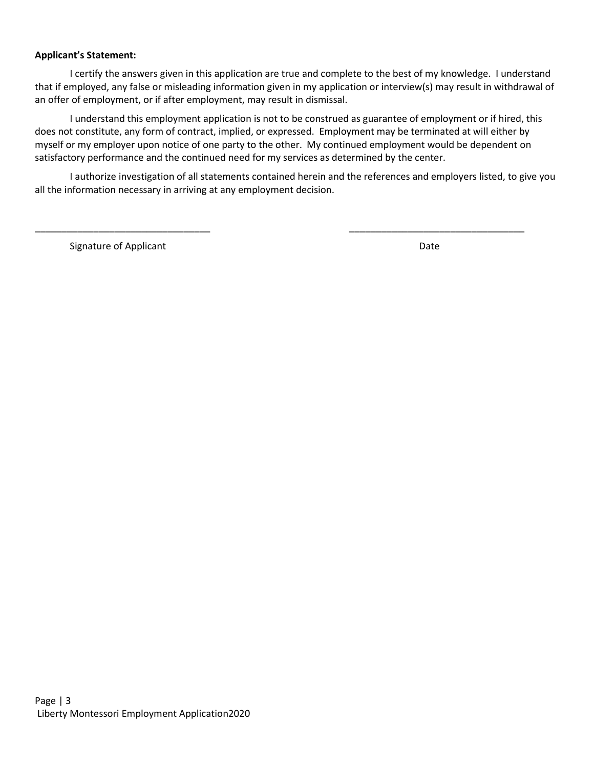**Applicant's Statement:**

I certify the answers given in this application are true and complete to the best of my knowledge. I understand that if employed, any false or misleading information given in my application or interview(s) may result in withdrawal of an offer of employment, or if after employment, may result in dismissal.

I understand this employment application is not to be construed as guarantee of employment or if hired, this does not constitute, any form of contract, implied, or expressed. Employment may be terminated at will either by myself or my employer upon notice of one party to the other. My continued employment would be dependent on satisfactory performance and the continued need for my services as determined by the center.

I authorize investigation of all statements contained herein and the references and employers listed, to give you all the information necessary in arriving at any employment decision.

_________________________________ _________________________________

Signature of Applicant Date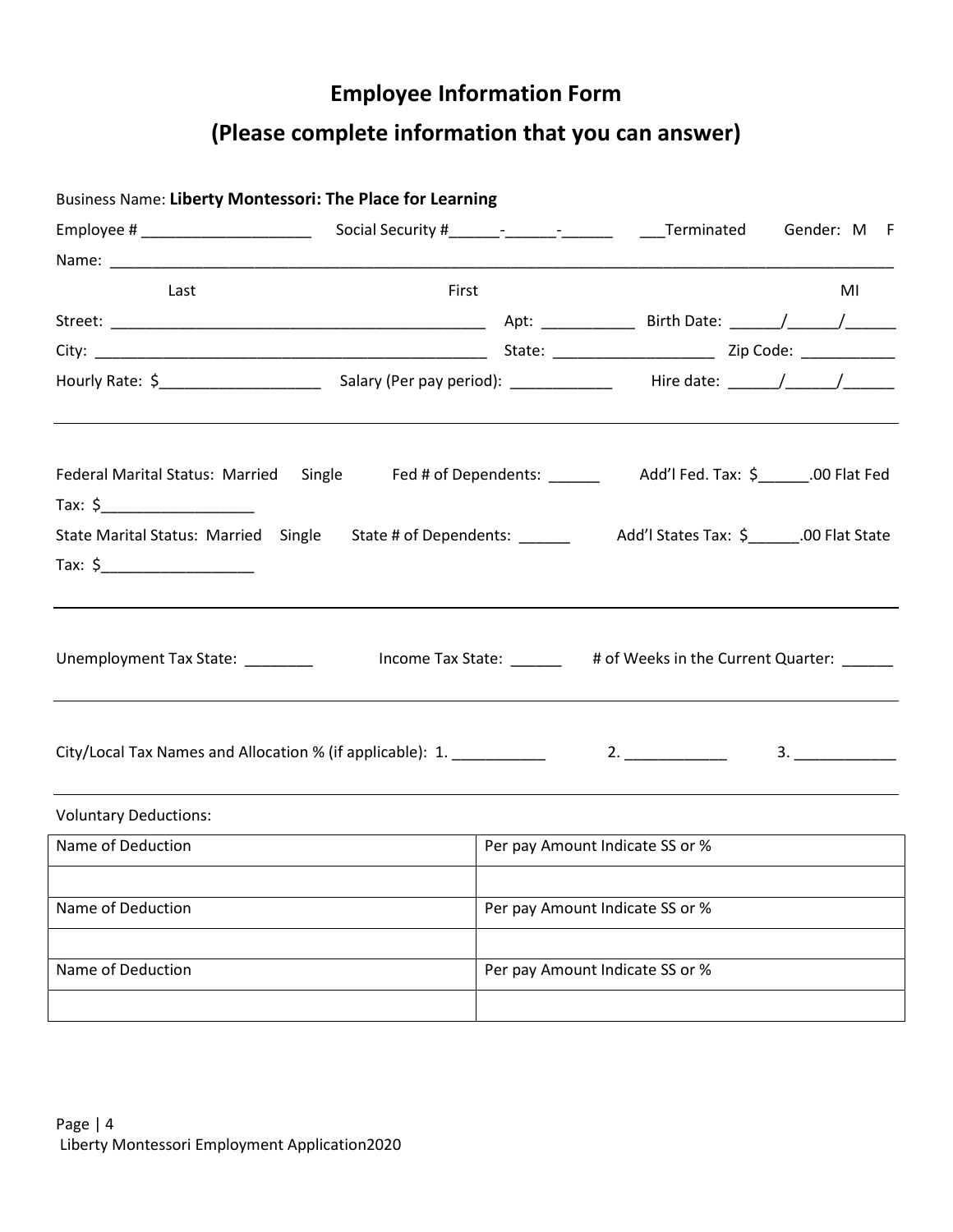# Employee Information Form

## (Please complete information that you can answer)

Business Name: **Liberty Montessori: The Place for Learning**

Employee # ____________________ Social Security #______-______-______ ___Terminated Gender: M F

Name: ____________________________________________________________________________________

Last First MI

Street: ______________________________________________ Apt: ___________ Birth Date: ______/______/______

City: ________________________________________________ State: ___________________ Zip Code: ___________

Hourly Rate: $___________________ Salary (Per pay period): ____________ Hire date: ______/______/______

---

Federal Marital Status: Married Single Fed # of Dependents: ______ Add'l Fed. Tax: $______.00 Flat Fed Tax: $__________________

State Marital Status: Married Single State # of Dependents: ______ Add'l States Tax: $______.00 Flat State Tax: $__________________

---

Unemployment Tax State: ________ Income Tax State: ______ # of Weeks in the Current Quarter: ______

---

City/Local Tax Names and Allocation % (if applicable): 1. ___________ 2. ____________ 3. ____________

---

Voluntary Deductions:

| Name of Deduction | Per pay Amount Indicate SS or % |
|---|---|
| | |
| Name of Deduction | Per pay Amount Indicate SS or % |
| | |
| Name of Deduction | Per pay Amount Indicate SS or % |
| | |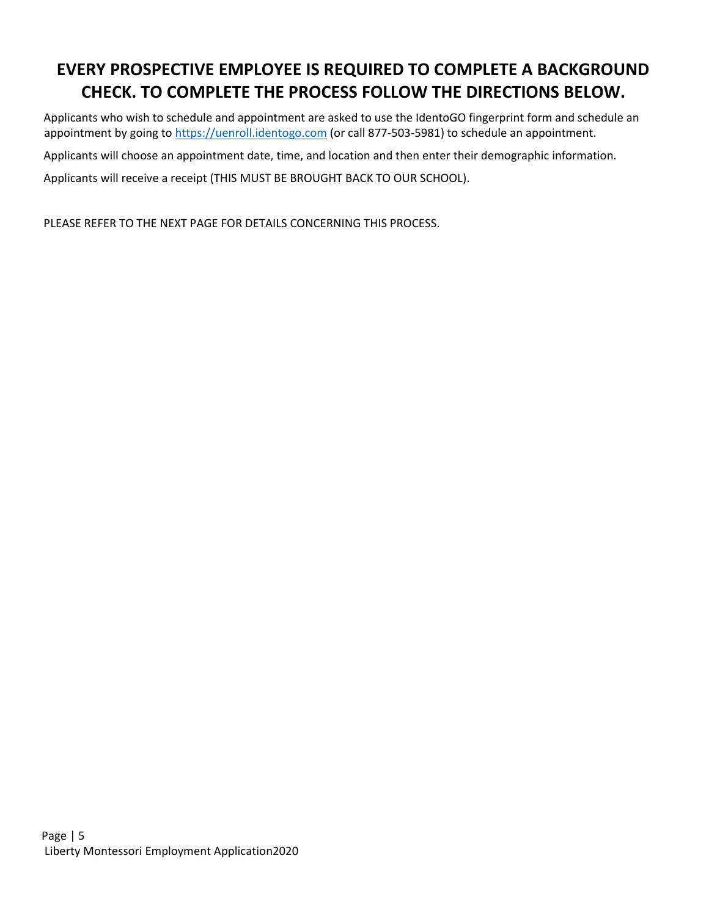# EVERY PROSPECTIVE EMPLOYEE IS REQUIRED TO COMPLETE A BACKGROUND CHECK. TO COMPLETE THE PROCESS FOLLOW THE DIRECTIONS BELOW.

Applicants who wish to schedule and appointment are asked to use the IdentoGO fingerprint form and schedule an appointment by going to https://uenroll.identogo.com (or call 877-503-5981) to schedule an appointment.

Applicants will choose an appointment date, time, and location and then enter their demographic information.

Applicants will receive a receipt (THIS MUST BE BROUGHT BACK TO OUR SCHOOL).

PLEASE REFER TO THE NEXT PAGE FOR DETAILS CONCERNING THIS PROCESS.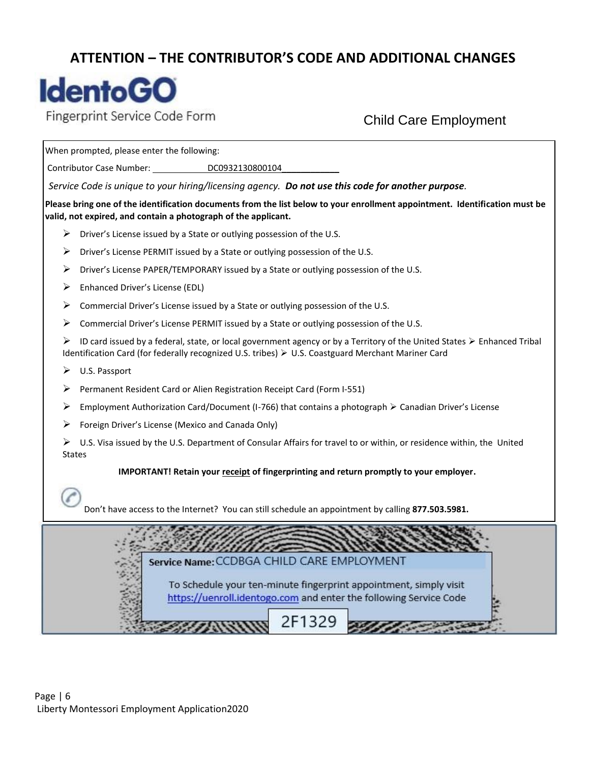## ATTENTION – THE CONTRIBUTOR'S CODE AND ADDITIONAL CHANGES

# IdentoGO

Fingerprint Service Code Form

Child Care Employment

When prompted, please enter the following:

Contributor Case Number: DC0932130800104

*Service Code is unique to your hiring/licensing agency.* ***Do not use this code for another purpose.***

**Please bring one of the identification documents from the list below to your enrollment appointment. Identification must be valid, not expired, and contain a photograph of the applicant.**

- Driver's License issued by a State or outlying possession of the U.S.
- Driver's License PERMIT issued by a State or outlying possession of the U.S.
- Driver's License PAPER/TEMPORARY issued by a State or outlying possession of the U.S.
- Enhanced Driver's License (EDL)
- Commercial Driver's License issued by a State or outlying possession of the U.S.
- Commercial Driver's License PERMIT issued by a State or outlying possession of the U.S.
- ID card issued by a federal, state, or local government agency or by a Territory of the United States
- Enhanced Tribal Identification Card (for federally recognized U.S. tribes)
- U.S. Coastguard Merchant Mariner Card
- U.S. Passport
- Permanent Resident Card or Alien Registration Receipt Card (Form I-551)
- Employment Authorization Card/Document (I-766) that contains a photograph
- Canadian Driver's License
- Foreign Driver's License (Mexico and Canada Only)
- U.S. Visa issued by the U.S. Department of Consular Affairs for travel to or within, or residence within, the United States

**IMPORTANT! Retain your receipt of fingerprinting and return promptly to your employer.**

Don't have access to the Internet? You can still schedule an appointment by calling **877.503.5981.**

**Service Name:** CCDBGA CHILD CARE EMPLOYMENT

To Schedule your ten-minute fingerprint appointment, simply visit https://uenroll.identogo.com and enter the following Service Code

**2F1329**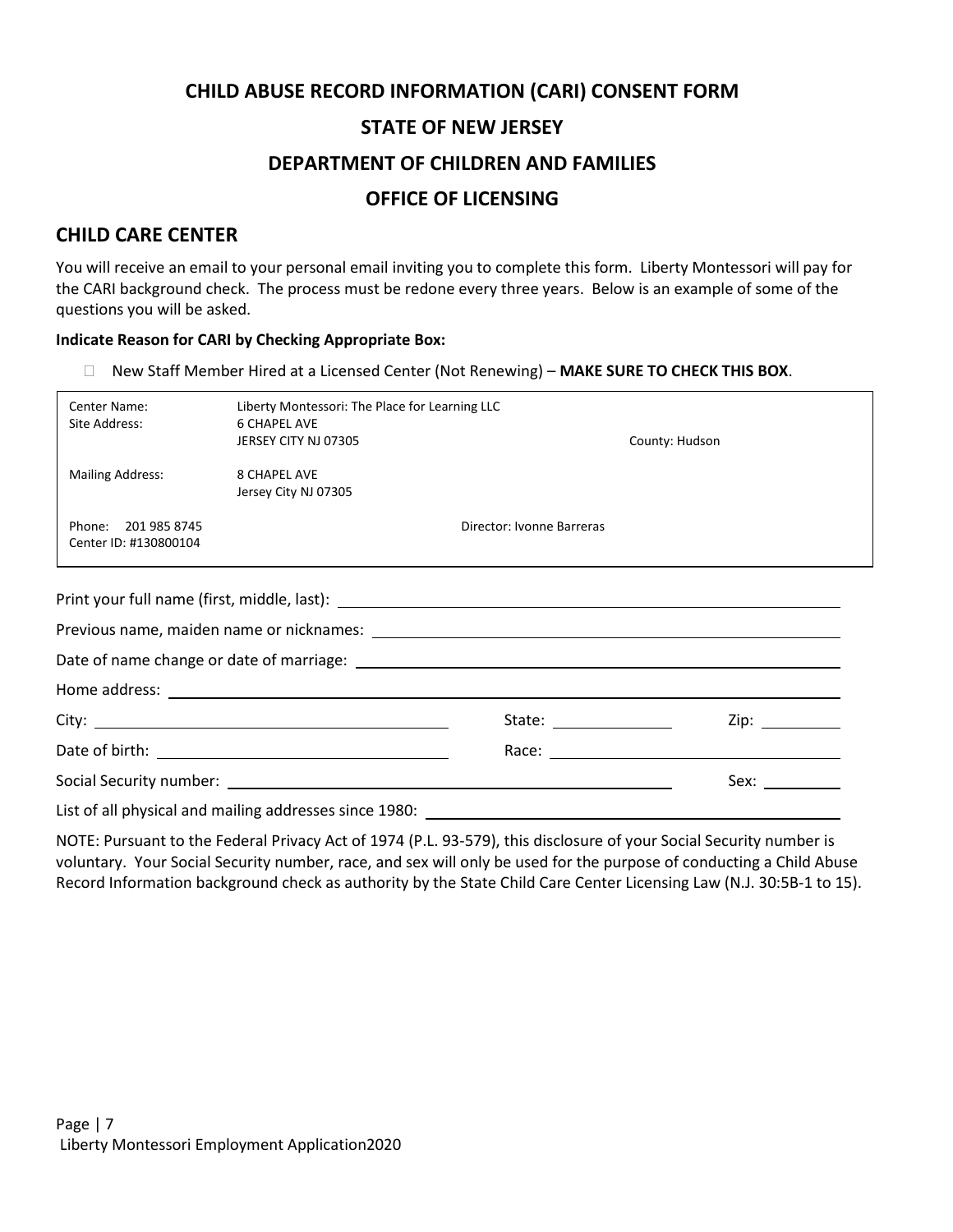# CHILD ABUSE RECORD INFORMATION (CARI) CONSENT FORM

# STATE OF NEW JERSEY

# DEPARTMENT OF CHILDREN AND FAMILIES

# OFFICE OF LICENSING

## CHILD CARE CENTER

You will receive an email to your personal email inviting you to complete this form. Liberty Montessori will pay for the CARI background check. The process must be redone every three years. Below is an example of some of the questions you will be asked.

**Indicate Reason for CARI by Checking Appropriate Box:**

- ☐ New Staff Member Hired at a Licensed Center (Not Renewing) – **MAKE SURE TO CHECK THIS BOX**.

| | | |
|---|---|---|
| Center Name:<br>Site Address: | Liberty Montessori: The Place for Learning LLC<br>6 CHAPEL AVE<br>JERSEY CITY NJ 07305 | County: Hudson |
| Mailing Address: | 8 CHAPEL AVE<br>Jersey City NJ 07305 | |
| Phone: 201 985 8745<br>Center ID: #130800104 | Director: Ivonne Barreras | |

Print your full name (first, middle, last): ______________________________

Previous name, maiden name or nicknames: ______________________________

Date of name change or date of marriage: ______________________________

Home address: ______________________________

City: ______________________ State: ____________ Zip: __________

Date of birth: ______________________ Race: ______________________

Social Security number: ______________________ Sex: __________

List of all physical and mailing addresses since 1980: ______________________________

NOTE: Pursuant to the Federal Privacy Act of 1974 (P.L. 93-579), this disclosure of your Social Security number is voluntary. Your Social Security number, race, and sex will only be used for the purpose of conducting a Child Abuse Record Information background check as authority by the State Child Care Center Licensing Law (N.J. 30:5B-1 to 15).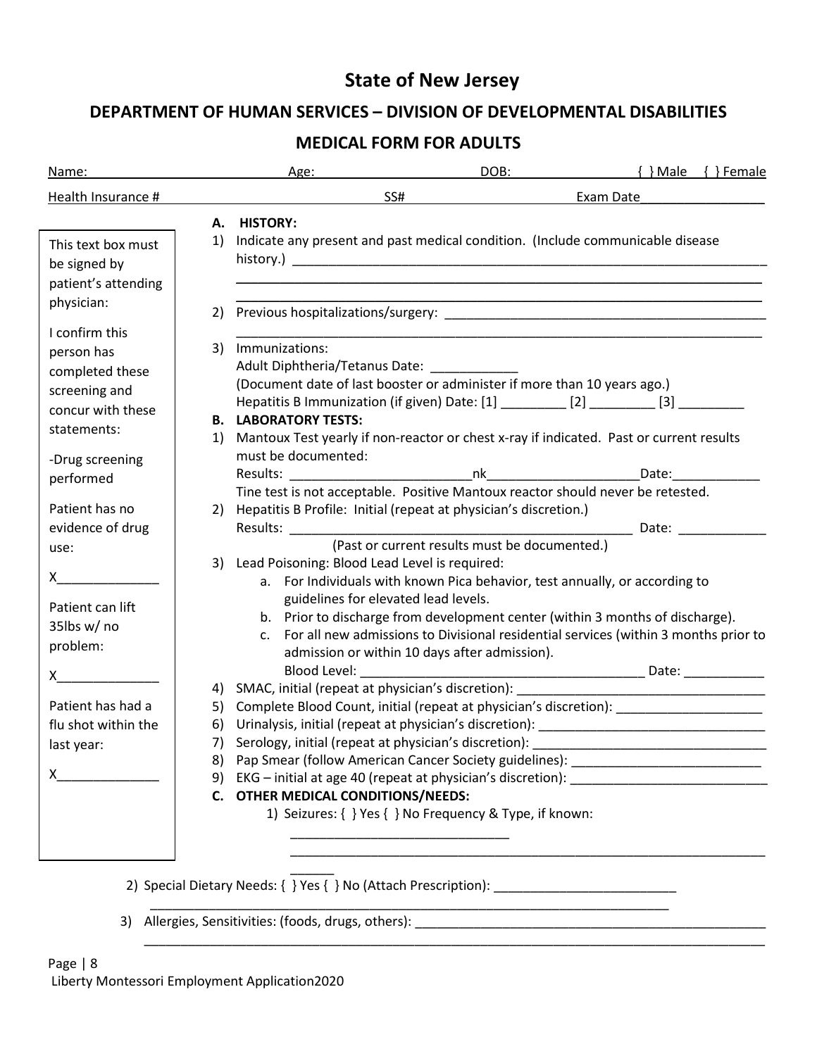# State of New Jersey

## DEPARTMENT OF HUMAN SERVICES – DIVISION OF DEVELOPMENTAL DISABILITIES

## MEDICAL FORM FOR ADULTS

Name: Age: DOB: { } Male { } Female

Health Insurance # SS# Exam Date_______________

> This text box must be signed by patient's attending physician:
>
> I confirm this person has completed these screening and concur with these statements:
>
> -Drug screening performed
>
> Patient has no evidence of drug use:
>
> X______________
>
> Patient can lift 35lbs w/ no problem:
>
> X______________
>
> Patient has had a flu shot within the last year:
>
> X______________

**A. HISTORY:**

1) Indicate any present and past medical condition. (Include communicable disease history.) ______________________________________________________________________
______________________________________________________________________
______________________________________________________________________

2) Previous hospitalizations/surgery: ______________________________________________
______________________________________________________________________

3) Immunizations:
Adult Diphtheria/Tetanus Date: ____________
(Document date of last booster or administer if more than 10 years ago.)
Hepatitis B Immunization (if given) Date: [1] _________ [2] _________ [3] _________

**B. LABORATORY TESTS:**

1) Mantoux Test yearly if non-reactor or chest x-ray if indicated. Past or current results must be documented:
Results: _________________________nk____________________Date:____________
Tine test is not acceptable. Positive Mantoux reactor should never be retested.

2) Hepatitis B Profile: Initial (repeat at physician's discretion.)
Results: _______________________________________________ Date: ____________
(Past or current results must be documented.)

3) Lead Poisoning: Blood Lead Level is required:
   a. For Individuals with known Pica behavior, test annually, or according to guidelines for elevated lead levels.
   b. Prior to discharge from development center (within 3 months of discharge).
   c. For all new admissions to Divisional residential services (within 3 months prior to admission or within 10 days after admission).
   Blood Level: ______________________________________ Date: ___________

4) SMAC, initial (repeat at physician's discretion): __________________________________

5) Complete Blood Count, initial (repeat at physician's discretion): ___________________

6) Urinalysis, initial (repeat at physician's discretion): ________________________________

7) Serology, initial (repeat at physician's discretion): ________________________________

8) Pap Smear (follow American Cancer Society guidelines): __________________________

9) EKG – initial at age 40 (repeat at physician's discretion): ___________________________

**C. OTHER MEDICAL CONDITIONS/NEEDS:**

1) Seizures: { } Yes { } No Frequency & Type, if known:
______________________________
______________________________________________________________________
______

2) Special Dietary Needs: { } Yes { } No (Attach Prescription): _________________________
______________________________________________________________________

3) Allergies, Sensitivities: (foods, drugs, others): __________________________________________________
______________________________________________________________________

Liberty Montessori Employment Application2020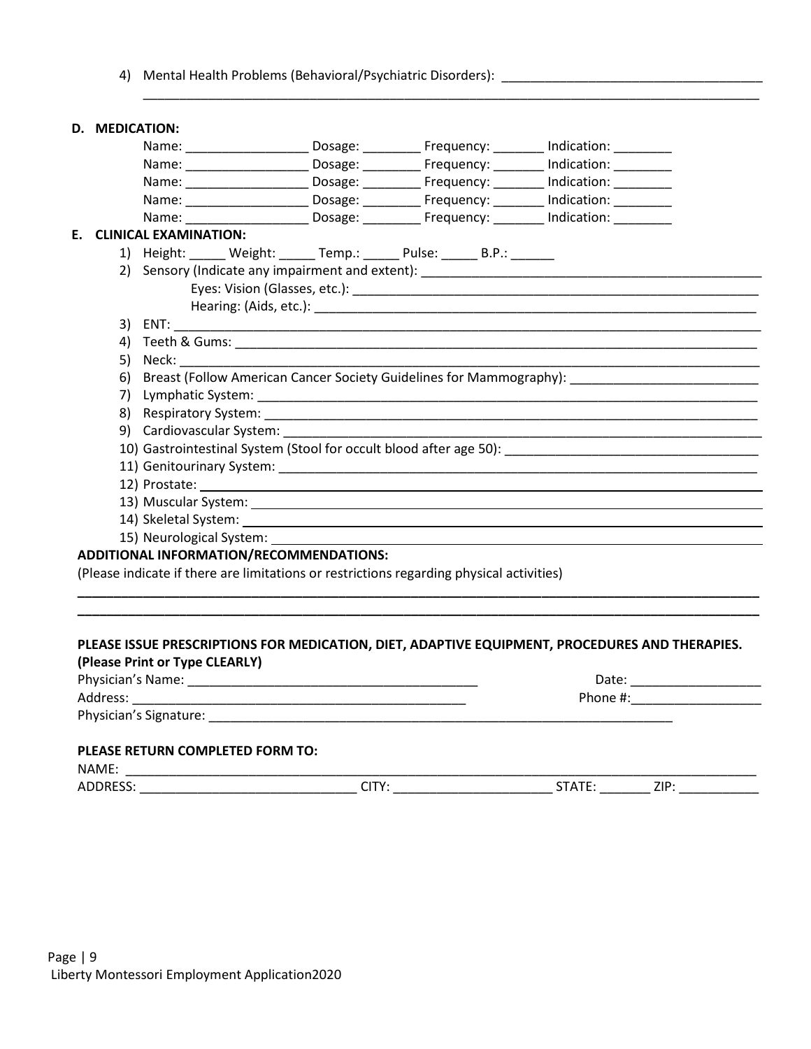4) Mental Health Problems (Behavioral/Psychiatric Disorders): ___________________________________
_____________________________________________________________________________________

**D. MEDICATION:**

Name: ________________ Dosage: ________ Frequency: _______ Indication: ________
Name: ________________ Dosage: ________ Frequency: _______ Indication: ________
Name: ________________ Dosage: ________ Frequency: _______ Indication: ________
Name: ________________ Dosage: ________ Frequency: _______ Indication: ________
Name: ________________ Dosage: ________ Frequency: _______ Indication: ________

**E. CLINICAL EXAMINATION:**

1) Height: _____ Weight: _____ Temp.: _____ Pulse: _____ B.P.: ______
2) Sensory (Indicate any impairment and extent): ______________________________________________
   Eyes: Vision (Glasses, etc.): ______________________________________________
   Hearing: (Aids, etc.): ______________________________________________
3) ENT: ______________________________________________________________________
4) Teeth & Gums: ______________________________________________________________
5) Neck: _____________________________________________________________________
6) Breast (Follow American Cancer Society Guidelines for Mammography): _________________________
7) Lymphatic System: ___________________________________________________________
8) Respiratory System: __________________________________________________________
9) Cardiovascular System: ________________________________________________________
10) Gastrointestinal System (Stool for occult blood after age 50): ___________________________
11) Genitourinary System: _______________________________________________________
12) Prostate: ___________________________________________________________________
13) Muscular System: _____________________________________________________________
14) Skeletal System: ______________________________________________________________
15) Neurological System: __________________________________________________________

**ADDITIONAL INFORMATION/RECOMMENDATIONS:**

(Please indicate if there are limitations or restrictions regarding physical activities)

_____________________________________________________________________________________
_____________________________________________________________________________________

**PLEASE ISSUE PRESCRIPTIONS FOR MEDICATION, DIET, ADAPTIVE EQUIPMENT, PROCEDURES AND THERAPIES.**
**(Please Print or Type CLEARLY)**

Physician's Name: ______________________________________ Date: __________________
Address: _____________________________________________ Phone #:__________________
Physician's Signature: ___________________________________________________________

**PLEASE RETURN COMPLETED FORM TO:**

NAME: ______________________________________________________________________________
ADDRESS: ____________________________ CITY: _____________________ STATE: _______ ZIP: ___________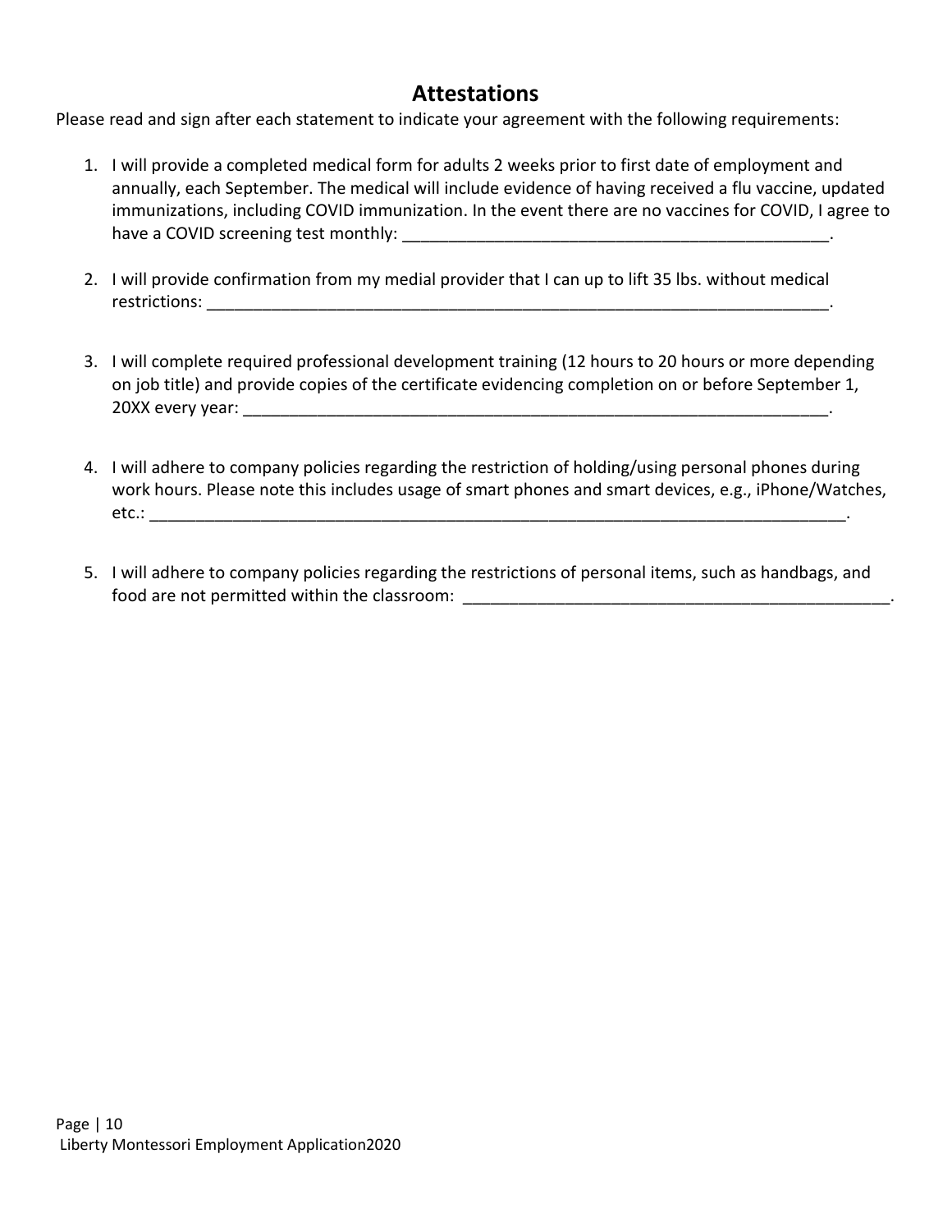## Attestations

Please read and sign after each statement to indicate your agreement with the following requirements:

1. I will provide a completed medical form for adults 2 weeks prior to first date of employment and annually, each September. The medical will include evidence of having received a flu vaccine, updated immunizations, including COVID immunization. In the event there are no vaccines for COVID, I agree to have a COVID screening test monthly: _______________________________________________.

2. I will provide confirmation from my medial provider that I can up to lift 35 lbs. without medical restrictions: _____________________________________________________________________.

3. I will complete required professional development training (12 hours to 20 hours or more depending on job title) and provide copies of the certificate evidencing completion on or before September 1, 20XX every year: _________________________________________________________________.

4. I will adhere to company policies regarding the restriction of holding/using personal phones during work hours. Please note this includes usage of smart phones and smart devices, e.g., iPhone/Watches, etc.: ____________________________________________________________________________.

5. I will adhere to company policies regarding the restrictions of personal items, such as handbags, and food are not permitted within the classroom: _______________________________________________.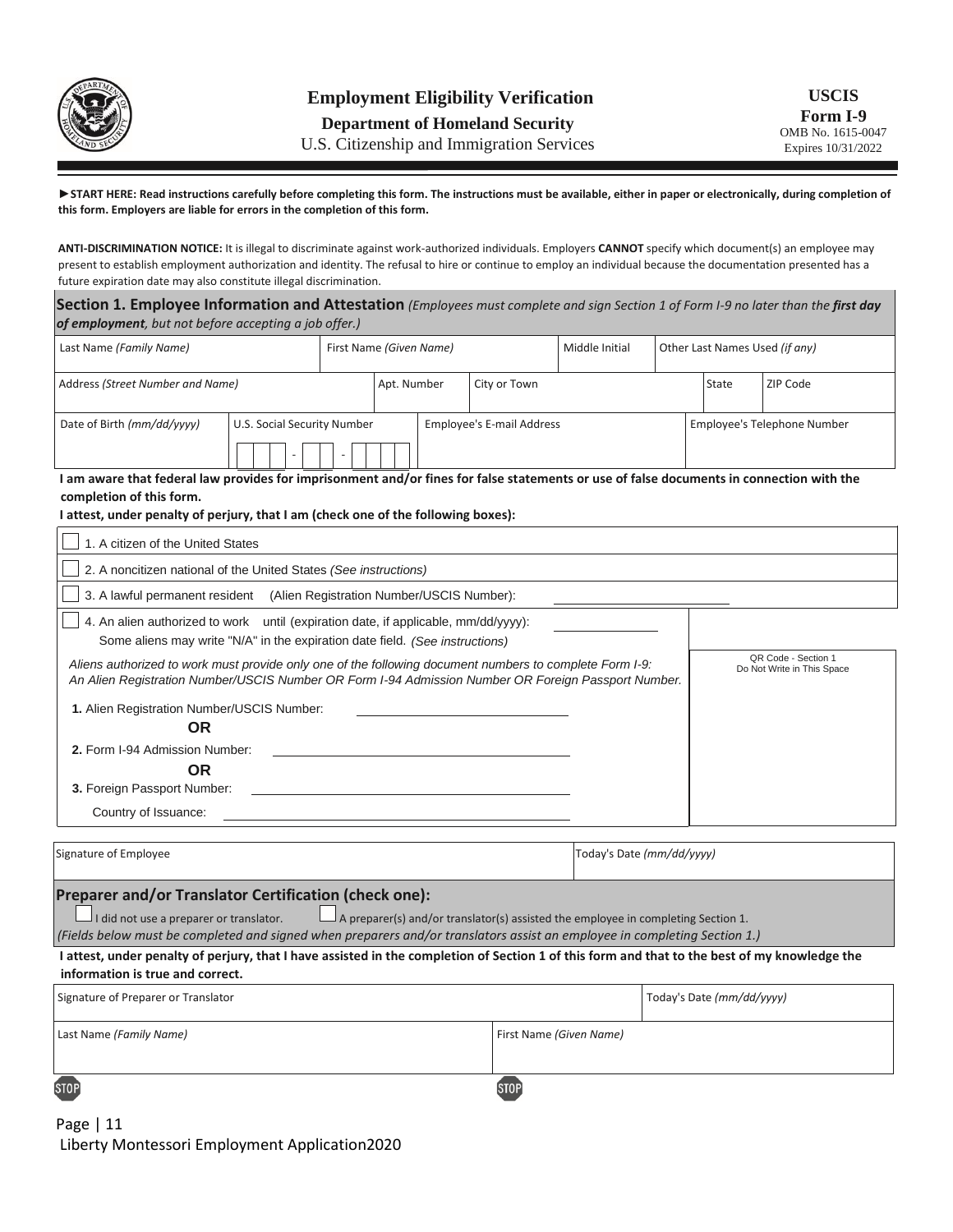# Employment Eligibility Verification

**Department of Homeland Security**

U.S. Citizenship and Immigration Services

**USCIS Form I-9**
OMB No. 1615-0047
Expires 10/31/2022

**►START HERE: Read instructions carefully before completing this form. The instructions must be available, either in paper or electronically, during completion of this form. Employers are liable for errors in the completion of this form.**

**ANTI-DISCRIMINATION NOTICE:** It is illegal to discriminate against work-authorized individuals. Employers **CANNOT** specify which document(s) an employee may present to establish employment authorization and identity. The refusal to hire or continue to employ an individual because the documentation presented has a future expiration date may also constitute illegal discrimination.

## Section 1. Employee Information and Attestation

*(Employees must complete and sign Section 1 of Form I-9 no later than the **first day of employment**, but not before accepting a job offer.)*

| Last Name *(Family Name)* | First Name *(Given Name)* | Middle Initial | Other Last Names Used *(if any)* |
|---|---|---|---|
| | | | |

| Address *(Street Number and Name)* | Apt. Number | City or Town | State | ZIP Code |
|---|---|---|---|---|
| | | | | |

| Date of Birth *(mm/dd/yyyy)* | U.S. Social Security Number | Employee's E-mail Address | Employee's Telephone Number |
|---|---|---|---|
| | - - | | |

**I am aware that federal law provides for imprisonment and/or fines for false statements or use of false documents in connection with the completion of this form.**

**I attest, under penalty of perjury, that I am (check one of the following boxes):**

- ☐ 1. A citizen of the United States
- ☐ 2. A noncitizen national of the United States *(See instructions)*
- ☐ 3. A lawful permanent resident (Alien Registration Number/USCIS Number): ______________
- ☐ 4. An alien authorized to work until (expiration date, if applicable, mm/dd/yyyy): ______________
  Some aliens may write "N/A" in the expiration date field. *(See instructions)*

*Aliens authorized to work must provide only one of the following document numbers to complete Form I-9: An Alien Registration Number/USCIS Number OR Form I-94 Admission Number OR Foreign Passport Number.*

**1.** Alien Registration Number/USCIS Number: ______________

**OR**

**2.** Form I-94 Admission Number: ______________

**OR**

**3.** Foreign Passport Number: ______________

Country of Issuance: ______________

QR Code - Section 1
Do Not Write in This Space

| Signature of Employee | Today's Date *(mm/dd/yyyy)* |
|---|---|
| | |

### Preparer and/or Translator Certification (check one):

☐ I did not use a preparer or translator. ☐ A preparer(s) and/or translator(s) assisted the employee in completing Section 1.

*(Fields below must be completed and signed when preparers and/or translators assist an employee in completing Section 1.)*

**I attest, under penalty of perjury, that I have assisted in the completion of Section 1 of this form and that to the best of my knowledge the information is true and correct.**

| Signature of Preparer or Translator | Today's Date *(mm/dd/yyyy)* |
|---|---|
| | |

| Last Name *(Family Name)* | First Name *(Given Name)* |
|---|---|
| | |

STOP STOP

Liberty Montessori Employment Application2020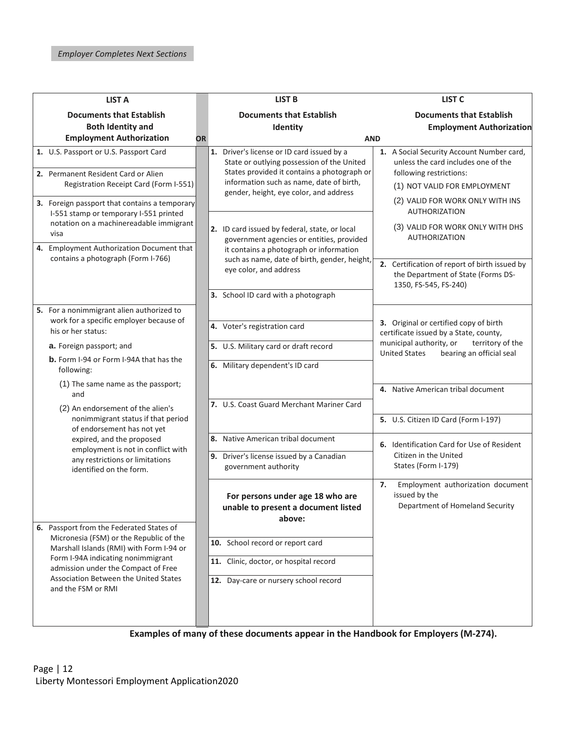*Employer Completes Next Sections*

| LIST A<br>Documents that Establish Both Identity and Employment Authorization | OR | LIST B<br>Documents that Establish Identity | AND | LIST C<br>Documents that Establish Employment Authorization |
|---|---|---|---|---|
| 1. U.S. Passport or U.S. Passport Card | | 1. Driver's license or ID card issued by a State or outlying possession of the United States provided it contains a photograph or information such as name, date of birth, gender, height, eye color, and address | | 1. A Social Security Account Number card, unless the card includes one of the following restrictions:<br>(1) NOT VALID FOR EMPLOYMENT<br>(2) VALID FOR WORK ONLY WITH INS AUTHORIZATION<br>(3) VALID FOR WORK ONLY WITH DHS AUTHORIZATION |
| 2. Permanent Resident Card or Alien Registration Receipt Card (Form I-551) | | 2. ID card issued by federal, state, or local government agencies or entities, provided it contains a photograph or information such as name, date of birth, gender, height, eye color, and address | | 2. Certification of report of birth issued by the Department of State (Forms DS-1350, FS-545, FS-240) |
| 3. Foreign passport that contains a temporary I-551 stamp or temporary I-551 printed notation on a machinereadable immigrant visa | | 3. School ID card with a photograph | | 3. Original or certified copy of birth certificate issued by a State, county, municipal authority, or territory of the United States bearing an official seal |
| 4. Employment Authorization Document that contains a photograph (Form I-766) | | 4. Voter's registration card | | 4. Native American tribal document |
| 5. For a nonimmigrant alien authorized to work for a specific employer because of his or her status:<br>a. Foreign passport; and<br>b. Form I-94 or Form I-94A that has the following:<br>(1) The same name as the passport; and<br>(2) An endorsement of the alien's nonimmigrant status if that period of endorsement has not yet expired, and the proposed employment is not in conflict with any restrictions or limitations identified on the form. | | 5. U.S. Military card or draft record | | 5. U.S. Citizen ID Card (Form I-197) |
| | | 6. Military dependent's ID card | | 6. Identification Card for Use of Resident Citizen in the United States (Form I-179) |
| | | 7. U.S. Coast Guard Merchant Mariner Card | | 7. Employment authorization document issued by the Department of Homeland Security |
| | | 8. Native American tribal document | | |
| | | 9. Driver's license issued by a Canadian government authority | | |
| 6. Passport from the Federated States of Micronesia (FSM) or the Republic of the Marshall Islands (RMI) with Form I-94 or Form I-94A indicating nonimmigrant admission under the Compact of Free Association Between the United States and the FSM or RMI | | **For persons under age 18 who are unable to present a document listed above:**<br>10. School record or report card<br>11. Clinic, doctor, or hospital record<br>12. Day-care or nursery school record | | |

**Examples of many of these documents appear in the Handbook for Employers (M-274).**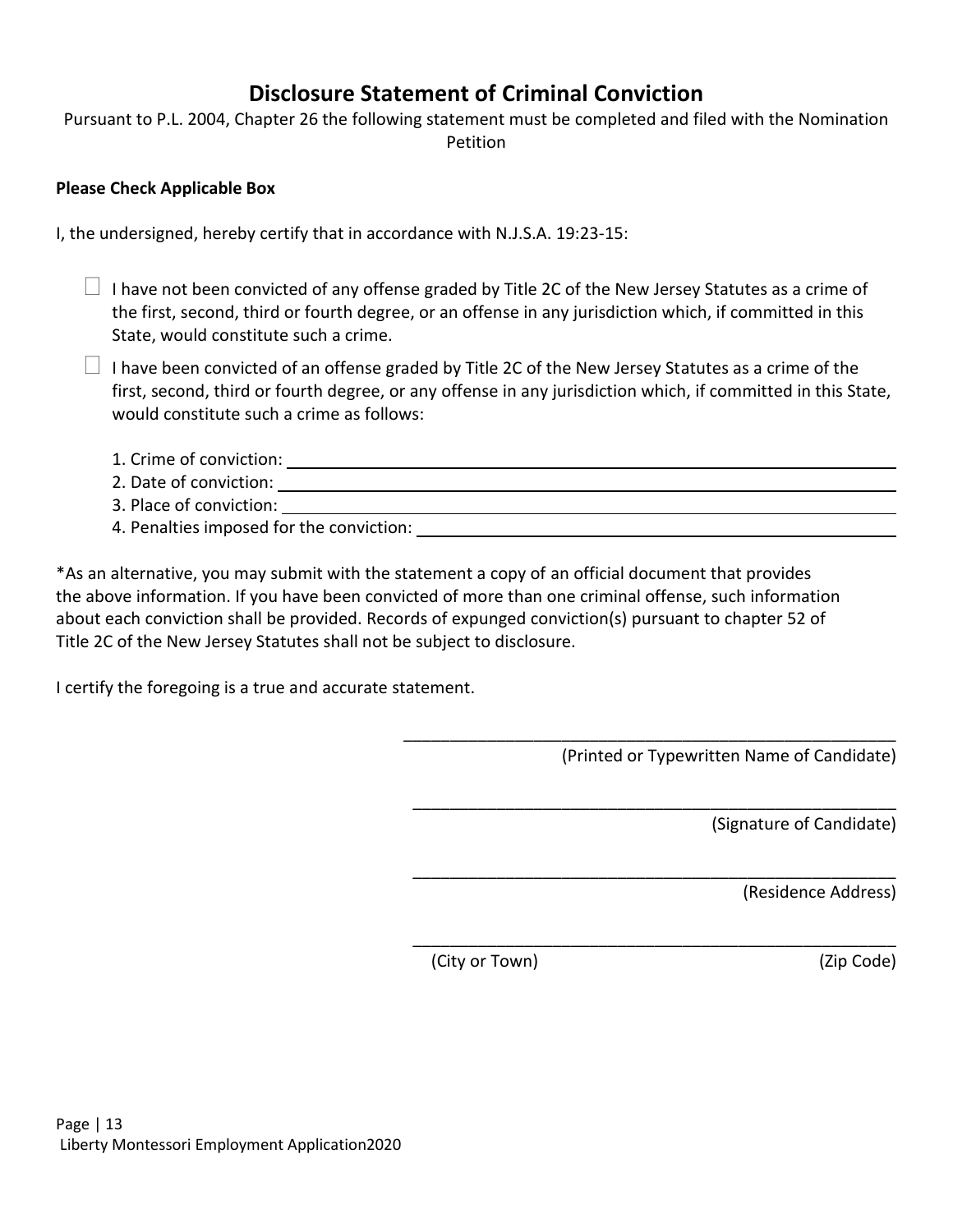# Disclosure Statement of Criminal Conviction

Pursuant to P.L. 2004, Chapter 26 the following statement must be completed and filed with the Nomination Petition

**Please Check Applicable Box**

I, the undersigned, hereby certify that in accordance with N.J.S.A. 19:23-15:

☐ I have not been convicted of any offense graded by Title 2C of the New Jersey Statutes as a crime of the first, second, third or fourth degree, or an offense in any jurisdiction which, if committed in this State, would constitute such a crime.

☐ I have been convicted of an offense graded by Title 2C of the New Jersey Statutes as a crime of the first, second, third or fourth degree, or any offense in any jurisdiction which, if committed in this State, would constitute such a crime as follows:

1. Crime of conviction: ______________________________
2. Date of conviction: ______________________________
3. Place of conviction: ______________________________
4. Penalties imposed for the conviction: ______________________________

*As an alternative, you may submit with the statement a copy of an official document that provides the above information. If you have been convicted of more than one criminal offense, such information about each conviction shall be provided. Records of expunged conviction(s) pursuant to chapter 52 of Title 2C of the New Jersey Statutes shall not be subject to disclosure.

I certify the foregoing is a true and accurate statement.

______________________________
(Printed or Typewritten Name of Candidate)

______________________________
(Signature of Candidate)

______________________________
(Residence Address)

______________________________
(City or Town) (Zip Code)

Liberty Montessori Employment Application2020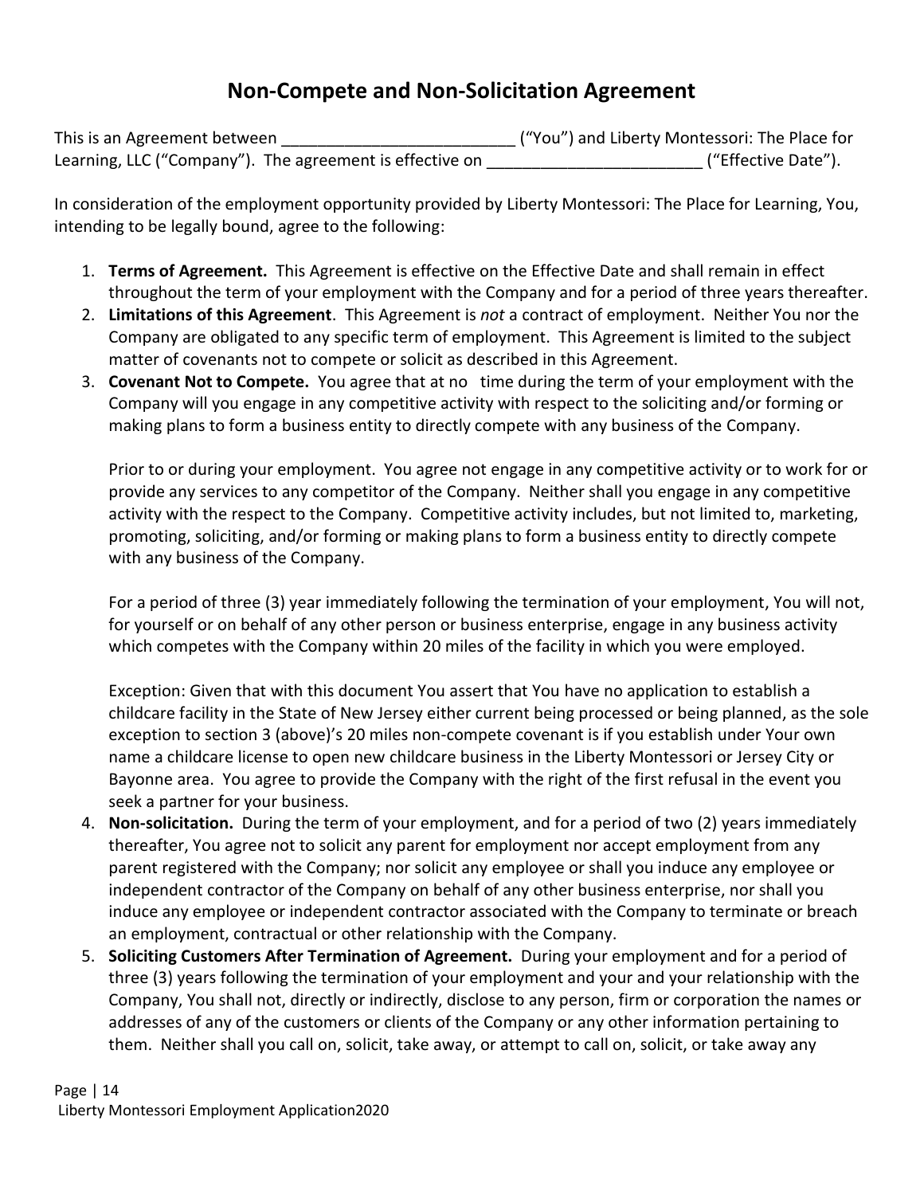## Non-Compete and Non-Solicitation Agreement

This is an Agreement between __________________________ ("You") and Liberty Montessori: The Place for Learning, LLC ("Company"). The agreement is effective on ________________________ ("Effective Date").

In consideration of the employment opportunity provided by Liberty Montessori: The Place for Learning, You, intending to be legally bound, agree to the following:

1. **Terms of Agreement.** This Agreement is effective on the Effective Date and shall remain in effect throughout the term of your employment with the Company and for a period of three years thereafter.
2. **Limitations of this Agreement**. This Agreement is *not* a contract of employment. Neither You nor the Company are obligated to any specific term of employment. This Agreement is limited to the subject matter of covenants not to compete or solicit as described in this Agreement.
3. **Covenant Not to Compete.** You agree that at no time during the term of your employment with the Company will you engage in any competitive activity with respect to the soliciting and/or forming or making plans to form a business entity to directly compete with any business of the Company.

   Prior to or during your employment. You agree not engage in any competitive activity or to work for or provide any services to any competitor of the Company. Neither shall you engage in any competitive activity with the respect to the Company. Competitive activity includes, but not limited to, marketing, promoting, soliciting, and/or forming or making plans to form a business entity to directly compete with any business of the Company.

   For a period of three (3) year immediately following the termination of your employment, You will not, for yourself or on behalf of any other person or business enterprise, engage in any business activity which competes with the Company within 20 miles of the facility in which you were employed.

   Exception: Given that with this document You assert that You have no application to establish a childcare facility in the State of New Jersey either current being processed or being planned, as the sole exception to section 3 (above)'s 20 miles non-compete covenant is if you establish under Your own name a childcare license to open new childcare business in the Liberty Montessori or Jersey City or Bayonne area. You agree to provide the Company with the right of the first refusal in the event you seek a partner for your business.
4. **Non-solicitation.** During the term of your employment, and for a period of two (2) years immediately thereafter, You agree not to solicit any parent for employment nor accept employment from any parent registered with the Company; nor solicit any employee or shall you induce any employee or independent contractor of the Company on behalf of any other business enterprise, nor shall you induce any employee or independent contractor associated with the Company to terminate or breach an employment, contractual or other relationship with the Company.
5. **Soliciting Customers After Termination of Agreement.** During your employment and for a period of three (3) years following the termination of your employment and your and your relationship with the Company, You shall not, directly or indirectly, disclose to any person, firm or corporation the names or addresses of any of the customers or clients of the Company or any other information pertaining to them. Neither shall you call on, solicit, take away, or attempt to call on, solicit, or take away any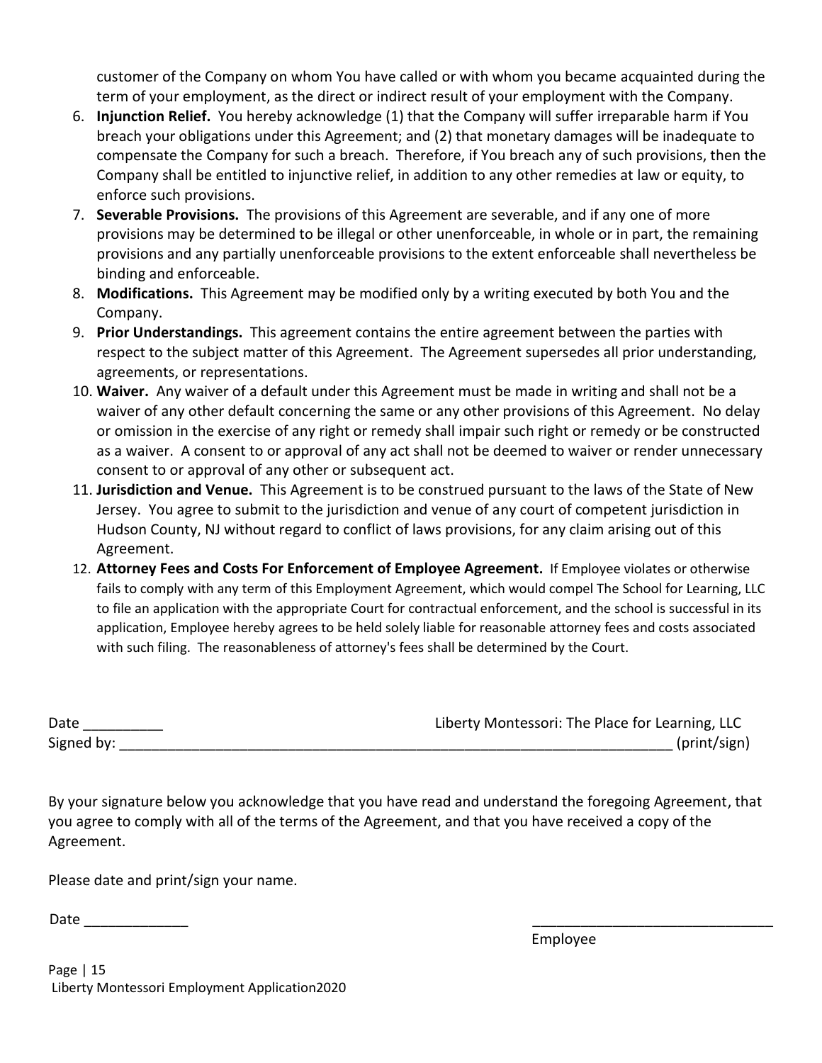customer of the Company on whom You have called or with whom you became acquainted during the term of your employment, as the direct or indirect result of your employment with the Company.

6. **Injunction Relief.** You hereby acknowledge (1) that the Company will suffer irreparable harm if You breach your obligations under this Agreement; and (2) that monetary damages will be inadequate to compensate the Company for such a breach. Therefore, if You breach any of such provisions, then the Company shall be entitled to injunctive relief, in addition to any other remedies at law or equity, to enforce such provisions.
7. **Severable Provisions.** The provisions of this Agreement are severable, and if any one of more provisions may be determined to be illegal or other unenforceable, in whole or in part, the remaining provisions and any partially unenforceable provisions to the extent enforceable shall nevertheless be binding and enforceable.
8. **Modifications.** This Agreement may be modified only by a writing executed by both You and the Company.
9. **Prior Understandings.** This agreement contains the entire agreement between the parties with respect to the subject matter of this Agreement. The Agreement supersedes all prior understanding, agreements, or representations.
10. **Waiver.** Any waiver of a default under this Agreement must be made in writing and shall not be a waiver of any other default concerning the same or any other provisions of this Agreement. No delay or omission in the exercise of any right or remedy shall impair such right or remedy or be constructed as a waiver. A consent to or approval of any act shall not be deemed to waiver or render unnecessary consent to or approval of any other or subsequent act.
11. **Jurisdiction and Venue.** This Agreement is to be construed pursuant to the laws of the State of New Jersey. You agree to submit to the jurisdiction and venue of any court of competent jurisdiction in Hudson County, NJ without regard to conflict of laws provisions, for any claim arising out of this Agreement.
12. **Attorney Fees and Costs For Enforcement of Employee Agreement.** If Employee violates or otherwise fails to comply with any term of this Employment Agreement, which would compel The School for Learning, LLC to file an application with the appropriate Court for contractual enforcement, and the school is successful in its application, Employee hereby agrees to be held solely liable for reasonable attorney fees and costs associated with such filing. The reasonableness of attorney's fees shall be determined by the Court.

Date __________ Liberty Montessori: The Place for Learning, LLC

Signed by: ________________________________________________________________________ (print/sign)

By your signature below you acknowledge that you have read and understand the foregoing Agreement, that you agree to comply with all of the terms of the Agreement, and that you have received a copy of the Agreement.

Please date and print/sign your name.

Date _____________ ______________________________

Employee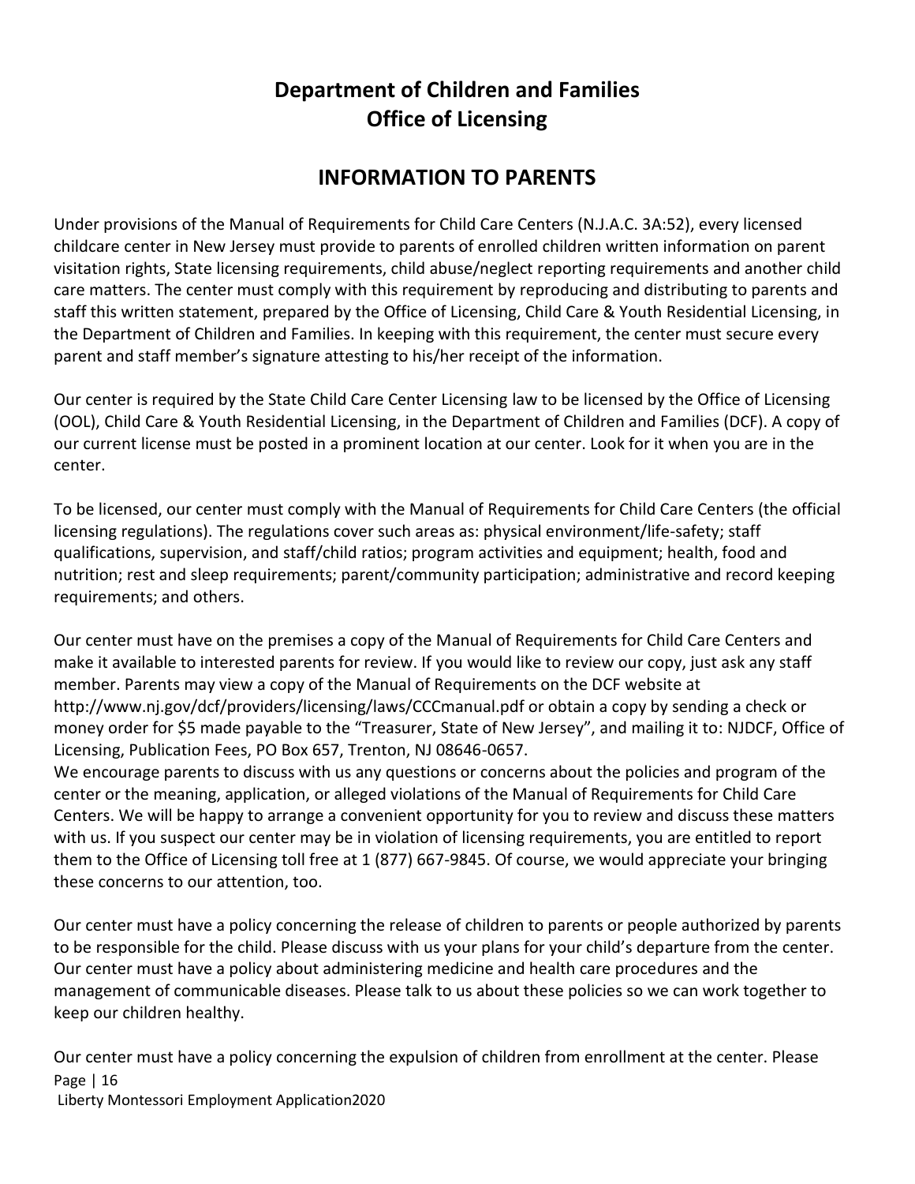## Department of Children and Families
## Office of Licensing

## INFORMATION TO PARENTS

Under provisions of the Manual of Requirements for Child Care Centers (N.J.A.C. 3A:52), every licensed childcare center in New Jersey must provide to parents of enrolled children written information on parent visitation rights, State licensing requirements, child abuse/neglect reporting requirements and another child care matters. The center must comply with this requirement by reproducing and distributing to parents and staff this written statement, prepared by the Office of Licensing, Child Care & Youth Residential Licensing, in the Department of Children and Families. In keeping with this requirement, the center must secure every parent and staff member's signature attesting to his/her receipt of the information.

Our center is required by the State Child Care Center Licensing law to be licensed by the Office of Licensing (OOL), Child Care & Youth Residential Licensing, in the Department of Children and Families (DCF). A copy of our current license must be posted in a prominent location at our center. Look for it when you are in the center.

To be licensed, our center must comply with the Manual of Requirements for Child Care Centers (the official licensing regulations). The regulations cover such areas as: physical environment/life-safety; staff qualifications, supervision, and staff/child ratios; program activities and equipment; health, food and nutrition; rest and sleep requirements; parent/community participation; administrative and record keeping requirements; and others.

Our center must have on the premises a copy of the Manual of Requirements for Child Care Centers and make it available to interested parents for review. If you would like to review our copy, just ask any staff member. Parents may view a copy of the Manual of Requirements on the DCF website at http://www.nj.gov/dcf/providers/licensing/laws/CCCmanual.pdf or obtain a copy by sending a check or money order for $5 made payable to the "Treasurer, State of New Jersey", and mailing it to: NJDCF, Office of Licensing, Publication Fees, PO Box 657, Trenton, NJ 08646-0657.
We encourage parents to discuss with us any questions or concerns about the policies and program of the center or the meaning, application, or alleged violations of the Manual of Requirements for Child Care Centers. We will be happy to arrange a convenient opportunity for you to review and discuss these matters with us. If you suspect our center may be in violation of licensing requirements, you are entitled to report them to the Office of Licensing toll free at 1 (877) 667-9845. Of course, we would appreciate your bringing these concerns to our attention, too.

Our center must have a policy concerning the release of children to parents or people authorized by parents to be responsible for the child. Please discuss with us your plans for your child's departure from the center. Our center must have a policy about administering medicine and health care procedures and the management of communicable diseases. Please talk to us about these policies so we can work together to keep our children healthy.

Our center must have a policy concerning the expulsion of children from enrollment at the center. Please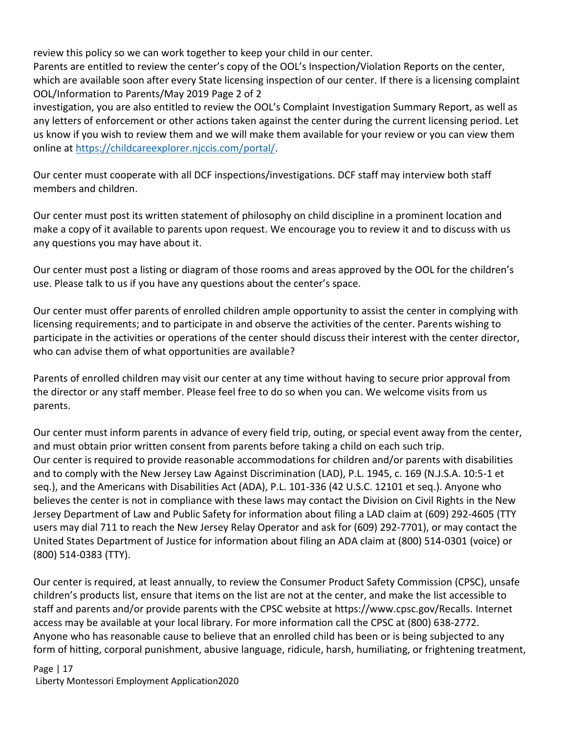review this policy so we can work together to keep your child in our center.
Parents are entitled to review the center's copy of the OOL's Inspection/Violation Reports on the center, which are available soon after every State licensing inspection of our center. If there is a licensing complaint OOL/Information to Parents/May 2019 Page 2 of 2
investigation, you are also entitled to review the OOL's Complaint Investigation Summary Report, as well as any letters of enforcement or other actions taken against the center during the current licensing period. Let us know if you wish to review them and we will make them available for your review or you can view them online at https://childcareexplorer.njccis.com/portal/.

Our center must cooperate with all DCF inspections/investigations. DCF staff may interview both staff members and children.

Our center must post its written statement of philosophy on child discipline in a prominent location and make a copy of it available to parents upon request. We encourage you to review it and to discuss with us any questions you may have about it.

Our center must post a listing or diagram of those rooms and areas approved by the OOL for the children's use. Please talk to us if you have any questions about the center's space.

Our center must offer parents of enrolled children ample opportunity to assist the center in complying with licensing requirements; and to participate in and observe the activities of the center. Parents wishing to participate in the activities or operations of the center should discuss their interest with the center director, who can advise them of what opportunities are available?

Parents of enrolled children may visit our center at any time without having to secure prior approval from the director or any staff member. Please feel free to do so when you can. We welcome visits from us parents.

Our center must inform parents in advance of every field trip, outing, or special event away from the center, and must obtain prior written consent from parents before taking a child on each such trip.
Our center is required to provide reasonable accommodations for children and/or parents with disabilities and to comply with the New Jersey Law Against Discrimination (LAD), P.L. 1945, c. 169 (N.J.S.A. 10:5-1 et seq.), and the Americans with Disabilities Act (ADA), P.L. 101-336 (42 U.S.C. 12101 et seq.). Anyone who believes the center is not in compliance with these laws may contact the Division on Civil Rights in the New Jersey Department of Law and Public Safety for information about filing a LAD claim at (609) 292-4605 (TTY users may dial 711 to reach the New Jersey Relay Operator and ask for (609) 292-7701), or may contact the United States Department of Justice for information about filing an ADA claim at (800) 514-0301 (voice) or (800) 514-0383 (TTY).

Our center is required, at least annually, to review the Consumer Product Safety Commission (CPSC), unsafe children's products list, ensure that items on the list are not at the center, and make the list accessible to staff and parents and/or provide parents with the CPSC website at https://www.cpsc.gov/Recalls. Internet access may be available at your local library. For more information call the CPSC at (800) 638-2772.
Anyone who has reasonable cause to believe that an enrolled child has been or is being subjected to any form of hitting, corporal punishment, abusive language, ridicule, harsh, humiliating, or frightening treatment,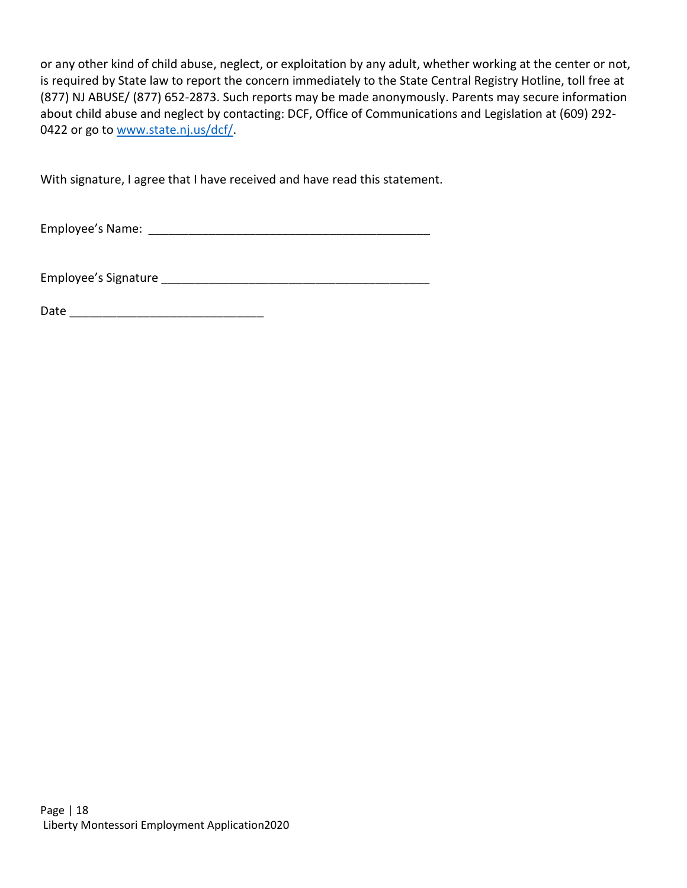or any other kind of child abuse, neglect, or exploitation by any adult, whether working at the center or not, is required by State law to report the concern immediately to the State Central Registry Hotline, toll free at (877) NJ ABUSE/ (877) 652-2873. Such reports may be made anonymously. Parents may secure information about child abuse and neglect by contacting: DCF, Office of Communications and Legislation at (609) 292-0422 or go to [www.state.nj.us/dcf/](http://www.state.nj.us/dcf/).

With signature, I agree that I have received and have read this statement.

Employee's Name: ___________________________________________

Employee's Signature _________________________________________

Date _____________________________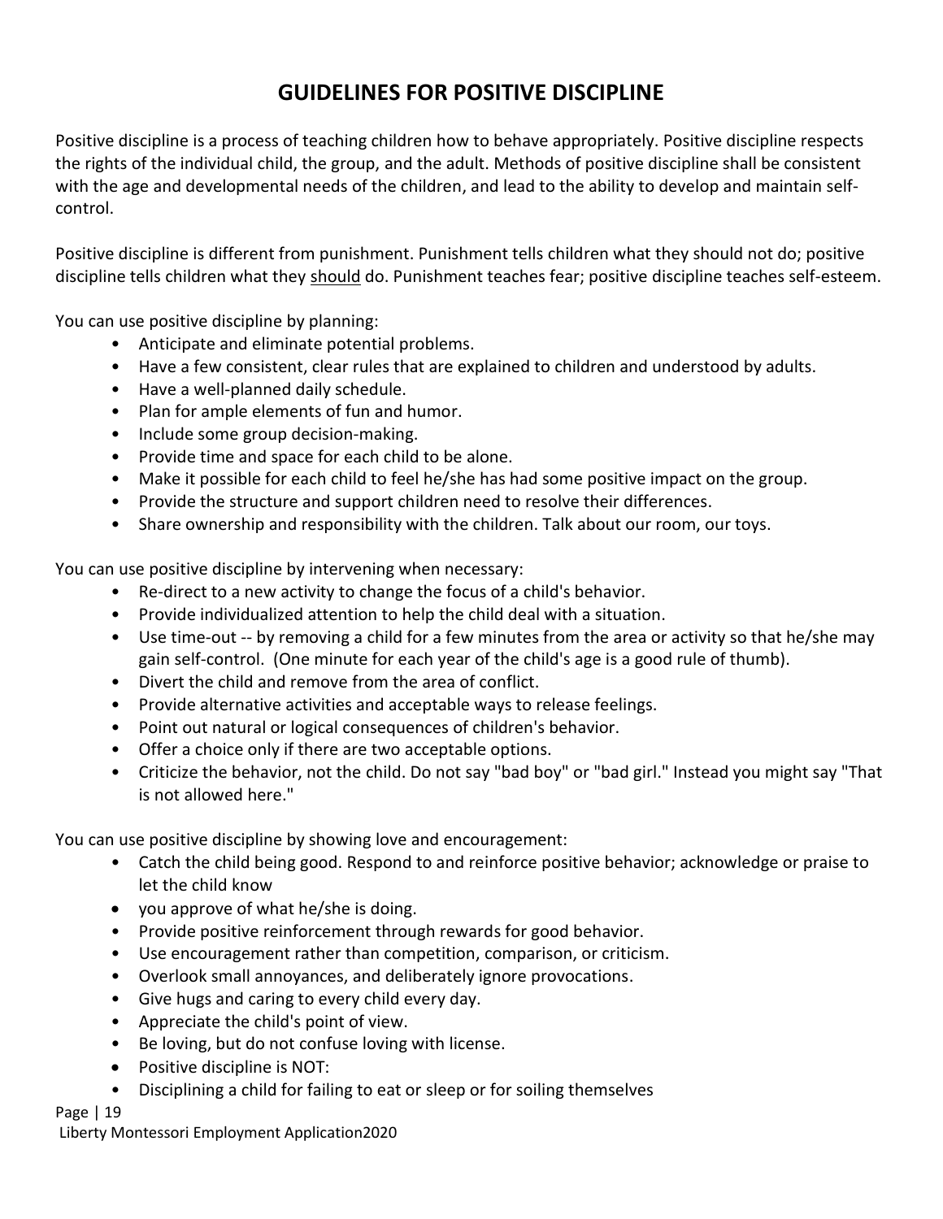# GUIDELINES FOR POSITIVE DISCIPLINE

Positive discipline is a process of teaching children how to behave appropriately. Positive discipline respects the rights of the individual child, the group, and the adult. Methods of positive discipline shall be consistent with the age and developmental needs of the children, and lead to the ability to develop and maintain self-control.

Positive discipline is different from punishment. Punishment tells children what they should not do; positive discipline tells children what they <u>should</u> do. Punishment teaches fear; positive discipline teaches self-esteem.

You can use positive discipline by planning:

- Anticipate and eliminate potential problems.
- Have a few consistent, clear rules that are explained to children and understood by adults.
- Have a well-planned daily schedule.
- Plan for ample elements of fun and humor.
- Include some group decision-making.
- Provide time and space for each child to be alone.
- Make it possible for each child to feel he/she has had some positive impact on the group.
- Provide the structure and support children need to resolve their differences.
- Share ownership and responsibility with the children. Talk about our room, our toys.

You can use positive discipline by intervening when necessary:

- Re-direct to a new activity to change the focus of a child's behavior.
- Provide individualized attention to help the child deal with a situation.
- Use time-out -- by removing a child for a few minutes from the area or activity so that he/she may gain self-control. (One minute for each year of the child's age is a good rule of thumb).
- Divert the child and remove from the area of conflict.
- Provide alternative activities and acceptable ways to release feelings.
- Point out natural or logical consequences of children's behavior.
- Offer a choice only if there are two acceptable options.
- Criticize the behavior, not the child. Do not say "bad boy" or "bad girl." Instead you might say "That is not allowed here."

You can use positive discipline by showing love and encouragement:

- Catch the child being good. Respond to and reinforce positive behavior; acknowledge or praise to let the child know
- you approve of what he/she is doing.
- Provide positive reinforcement through rewards for good behavior.
- Use encouragement rather than competition, comparison, or criticism.
- Overlook small annoyances, and deliberately ignore provocations.
- Give hugs and caring to every child every day.
- Appreciate the child's point of view.
- Be loving, but do not confuse loving with license.
- Positive discipline is NOT:
- Disciplining a child for failing to eat or sleep or for soiling themselves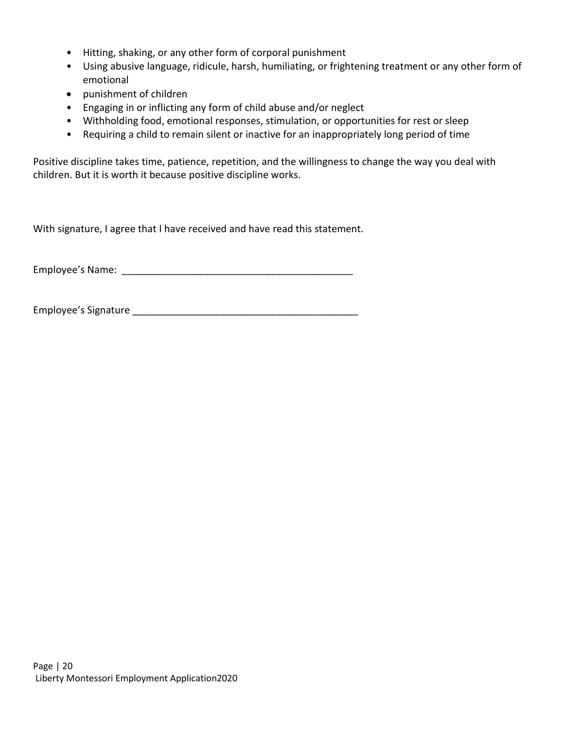- Hitting, shaking, or any other form of corporal punishment
- Using abusive language, ridicule, harsh, humiliating, or frightening treatment or any other form of emotional
- punishment of children
- Engaging in or inflicting any form of child abuse and/or neglect
- Withholding food, emotional responses, stimulation, or opportunities for rest or sleep
- Requiring a child to remain silent or inactive for an inappropriately long period of time

Positive discipline takes time, patience, repetition, and the willingness to change the way you deal with children. But it is worth it because positive discipline works.

With signature, I agree that I have received and have read this statement.

Employee's Name: ___________________________________________

Employee's Signature __________________________________________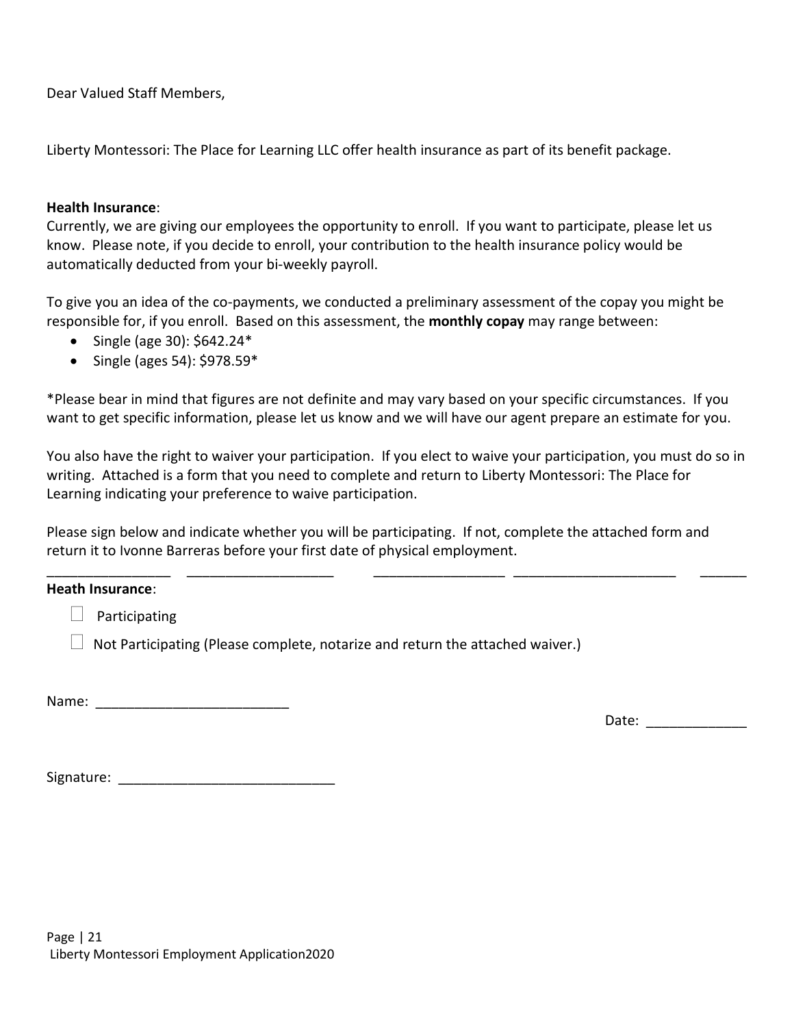Dear Valued Staff Members,

Liberty Montessori: The Place for Learning LLC offer health insurance as part of its benefit package.

**Health Insurance**:
Currently, we are giving our employees the opportunity to enroll. If you want to participate, please let us know. Please note, if you decide to enroll, your contribution to the health insurance policy would be automatically deducted from your bi-weekly payroll.

To give you an idea of the co-payments, we conducted a preliminary assessment of the copay you might be responsible for, if you enroll. Based on this assessment, the **monthly copay** may range between:

- Single (age 30): $642.24*
- Single (ages 54): $978.59*

*Please bear in mind that figures are not definite and may vary based on your specific circumstances. If you want to get specific information, please let us know and we will have our agent prepare an estimate for you.

You also have the right to waiver your participation. If you elect to waive your participation, you must do so in writing. Attached is a form that you need to complete and return to Liberty Montessori: The Place for Learning indicating your preference to waive participation.

Please sign below and indicate whether you will be participating. If not, complete the attached form and return it to Ivonne Barreras before your first date of physical employment.

________________ ___________________ _________________ _____________________ ______

**Heath Insurance**:

☐ Participating

☐ Not Participating (Please complete, notarize and return the attached waiver.)

Name: _________________________

Date: _____________

Signature: ___________________________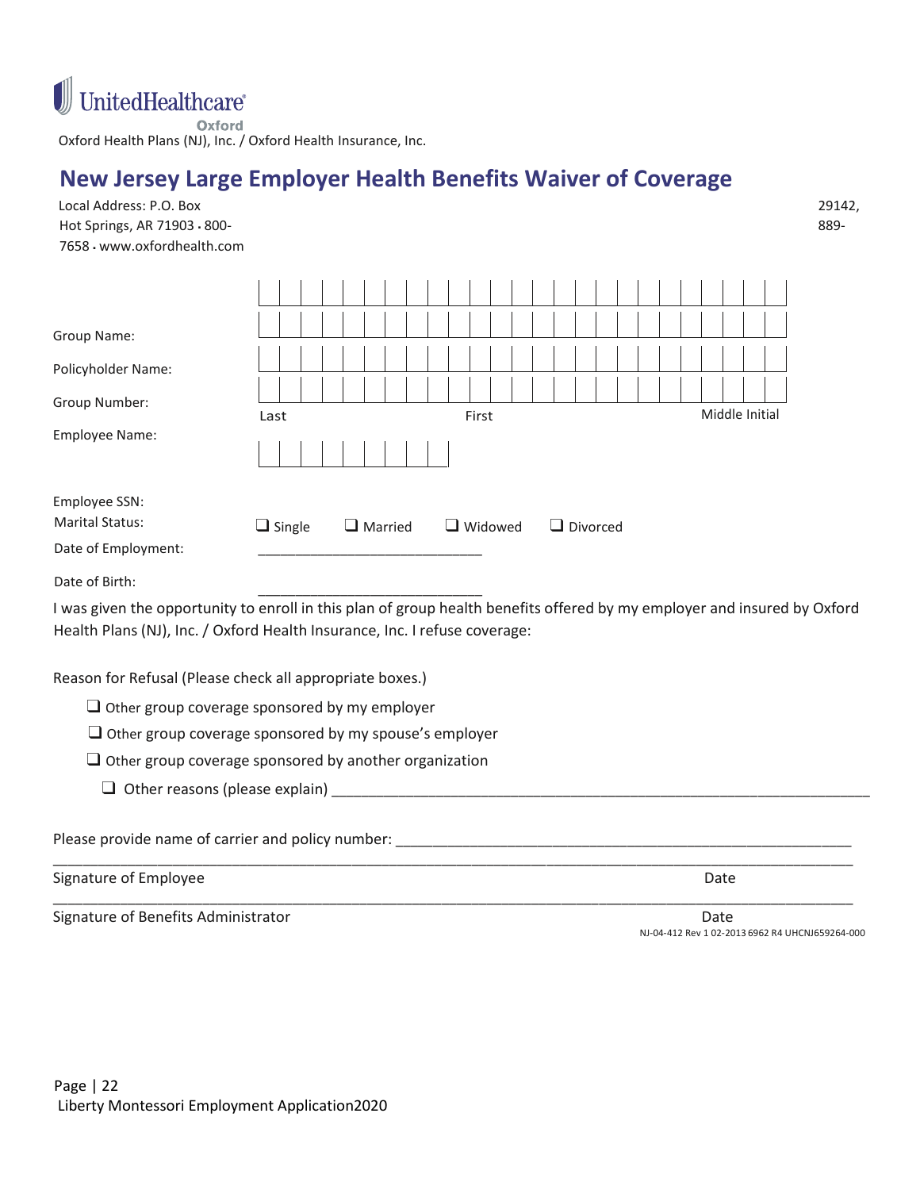UnitedHealthcare

Oxford

Oxford Health Plans (NJ), Inc. / Oxford Health Insurance, Inc.

# New Jersey Large Employer Health Benefits Waiver of Coverage

Local Address: P.O. Box 29142, Hot Springs, AR 71903 • 800-889-7658 • www.oxfordhealth.com

Group Name:

Policyholder Name:

Group Number:

Employee Name:

Last First Middle Initial

Employee SSN:

Marital Status: ☐ Single ☐ Married ☐ Widowed ☐ Divorced

Date of Employment: ___________________________

Date of Birth: ___________________________

I was given the opportunity to enroll in this plan of group health benefits offered by my employer and insured by Oxford Health Plans (NJ), Inc. / Oxford Health Insurance, Inc. I refuse coverage:

Reason for Refusal (Please check all appropriate boxes.)

- ☐ Other group coverage sponsored by my employer
- ☐ Other group coverage sponsored by my spouse's employer
- ☐ Other group coverage sponsored by another organization
- ☐ Other reasons (please explain) ___________________________________________________________________

Please provide name of carrier and policy number: _______________________________________________________

_____________________________________________________________________________________________

Signature of Employee Date

_____________________________________________________________________________________________

Signature of Benefits Administrator Date

NJ-04-412 Rev 1 02-2013 6962 R4 UHCNJ659264-000

Liberty Montessori Employment Application2020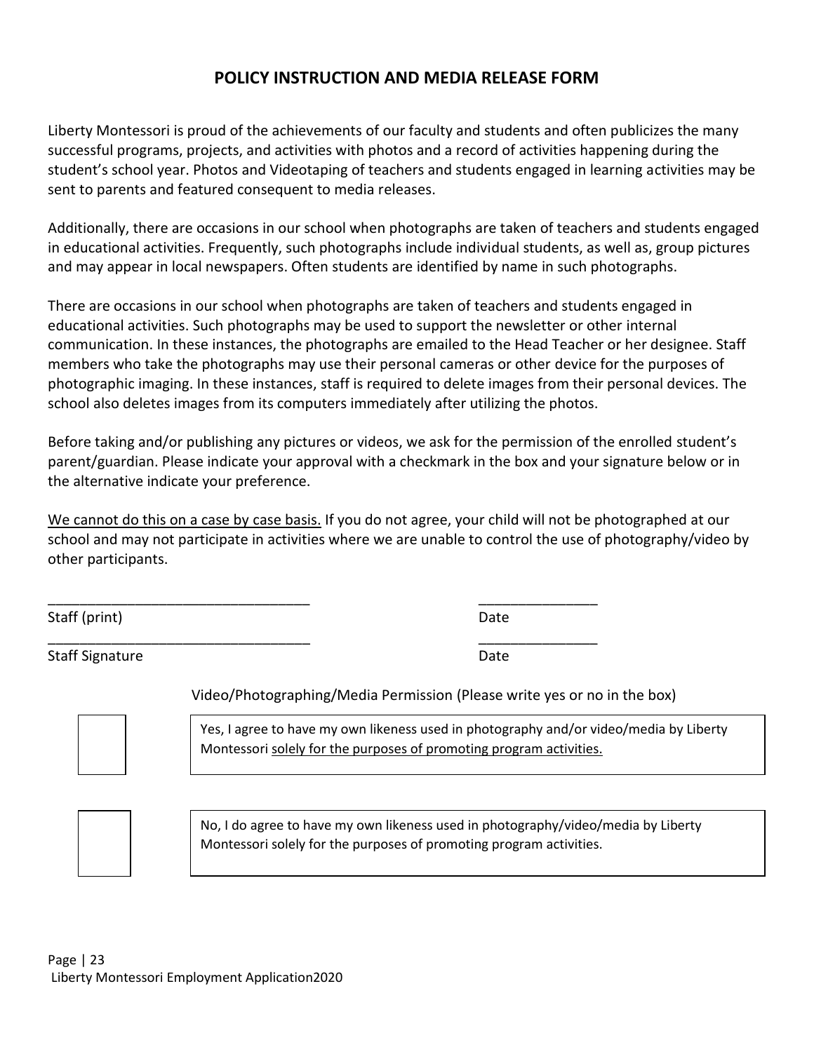## POLICY INSTRUCTION AND MEDIA RELEASE FORM

Liberty Montessori is proud of the achievements of our faculty and students and often publicizes the many successful programs, projects, and activities with photos and a record of activities happening during the student's school year. Photos and Videotaping of teachers and students engaged in learning activities may be sent to parents and featured consequent to media releases.

Additionally, there are occasions in our school when photographs are taken of teachers and students engaged in educational activities. Frequently, such photographs include individual students, as well as, group pictures and may appear in local newspapers. Often students are identified by name in such photographs.

There are occasions in our school when photographs are taken of teachers and students engaged in educational activities. Such photographs may be used to support the newsletter or other internal communication. In these instances, the photographs are emailed to the Head Teacher or her designee. Staff members who take the photographs may use their personal cameras or other device for the purposes of photographic imaging. In these instances, staff is required to delete images from their personal devices. The school also deletes images from its computers immediately after utilizing the photos.

Before taking and/or publishing any pictures or videos, we ask for the permission of the enrolled student's parent/guardian. Please indicate your approval with a checkmark in the box and your signature below or in the alternative indicate your preference.

<u>We cannot do this on a case by case basis.</u> If you do not agree, your child will not be photographed at our school and may not participate in activities where we are unable to control the use of photography/video by other participants.

_________________________________ _______________
Staff (print) Date

_________________________________ _______________
Staff Signature Date

Video/Photographing/Media Permission (Please write yes or no in the box)

☐ Yes, I agree to have my own likeness used in photography and/or video/media by Liberty Montessori <u>solely for the purposes of promoting program activities.</u>

☐ No, I do agree to have my own likeness used in photography/video/media by Liberty Montessori solely for the purposes of promoting program activities.

Liberty Montessori Employment Application2020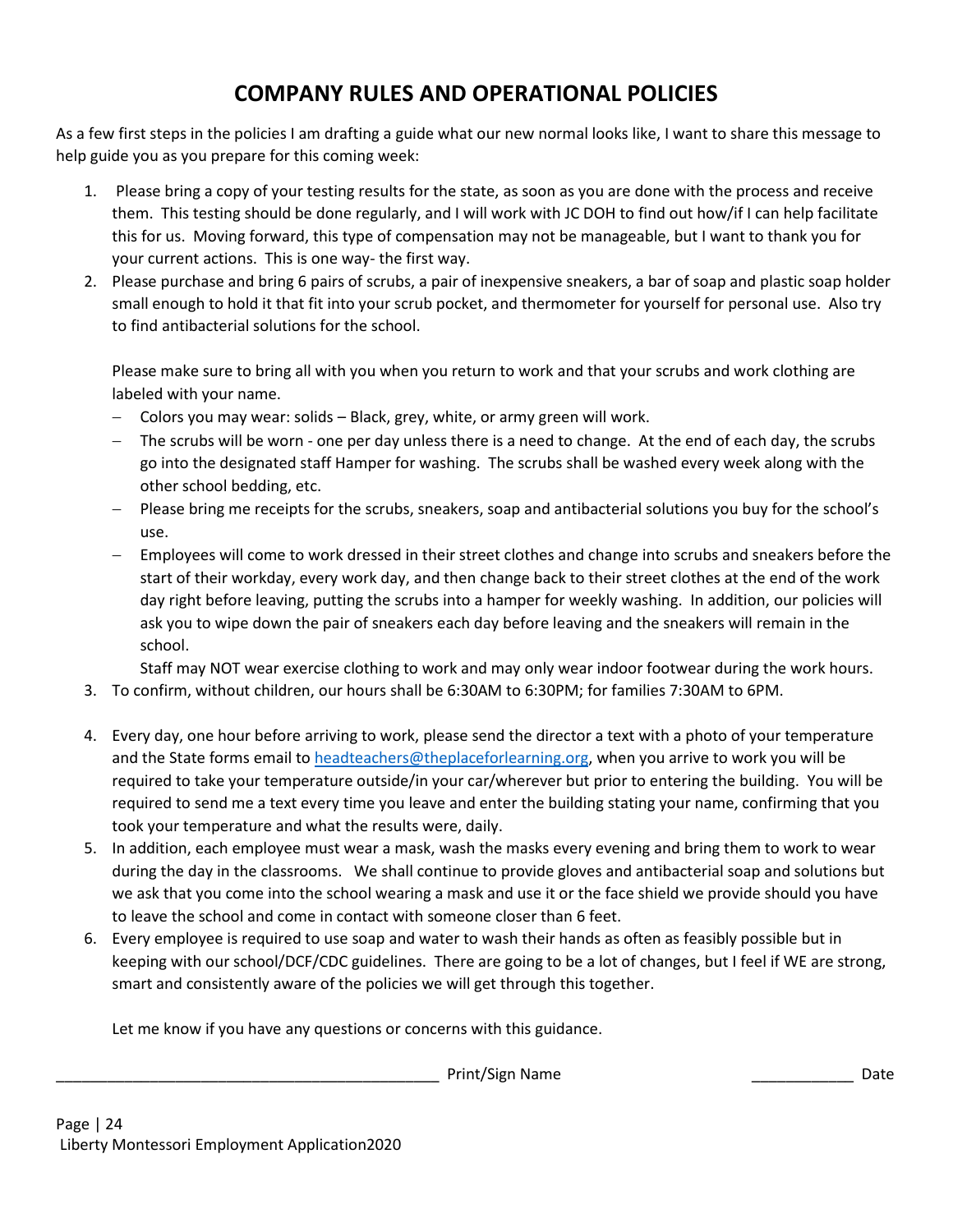# COMPANY RULES AND OPERATIONAL POLICIES

As a few first steps in the policies I am drafting a guide what our new normal looks like, I want to share this message to help guide you as you prepare for this coming week:

1. Please bring a copy of your testing results for the state, as soon as you are done with the process and receive them. This testing should be done regularly, and I will work with JC DOH to find out how/if I can help facilitate this for us. Moving forward, this type of compensation may not be manageable, but I want to thank you for your current actions. This is one way- the first way.
2. Please purchase and bring 6 pairs of scrubs, a pair of inexpensive sneakers, a bar of soap and plastic soap holder small enough to hold it that fit into your scrub pocket, and thermometer for yourself for personal use. Also try to find antibacterial solutions for the school.

   Please make sure to bring all with you when you return to work and that your scrubs and work clothing are labeled with your name.
   - Colors you may wear: solids – Black, grey, white, or army green will work.
   - The scrubs will be worn - one per day unless there is a need to change. At the end of each day, the scrubs go into the designated staff Hamper for washing. The scrubs shall be washed every week along with the other school bedding, etc.
   - Please bring me receipts for the scrubs, sneakers, soap and antibacterial solutions you buy for the school's use.
   - Employees will come to work dressed in their street clothes and change into scrubs and sneakers before the start of their workday, every work day, and then change back to their street clothes at the end of the work day right before leaving, putting the scrubs into a hamper for weekly washing. In addition, our policies will ask you to wipe down the pair of sneakers each day before leaving and the sneakers will remain in the school.

     Staff may NOT wear exercise clothing to work and may only wear indoor footwear during the work hours.
3. To confirm, without children, our hours shall be 6:30AM to 6:30PM; for families 7:30AM to 6PM.
4. Every day, one hour before arriving to work, please send the director a text with a photo of your temperature and the State forms email to headteachers@theplaceforlearning.org, when you arrive to work you will be required to take your temperature outside/in your car/wherever but prior to entering the building. You will be required to send me a text every time you leave and enter the building stating your name, confirming that you took your temperature and what the results were, daily.
5. In addition, each employee must wear a mask, wash the masks every evening and bring them to work to wear during the day in the classrooms. We shall continue to provide gloves and antibacterial soap and solutions but we ask that you come into the school wearing a mask and use it or the face shield we provide should you have to leave the school and come in contact with someone closer than 6 feet.
6. Every employee is required to use soap and water to wash their hands as often as feasibly possible but in keeping with our school/DCF/CDC guidelines. There are going to be a lot of changes, but I feel if WE are strong, smart and consistently aware of the policies we will get through this together.

   Let me know if you have any questions or concerns with this guidance.

_______________________________________________ Print/Sign Name ____________ Date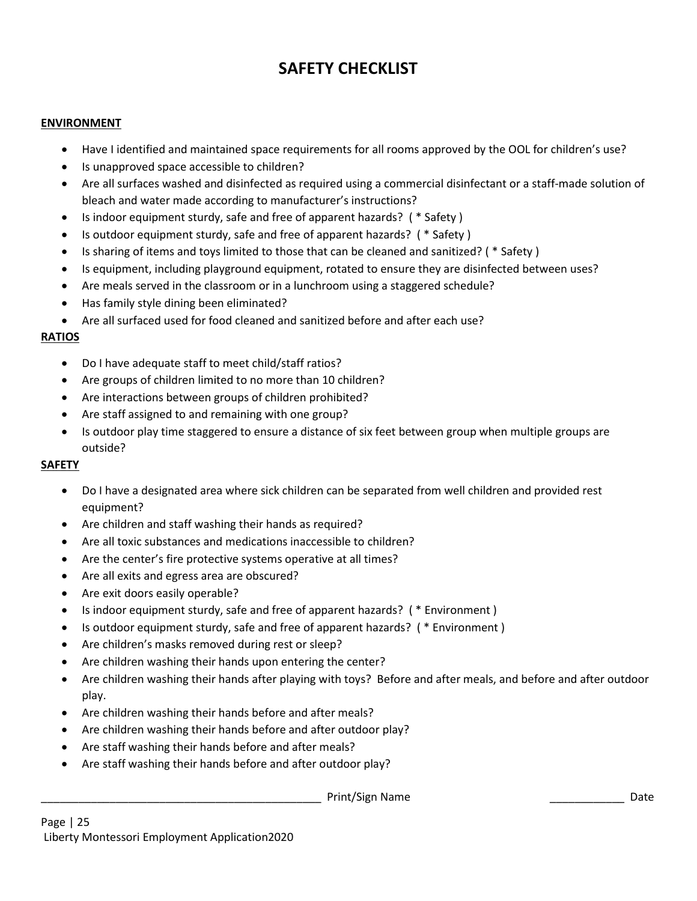# SAFETY CHECKLIST

**ENVIRONMENT**

- Have I identified and maintained space requirements for all rooms approved by the OOL for children's use?
- Is unapproved space accessible to children?
- Are all surfaces washed and disinfected as required using a commercial disinfectant or a staff-made solution of bleach and water made according to manufacturer's instructions?
- Is indoor equipment sturdy, safe and free of apparent hazards? ( * Safety )
- Is outdoor equipment sturdy, safe and free of apparent hazards? ( * Safety )
- Is sharing of items and toys limited to those that can be cleaned and sanitized? ( * Safety )
- Is equipment, including playground equipment, rotated to ensure they are disinfected between uses?
- Are meals served in the classroom or in a lunchroom using a staggered schedule?
- Has family style dining been eliminated?
- Are all surfaced used for food cleaned and sanitized before and after each use?

**RATIOS**

- Do I have adequate staff to meet child/staff ratios?
- Are groups of children limited to no more than 10 children?
- Are interactions between groups of children prohibited?
- Are staff assigned to and remaining with one group?
- Is outdoor play time staggered to ensure a distance of six feet between group when multiple groups are outside?

**SAFETY**

- Do I have a designated area where sick children can be separated from well children and provided rest equipment?
- Are children and staff washing their hands as required?
- Are all toxic substances and medications inaccessible to children?
- Are the center's fire protective systems operative at all times?
- Are all exits and egress area are obscured?
- Are exit doors easily operable?
- Is indoor equipment sturdy, safe and free of apparent hazards? ( * Environment )
- Is outdoor equipment sturdy, safe and free of apparent hazards? ( * Environment )
- Are children's masks removed during rest or sleep?
- Are children washing their hands upon entering the center?
- Are children washing their hands after playing with toys? Before and after meals, and before and after outdoor play.
- Are children washing their hands before and after meals?
- Are children washing their hands before and after outdoor play?
- Are staff washing their hands before and after meals?
- Are staff washing their hands before and after outdoor play?

_______________________________________________ Print/Sign Name _____________ Date

Liberty Montessori Employment Application2020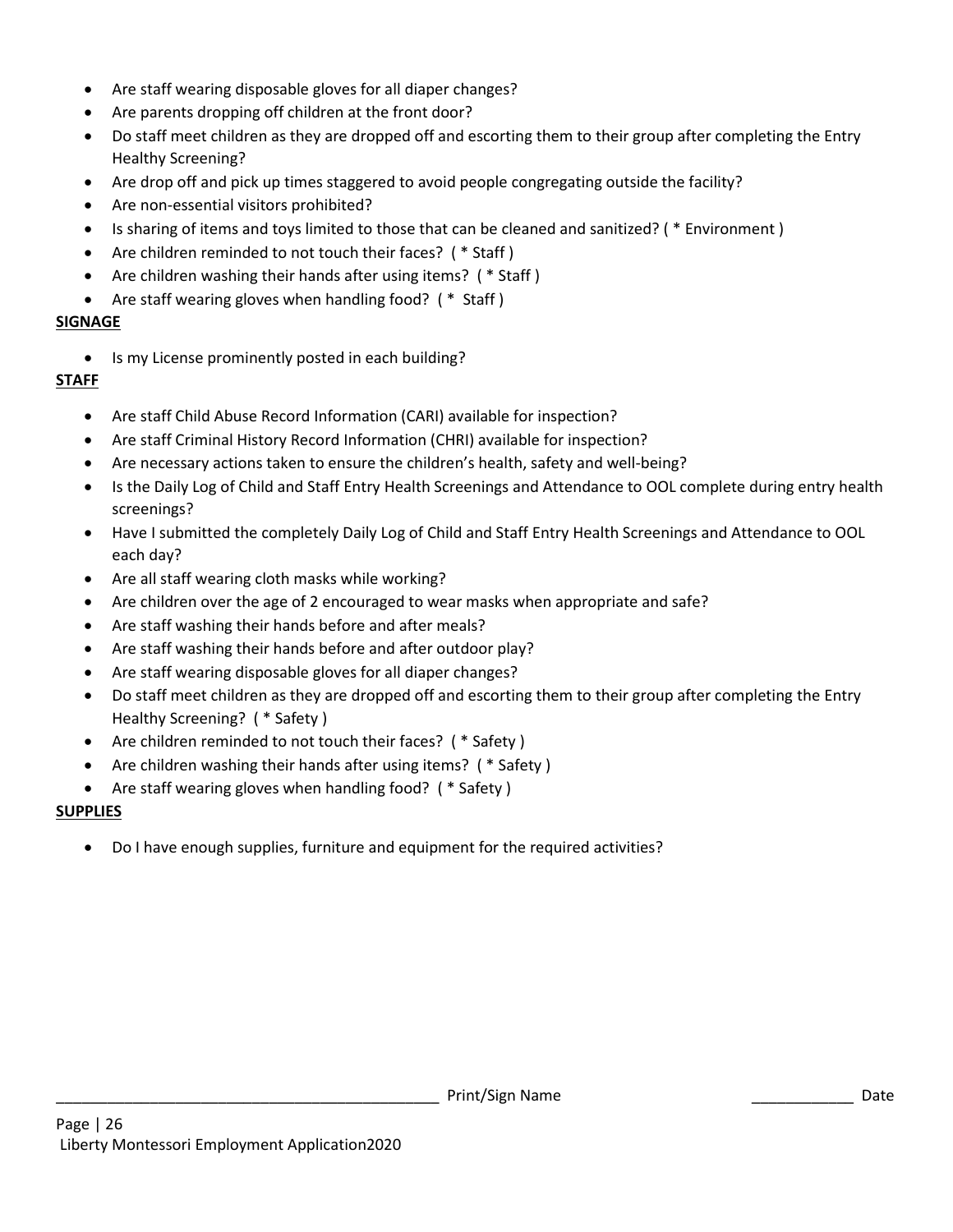- Are staff wearing disposable gloves for all diaper changes?
- Are parents dropping off children at the front door?
- Do staff meet children as they are dropped off and escorting them to their group after completing the Entry Healthy Screening?
- Are drop off and pick up times staggered to avoid people congregating outside the facility?
- Are non-essential visitors prohibited?
- Is sharing of items and toys limited to those that can be cleaned and sanitized? ( * Environment )
- Are children reminded to not touch their faces? ( * Staff )
- Are children washing their hands after using items? ( * Staff )
- Are staff wearing gloves when handling food? ( * Staff )

**SIGNAGE**

- Is my License prominently posted in each building?

**STAFF**

- Are staff Child Abuse Record Information (CARI) available for inspection?
- Are staff Criminal History Record Information (CHRI) available for inspection?
- Are necessary actions taken to ensure the children's health, safety and well-being?
- Is the Daily Log of Child and Staff Entry Health Screenings and Attendance to OOL complete during entry health screenings?
- Have I submitted the completely Daily Log of Child and Staff Entry Health Screenings and Attendance to OOL each day?
- Are all staff wearing cloth masks while working?
- Are children over the age of 2 encouraged to wear masks when appropriate and safe?
- Are staff washing their hands before and after meals?
- Are staff washing their hands before and after outdoor play?
- Are staff wearing disposable gloves for all diaper changes?
- Do staff meet children as they are dropped off and escorting them to their group after completing the Entry Healthy Screening? ( * Safety )
- Are children reminded to not touch their faces? ( * Safety )
- Are children washing their hands after using items? ( * Safety )
- Are staff wearing gloves when handling food? ( * Safety )

**SUPPLIES**

- Do I have enough supplies, furniture and equipment for the required activities?

_____________________________________________ Print/Sign Name ____________ Date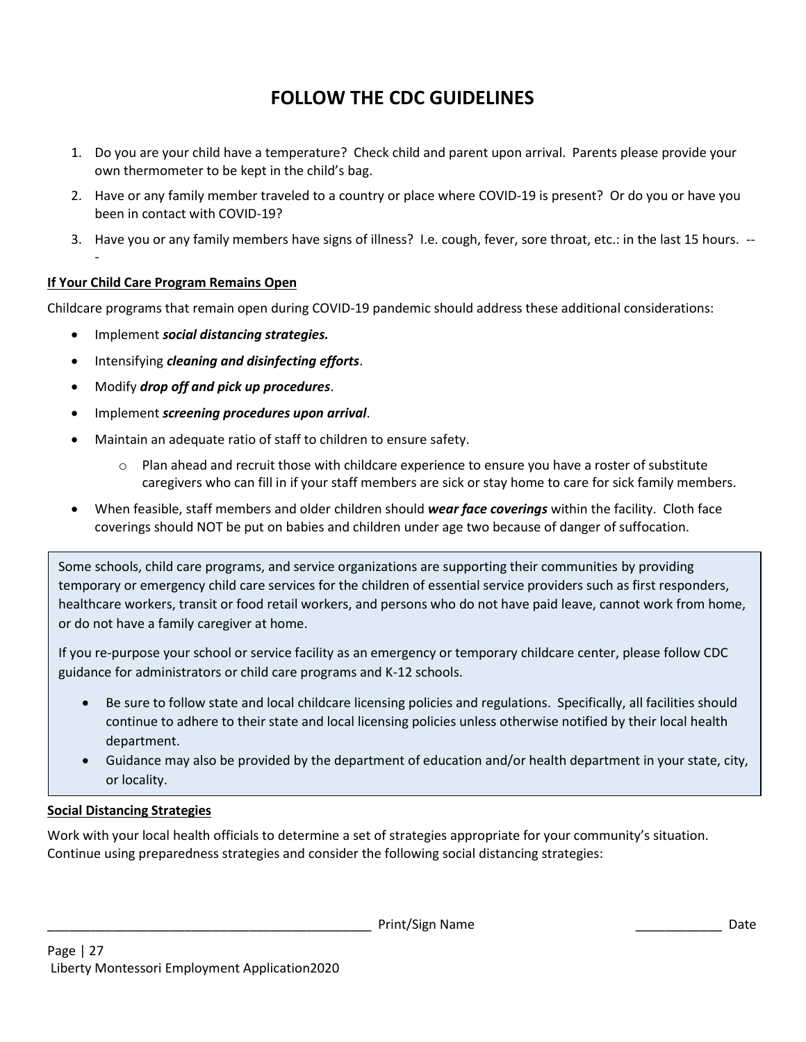# FOLLOW THE CDC GUIDELINES

1. Do you are your child have a temperature? Check child and parent upon arrival. Parents please provide your own thermometer to be kept in the child's bag.
2. Have or any family member traveled to a country or place where COVID-19 is present? Or do you or have you been in contact with COVID-19?
3. Have you or any family members have signs of illness? I.e. cough, fever, sore throat, etc.: in the last 15 hours. ---

**If Your Child Care Program Remains Open**

Childcare programs that remain open during COVID-19 pandemic should address these additional considerations:

- Implement ***social distancing strategies.***
- Intensifying ***cleaning and disinfecting efforts***.
- Modify ***drop off and pick up procedures***.
- Implement ***screening procedures upon arrival***.
- Maintain an adequate ratio of staff to children to ensure safety.
  - Plan ahead and recruit those with childcare experience to ensure you have a roster of substitute caregivers who can fill in if your staff members are sick or stay home to care for sick family members.
- When feasible, staff members and older children should ***wear face coverings*** within the facility. Cloth face coverings should NOT be put on babies and children under age two because of danger of suffocation.

Some schools, child care programs, and service organizations are supporting their communities by providing temporary or emergency child care services for the children of essential service providers such as first responders, healthcare workers, transit or food retail workers, and persons who do not have paid leave, cannot work from home, or do not have a family caregiver at home.

If you re-purpose your school or service facility as an emergency or temporary childcare center, please follow CDC guidance for administrators or child care programs and K-12 schools.

- Be sure to follow state and local childcare licensing policies and regulations. Specifically, all facilities should continue to adhere to their state and local licensing policies unless otherwise notified by their local health department.
- Guidance may also be provided by the department of education and/or health department in your state, city, or locality.

**Social Distancing Strategies**

Work with your local health officials to determine a set of strategies appropriate for your community's situation. Continue using preparedness strategies and consider the following social distancing strategies:

_____________________________________________ Print/Sign Name ____________ Date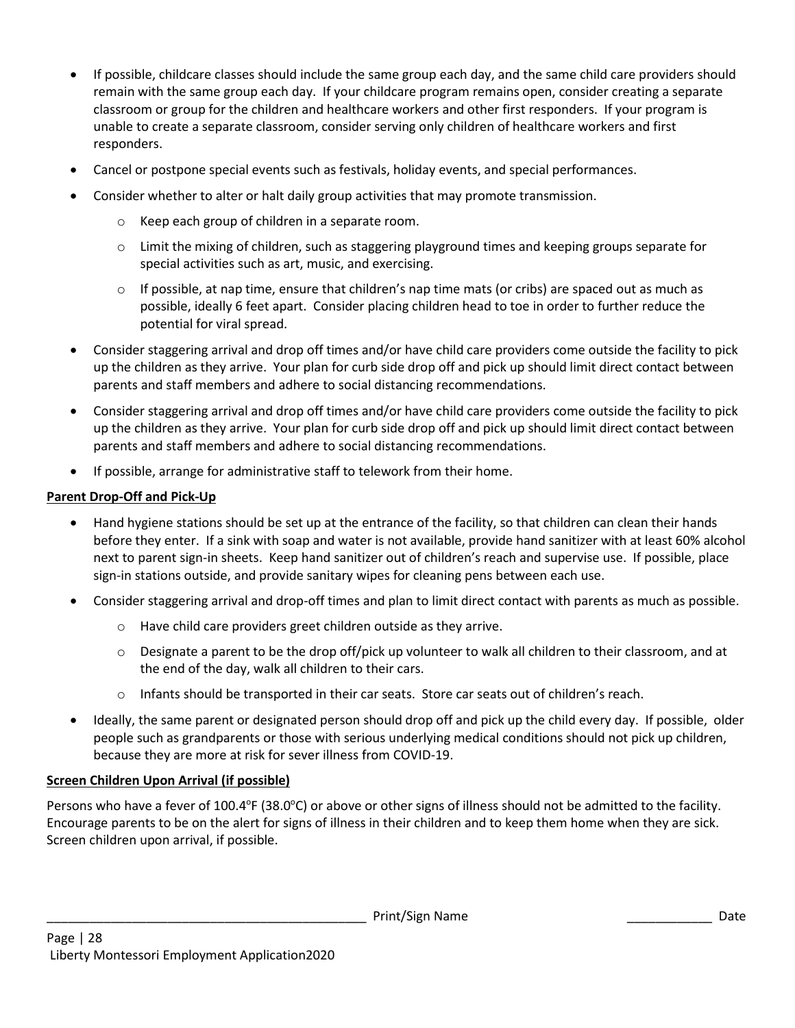- If possible, childcare classes should include the same group each day, and the same child care providers should remain with the same group each day. If your childcare program remains open, consider creating a separate classroom or group for the children and healthcare workers and other first responders. If your program is unable to create a separate classroom, consider serving only children of healthcare workers and first responders.
- Cancel or postpone special events such as festivals, holiday events, and special performances.
- Consider whether to alter or halt daily group activities that may promote transmission.
    - Keep each group of children in a separate room.
    - Limit the mixing of children, such as staggering playground times and keeping groups separate for special activities such as art, music, and exercising.
    - If possible, at nap time, ensure that children's nap time mats (or cribs) are spaced out as much as possible, ideally 6 feet apart. Consider placing children head to toe in order to further reduce the potential for viral spread.
- Consider staggering arrival and drop off times and/or have child care providers come outside the facility to pick up the children as they arrive. Your plan for curb side drop off and pick up should limit direct contact between parents and staff members and adhere to social distancing recommendations.
- Consider staggering arrival and drop off times and/or have child care providers come outside the facility to pick up the children as they arrive. Your plan for curb side drop off and pick up should limit direct contact between parents and staff members and adhere to social distancing recommendations.
- If possible, arrange for administrative staff to telework from their home.

**Parent Drop-Off and Pick-Up**

- Hand hygiene stations should be set up at the entrance of the facility, so that children can clean their hands before they enter. If a sink with soap and water is not available, provide hand sanitizer with at least 60% alcohol next to parent sign-in sheets. Keep hand sanitizer out of children's reach and supervise use. If possible, place sign-in stations outside, and provide sanitary wipes for cleaning pens between each use.
- Consider staggering arrival and drop-off times and plan to limit direct contact with parents as much as possible.
    - Have child care providers greet children outside as they arrive.
    - Designate a parent to be the drop off/pick up volunteer to walk all children to their classroom, and at the end of the day, walk all children to their cars.
    - Infants should be transported in their car seats. Store car seats out of children's reach.
- Ideally, the same parent or designated person should drop off and pick up the child every day. If possible, older people such as grandparents or those with serious underlying medical conditions should not pick up children, because they are more at risk for sever illness from COVID-19.

**Screen Children Upon Arrival (if possible)**

Persons who have a fever of 100.4°F (38.0°C) or above or other signs of illness should not be admitted to the facility. Encourage parents to be on the alert for signs of illness in their children and to keep them home when they are sick. Screen children upon arrival, if possible.

_______________________________________________ Print/Sign Name ____________ Date

Liberty Montessori Employment Application2020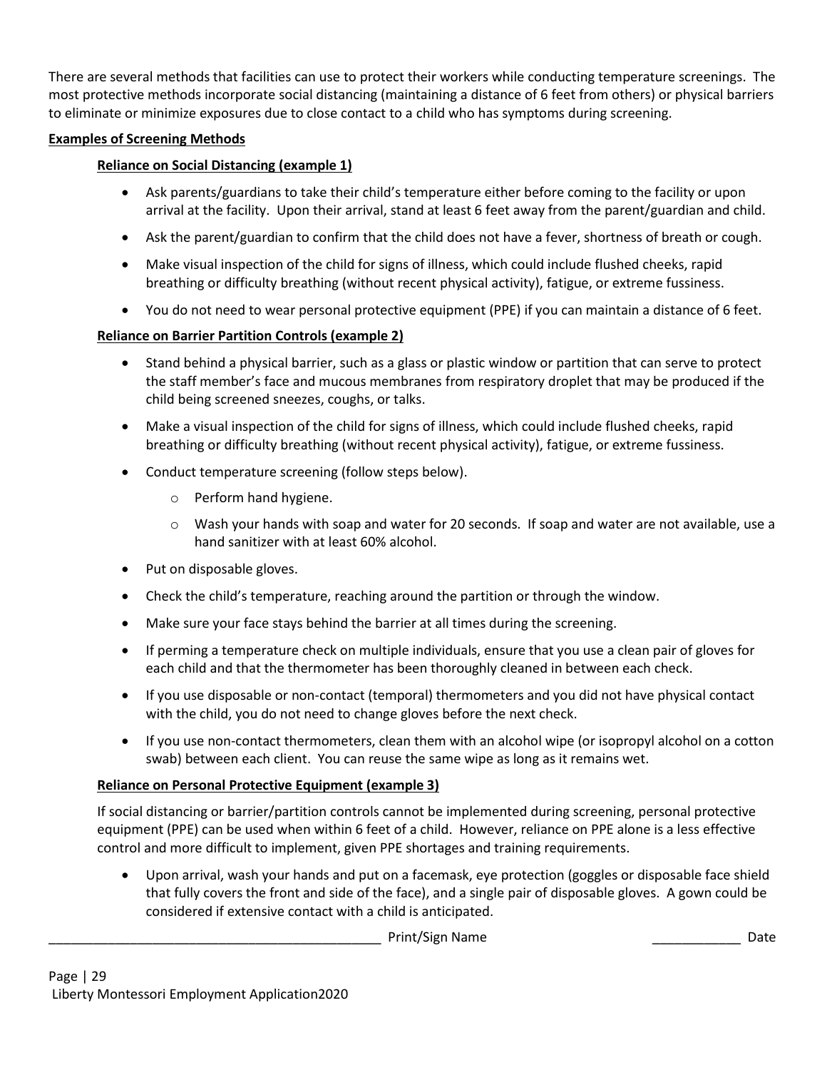There are several methods that facilities can use to protect their workers while conducting temperature screenings. The most protective methods incorporate social distancing (maintaining a distance of 6 feet from others) or physical barriers to eliminate or minimize exposures due to close contact to a child who has symptoms during screening.

**Examples of Screening Methods**

**Reliance on Social Distancing (example 1)**

- Ask parents/guardians to take their child's temperature either before coming to the facility or upon arrival at the facility. Upon their arrival, stand at least 6 feet away from the parent/guardian and child.
- Ask the parent/guardian to confirm that the child does not have a fever, shortness of breath or cough.
- Make visual inspection of the child for signs of illness, which could include flushed cheeks, rapid breathing or difficulty breathing (without recent physical activity), fatigue, or extreme fussiness.
- You do not need to wear personal protective equipment (PPE) if you can maintain a distance of 6 feet.

**Reliance on Barrier Partition Controls (example 2)**

- Stand behind a physical barrier, such as a glass or plastic window or partition that can serve to protect the staff member's face and mucous membranes from respiratory droplet that may be produced if the child being screened sneezes, coughs, or talks.
- Make a visual inspection of the child for signs of illness, which could include flushed cheeks, rapid breathing or difficulty breathing (without recent physical activity), fatigue, or extreme fussiness.
- Conduct temperature screening (follow steps below).
  - Perform hand hygiene.
  - Wash your hands with soap and water for 20 seconds. If soap and water are not available, use a hand sanitizer with at least 60% alcohol.
- Put on disposable gloves.
- Check the child's temperature, reaching around the partition or through the window.
- Make sure your face stays behind the barrier at all times during the screening.
- If perming a temperature check on multiple individuals, ensure that you use a clean pair of gloves for each child and that the thermometer has been thoroughly cleaned in between each check.
- If you use disposable or non-contact (temporal) thermometers and you did not have physical contact with the child, you do not need to change gloves before the next check.
- If you use non-contact thermometers, clean them with an alcohol wipe (or isopropyl alcohol on a cotton swab) between each client. You can reuse the same wipe as long as it remains wet.

**Reliance on Personal Protective Equipment (example 3)**

If social distancing or barrier/partition controls cannot be implemented during screening, personal protective equipment (PPE) can be used when within 6 feet of a child. However, reliance on PPE alone is a less effective control and more difficult to implement, given PPE shortages and training requirements.

- Upon arrival, wash your hands and put on a facemask, eye protection (goggles or disposable face shield that fully covers the front and side of the face), and a single pair of disposable gloves. A gown could be considered if extensive contact with a child is anticipated.

_______________________________________________ Print/Sign Name _____________ Date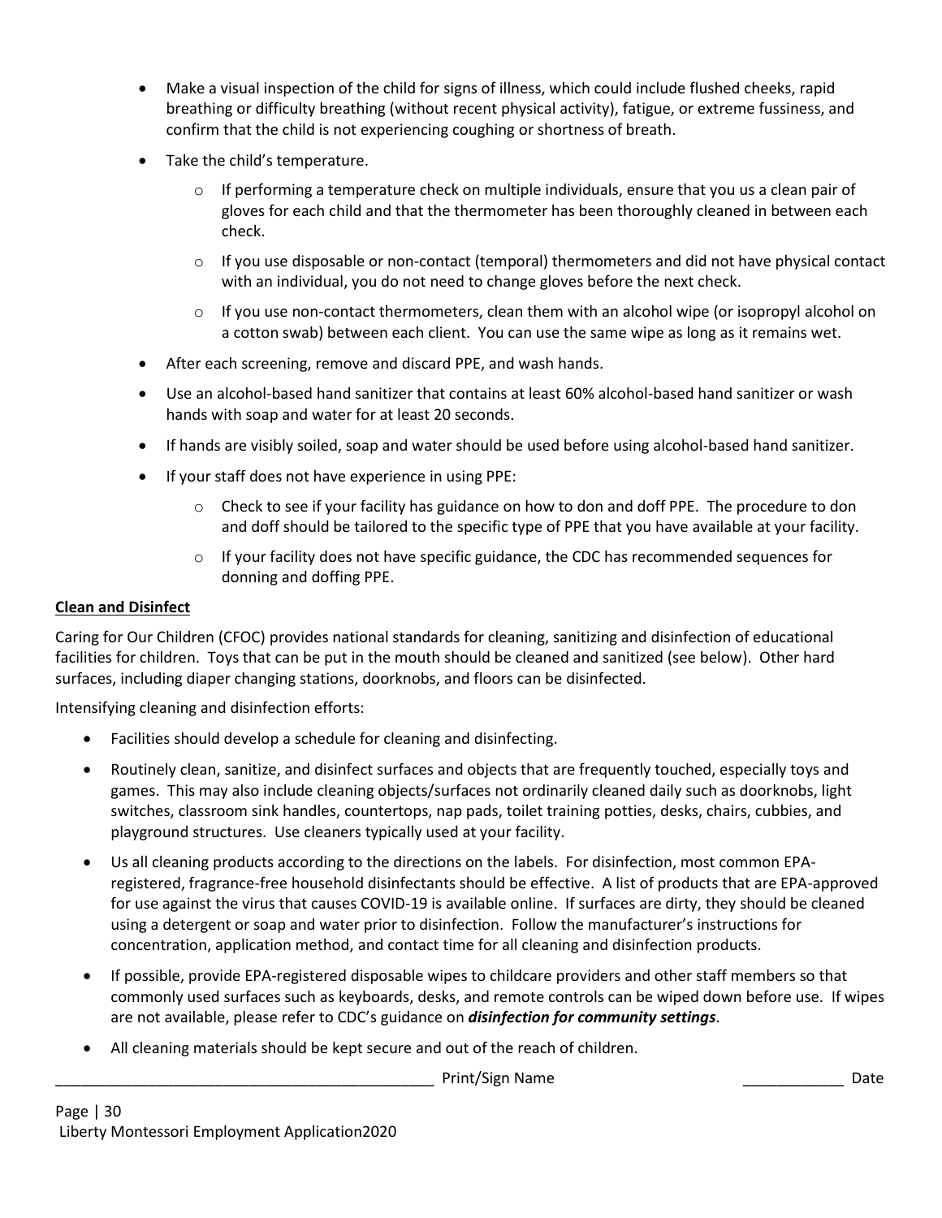- Make a visual inspection of the child for signs of illness, which could include flushed cheeks, rapid breathing or difficulty breathing (without recent physical activity), fatigue, or extreme fussiness, and confirm that the child is not experiencing coughing or shortness of breath.
- Take the child's temperature.
  - If performing a temperature check on multiple individuals, ensure that you us a clean pair of gloves for each child and that the thermometer has been thoroughly cleaned in between each check.
  - If you use disposable or non-contact (temporal) thermometers and did not have physical contact with an individual, you do not need to change gloves before the next check.
  - If you use non-contact thermometers, clean them with an alcohol wipe (or isopropyl alcohol on a cotton swab) between each client. You can use the same wipe as long as it remains wet.
- After each screening, remove and discard PPE, and wash hands.
- Use an alcohol-based hand sanitizer that contains at least 60% alcohol-based hand sanitizer or wash hands with soap and water for at least 20 seconds.
- If hands are visibly soiled, soap and water should be used before using alcohol-based hand sanitizer.
- If your staff does not have experience in using PPE:
  - Check to see if your facility has guidance on how to don and doff PPE. The procedure to don and doff should be tailored to the specific type of PPE that you have available at your facility.
  - If your facility does not have specific guidance, the CDC has recommended sequences for donning and doffing PPE.

**Clean and Disinfect**

Caring for Our Children (CFOC) provides national standards for cleaning, sanitizing and disinfection of educational facilities for children. Toys that can be put in the mouth should be cleaned and sanitized (see below). Other hard surfaces, including diaper changing stations, doorknobs, and floors can be disinfected.

Intensifying cleaning and disinfection efforts:

- Facilities should develop a schedule for cleaning and disinfecting.
- Routinely clean, sanitize, and disinfect surfaces and objects that are frequently touched, especially toys and games. This may also include cleaning objects/surfaces not ordinarily cleaned daily such as doorknobs, light switches, classroom sink handles, countertops, nap pads, toilet training potties, desks, chairs, cubbies, and playground structures. Use cleaners typically used at your facility.
- Us all cleaning products according to the directions on the labels. For disinfection, most common EPA-registered, fragrance-free household disinfectants should be effective. A list of products that are EPA-approved for use against the virus that causes COVID-19 is available online. If surfaces are dirty, they should be cleaned using a detergent or soap and water prior to disinfection. Follow the manufacturer's instructions for concentration, application method, and contact time for all cleaning and disinfection products.
- If possible, provide EPA-registered disposable wipes to childcare providers and other staff members so that commonly used surfaces such as keyboards, desks, and remote controls can be wiped down before use. If wipes are not available, please refer to CDC's guidance on ***disinfection for community settings***.
- All cleaning materials should be kept secure and out of the reach of children.

______________________________________________ Print/Sign Name ____________ Date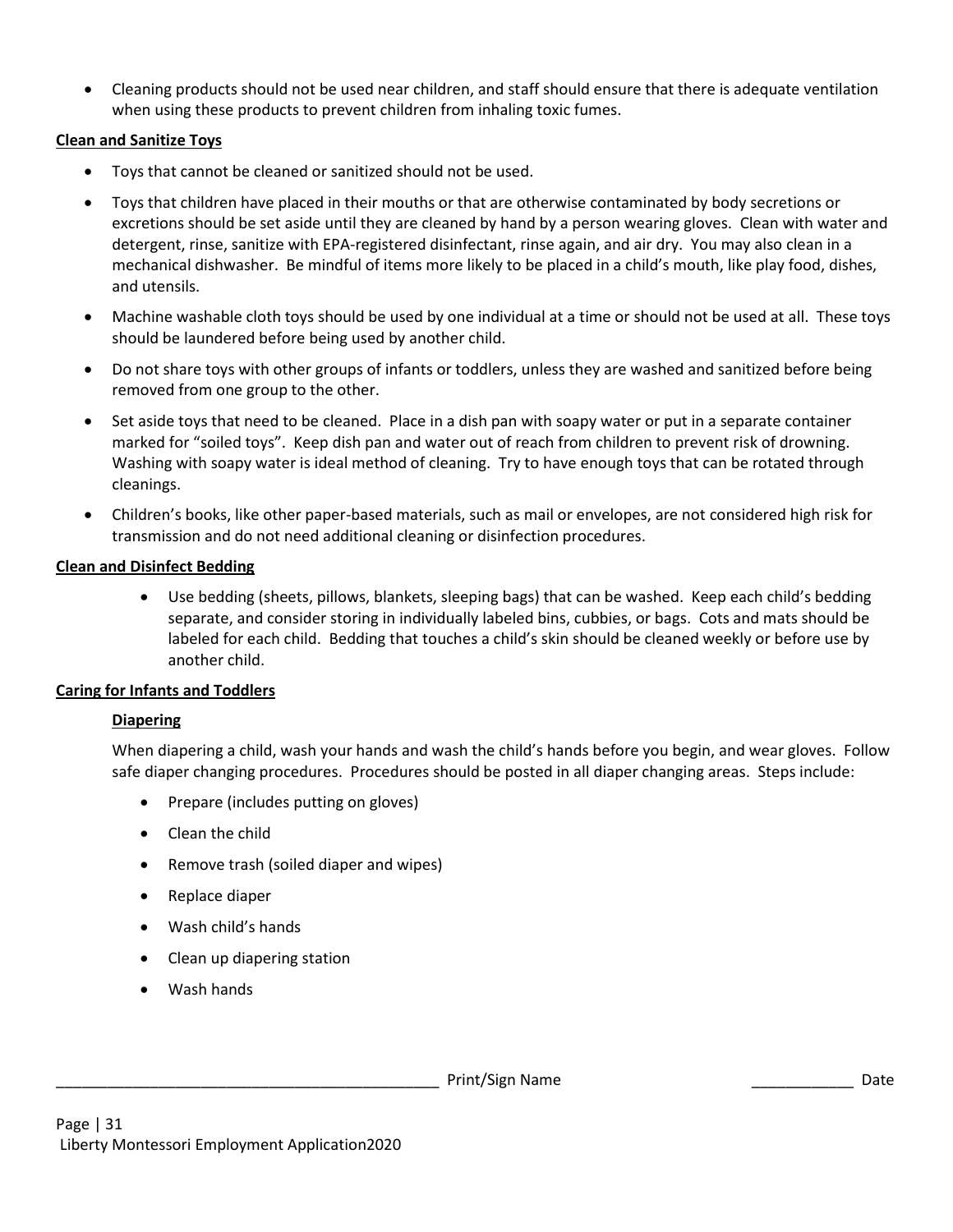- Cleaning products should not be used near children, and staff should ensure that there is adequate ventilation when using these products to prevent children from inhaling toxic fumes.

**Clean and Sanitize Toys**

- Toys that cannot be cleaned or sanitized should not be used.
- Toys that children have placed in their mouths or that are otherwise contaminated by body secretions or excretions should be set aside until they are cleaned by hand by a person wearing gloves. Clean with water and detergent, rinse, sanitize with EPA-registered disinfectant, rinse again, and air dry. You may also clean in a mechanical dishwasher. Be mindful of items more likely to be placed in a child's mouth, like play food, dishes, and utensils.
- Machine washable cloth toys should be used by one individual at a time or should not be used at all. These toys should be laundered before being used by another child.
- Do not share toys with other groups of infants or toddlers, unless they are washed and sanitized before being removed from one group to the other.
- Set aside toys that need to be cleaned. Place in a dish pan with soapy water or put in a separate container marked for "soiled toys". Keep dish pan and water out of reach from children to prevent risk of drowning. Washing with soapy water is ideal method of cleaning. Try to have enough toys that can be rotated through cleanings.
- Children's books, like other paper-based materials, such as mail or envelopes, are not considered high risk for transmission and do not need additional cleaning or disinfection procedures.

**Clean and Disinfect Bedding**

- Use bedding (sheets, pillows, blankets, sleeping bags) that can be washed. Keep each child's bedding separate, and consider storing in individually labeled bins, cubbies, or bags. Cots and mats should be labeled for each child. Bedding that touches a child's skin should be cleaned weekly or before use by another child.

**Caring for Infants and Toddlers**

**Diapering**

When diapering a child, wash your hands and wash the child's hands before you begin, and wear gloves. Follow safe diaper changing procedures. Procedures should be posted in all diaper changing areas. Steps include:

- Prepare (includes putting on gloves)
- Clean the child
- Remove trash (soiled diaper and wipes)
- Replace diaper
- Wash child's hands
- Clean up diapering station
- Wash hands

_____________________________________________ Print/Sign Name ____________ Date

Liberty Montessori Employment Application2020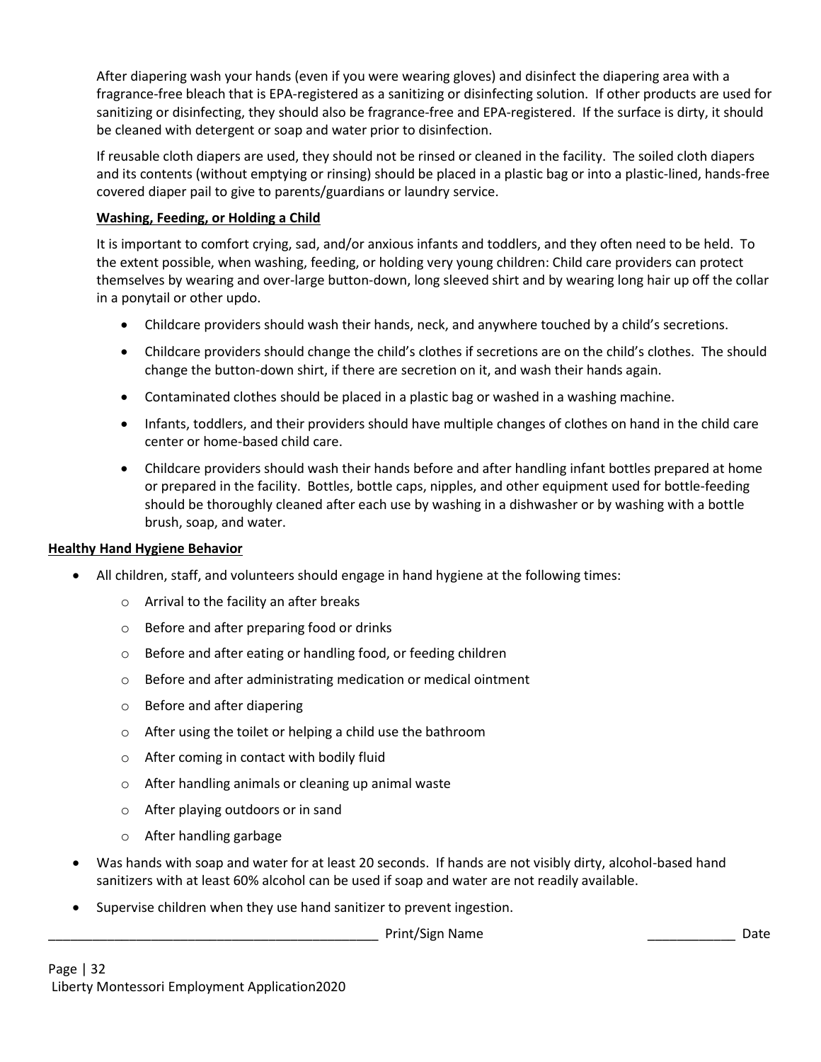After diapering wash your hands (even if you were wearing gloves) and disinfect the diapering area with a fragrance-free bleach that is EPA-registered as a sanitizing or disinfecting solution. If other products are used for sanitizing or disinfecting, they should also be fragrance-free and EPA-registered. If the surface is dirty, it should be cleaned with detergent or soap and water prior to disinfection.

If reusable cloth diapers are used, they should not be rinsed or cleaned in the facility. The soiled cloth diapers and its contents (without emptying or rinsing) should be placed in a plastic bag or into a plastic-lined, hands-free covered diaper pail to give to parents/guardians or laundry service.

**Washing, Feeding, or Holding a Child**

It is important to comfort crying, sad, and/or anxious infants and toddlers, and they often need to be held. To the extent possible, when washing, feeding, or holding very young children: Child care providers can protect themselves by wearing and over-large button-down, long sleeved shirt and by wearing long hair up off the collar in a ponytail or other updo.

- Childcare providers should wash their hands, neck, and anywhere touched by a child's secretions.
- Childcare providers should change the child's clothes if secretions are on the child's clothes. The should change the button-down shirt, if there are secretion on it, and wash their hands again.
- Contaminated clothes should be placed in a plastic bag or washed in a washing machine.
- Infants, toddlers, and their providers should have multiple changes of clothes on hand in the child care center or home-based child care.
- Childcare providers should wash their hands before and after handling infant bottles prepared at home or prepared in the facility. Bottles, bottle caps, nipples, and other equipment used for bottle-feeding should be thoroughly cleaned after each use by washing in a dishwasher or by washing with a bottle brush, soap, and water.

**Healthy Hand Hygiene Behavior**

- All children, staff, and volunteers should engage in hand hygiene at the following times:
  - Arrival to the facility an after breaks
  - Before and after preparing food or drinks
  - Before and after eating or handling food, or feeding children
  - Before and after administrating medication or medical ointment
  - Before and after diapering
  - After using the toilet or helping a child use the bathroom
  - After coming in contact with bodily fluid
  - After handling animals or cleaning up animal waste
  - After playing outdoors or in sand
  - After handling garbage
- Was hands with soap and water for at least 20 seconds. If hands are not visibly dirty, alcohol-based hand sanitizers with at least 60% alcohol can be used if soap and water are not readily available.
- Supervise children when they use hand sanitizer to prevent ingestion.

_______________________________________________ Print/Sign Name _____________ Date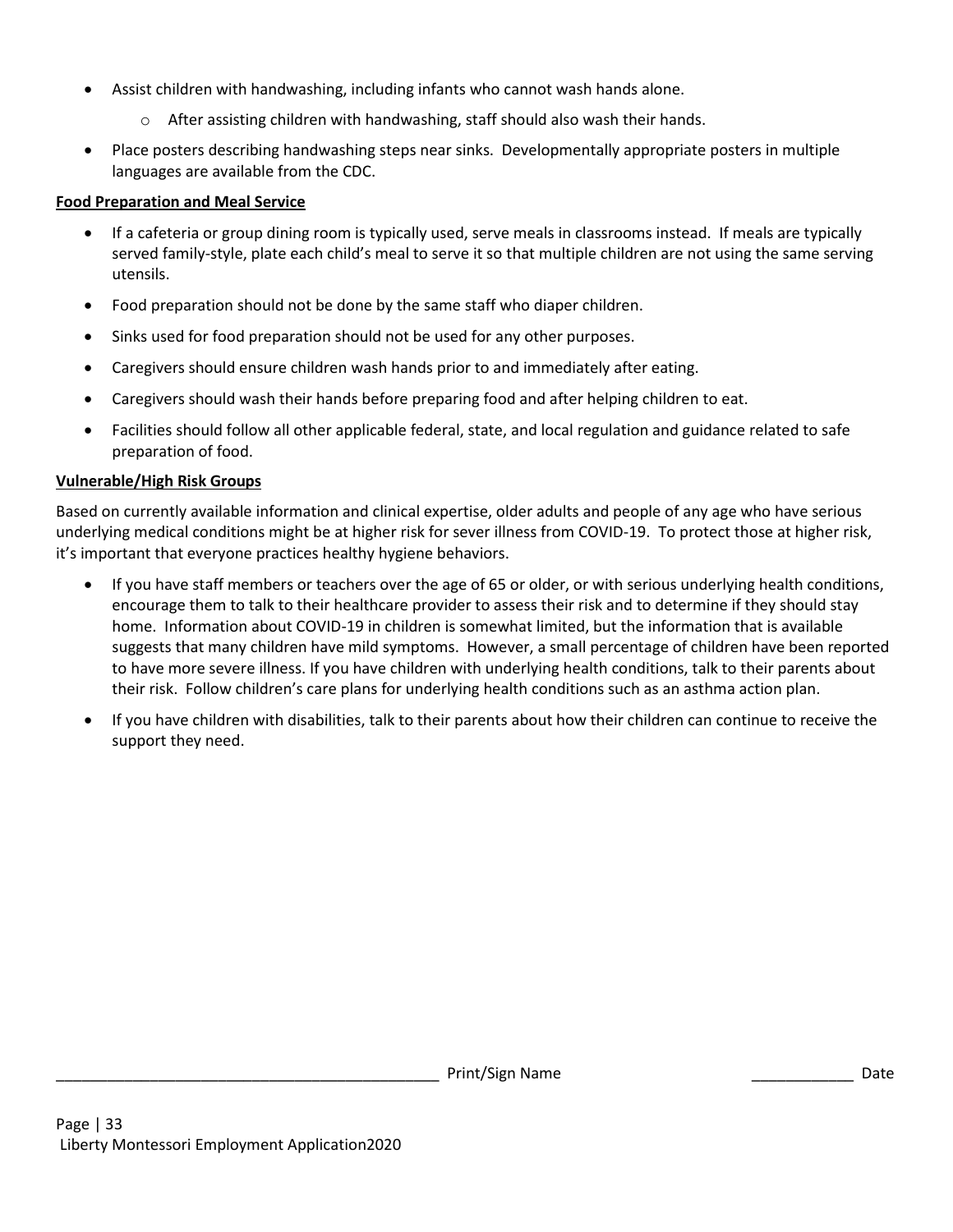- Assist children with handwashing, including infants who cannot wash hands alone.
  - After assisting children with handwashing, staff should also wash their hands.
- Place posters describing handwashing steps near sinks. Developmentally appropriate posters in multiple languages are available from the CDC.

**Food Preparation and Meal Service**

- If a cafeteria or group dining room is typically used, serve meals in classrooms instead. If meals are typically served family-style, plate each child's meal to serve it so that multiple children are not using the same serving utensils.
- Food preparation should not be done by the same staff who diaper children.
- Sinks used for food preparation should not be used for any other purposes.
- Caregivers should ensure children wash hands prior to and immediately after eating.
- Caregivers should wash their hands before preparing food and after helping children to eat.
- Facilities should follow all other applicable federal, state, and local regulation and guidance related to safe preparation of food.

**Vulnerable/High Risk Groups**

Based on currently available information and clinical expertise, older adults and people of any age who have serious underlying medical conditions might be at higher risk for sever illness from COVID-19. To protect those at higher risk, it's important that everyone practices healthy hygiene behaviors.

- If you have staff members or teachers over the age of 65 or older, or with serious underlying health conditions, encourage them to talk to their healthcare provider to assess their risk and to determine if they should stay home. Information about COVID-19 in children is somewhat limited, but the information that is available suggests that many children have mild symptoms. However, a small percentage of children have been reported to have more severe illness. If you have children with underlying health conditions, talk to their parents about their risk. Follow children's care plans for underlying health conditions such as an asthma action plan.
- If you have children with disabilities, talk to their parents about how their children can continue to receive the support they need.

_______________________________________________ Print/Sign Name ____________ Date

Liberty Montessori Employment Application2020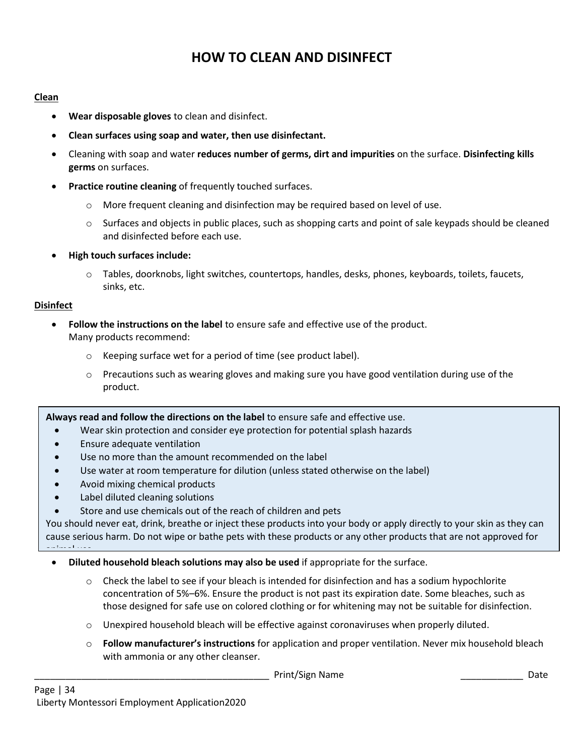# HOW TO CLEAN AND DISINFECT

**Clean**

- **Wear disposable gloves** to clean and disinfect.
- **Clean surfaces using soap and water, then use disinfectant.**
- Cleaning with soap and water **reduces number of germs, dirt and impurities** on the surface. **Disinfecting kills germs** on surfaces.
- **Practice routine cleaning** of frequently touched surfaces.
  - More frequent cleaning and disinfection may be required based on level of use.
  - Surfaces and objects in public places, such as shopping carts and point of sale keypads should be cleaned and disinfected before each use.
- **High touch surfaces include:**
  - Tables, doorknobs, light switches, countertops, handles, desks, phones, keyboards, toilets, faucets, sinks, etc.

**Disinfect**

- **Follow the instructions on the label** to ensure safe and effective use of the product.
  Many products recommend:
  - Keeping surface wet for a period of time (see product label).
  - Precautions such as wearing gloves and making sure you have good ventilation during use of the product.

**Always read and follow the directions on the label** to ensure safe and effective use.

- Wear skin protection and consider eye protection for potential splash hazards
- Ensure adequate ventilation
- Use no more than the amount recommended on the label
- Use water at room temperature for dilution (unless stated otherwise on the label)
- Avoid mixing chemical products
- Label diluted cleaning solutions
- Store and use chemicals out of the reach of children and pets

You should never eat, drink, breathe or inject these products into your body or apply directly to your skin as they can cause serious harm. Do not wipe or bathe pets with these products or any other products that are not approved for animal use.

- **Diluted household bleach solutions may also be used** if appropriate for the surface.
  - Check the label to see if your bleach is intended for disinfection and has a sodium hypochlorite concentration of 5%–6%. Ensure the product is not past its expiration date. Some bleaches, such as those designed for safe use on colored clothing or for whitening may not be suitable for disinfection.
  - Unexpired household bleach will be effective against coronaviruses when properly diluted.
  - **Follow manufacturer's instructions** for application and proper ventilation. Never mix household bleach with ammonia or any other cleanser.

_______________________________________________ Print/Sign Name ____________ Date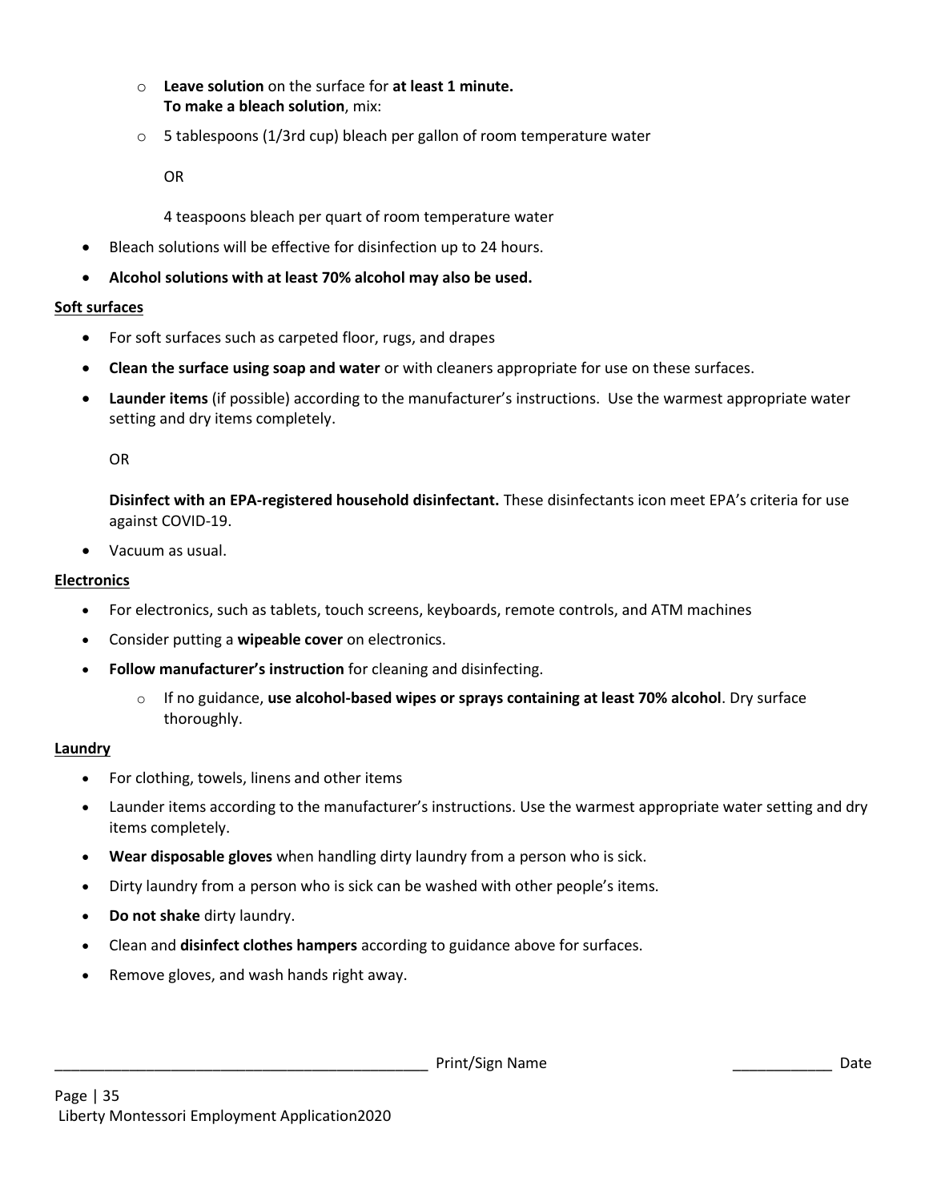- **Leave solution** on the surface for **at least 1 minute.**
    **To make a bleach solution**, mix:
  - 5 tablespoons (1/3rd cup) bleach per gallon of room temperature water

    OR

    4 teaspoons bleach per quart of room temperature water
- Bleach solutions will be effective for disinfection up to 24 hours.
- **Alcohol solutions with at least 70% alcohol may also be used.**

**Soft surfaces**

- For soft surfaces such as carpeted floor, rugs, and drapes
- **Clean the surface using soap and water** or with cleaners appropriate for use on these surfaces.
- **Launder items** (if possible) according to the manufacturer's instructions. Use the warmest appropriate water setting and dry items completely.

  OR

  **Disinfect with an EPA-registered household disinfectant.** These disinfectants icon meet EPA's criteria for use against COVID-19.
- Vacuum as usual.

**Electronics**

- For electronics, such as tablets, touch screens, keyboards, remote controls, and ATM machines
- Consider putting a **wipeable cover** on electronics.
- **Follow manufacturer's instruction** for cleaning and disinfecting.
  - If no guidance, **use alcohol-based wipes or sprays containing at least 70% alcohol**. Dry surface thoroughly.

**Laundry**

- For clothing, towels, linens and other items
- Launder items according to the manufacturer's instructions. Use the warmest appropriate water setting and dry items completely.
- **Wear disposable gloves** when handling dirty laundry from a person who is sick.
- Dirty laundry from a person who is sick can be washed with other people's items.
- **Do not shake** dirty laundry.
- Clean and **disinfect clothes hampers** according to guidance above for surfaces.
- Remove gloves, and wash hands right away.

______________________________________________ Print/Sign Name ____________ Date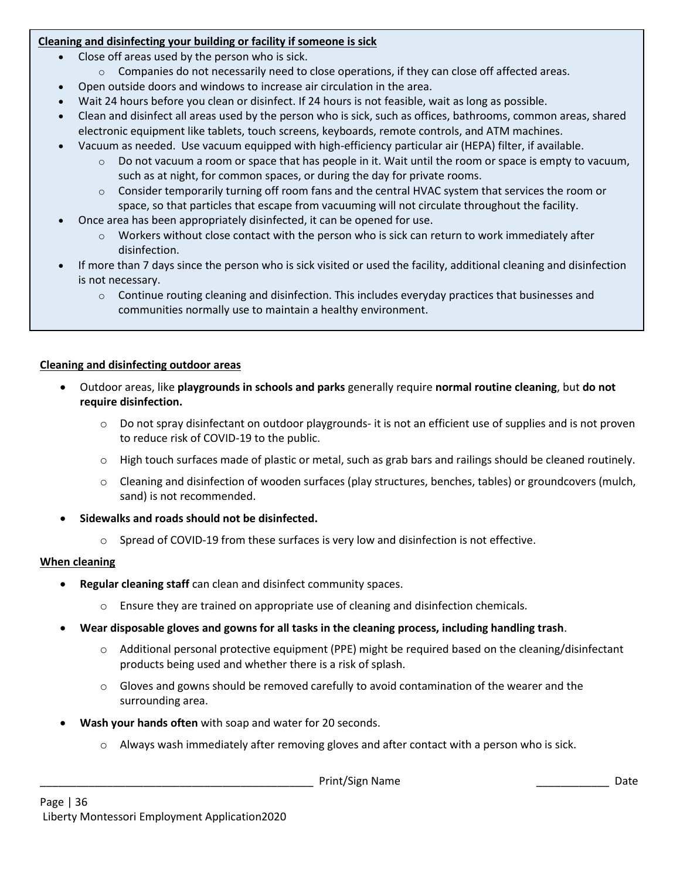**Cleaning and disinfecting your building or facility if someone is sick**

- Close off areas used by the person who is sick.
  - Companies do not necessarily need to close operations, if they can close off affected areas.
- Open outside doors and windows to increase air circulation in the area.
- Wait 24 hours before you clean or disinfect. If 24 hours is not feasible, wait as long as possible.
- Clean and disinfect all areas used by the person who is sick, such as offices, bathrooms, common areas, shared electronic equipment like tablets, touch screens, keyboards, remote controls, and ATM machines.
- Vacuum as needed. Use vacuum equipped with high-efficiency particular air (HEPA) filter, if available.
  - Do not vacuum a room or space that has people in it. Wait until the room or space is empty to vacuum, such as at night, for common spaces, or during the day for private rooms.
  - Consider temporarily turning off room fans and the central HVAC system that services the room or space, so that particles that escape from vacuuming will not circulate throughout the facility.
- Once area has been appropriately disinfected, it can be opened for use.
  - Workers without close contact with the person who is sick can return to work immediately after disinfection.
- If more than 7 days since the person who is sick visited or used the facility, additional cleaning and disinfection is not necessary.
  - Continue routing cleaning and disinfection. This includes everyday practices that businesses and communities normally use to maintain a healthy environment.

**Cleaning and disinfecting outdoor areas**

- Outdoor areas, like **playgrounds in schools and parks** generally require **normal routine cleaning**, but **do not require disinfection.**
  - Do not spray disinfectant on outdoor playgrounds- it is not an efficient use of supplies and is not proven to reduce risk of COVID-19 to the public.
  - High touch surfaces made of plastic or metal, such as grab bars and railings should be cleaned routinely.
  - Cleaning and disinfection of wooden surfaces (play structures, benches, tables) or groundcovers (mulch, sand) is not recommended.
- **Sidewalks and roads should not be disinfected.**
  - Spread of COVID-19 from these surfaces is very low and disinfection is not effective.

**When cleaning**

- **Regular cleaning staff** can clean and disinfect community spaces.
  - Ensure they are trained on appropriate use of cleaning and disinfection chemicals.
- **Wear disposable gloves and gowns for all tasks in the cleaning process, including handling trash**.
  - Additional personal protective equipment (PPE) might be required based on the cleaning/disinfectant products being used and whether there is a risk of splash.
  - Gloves and gowns should be removed carefully to avoid contamination of the wearer and the surrounding area.
- **Wash your hands often** with soap and water for 20 seconds.
  - Always wash immediately after removing gloves and after contact with a person who is sick.

_____________________________________________ Print/Sign Name ____________ Date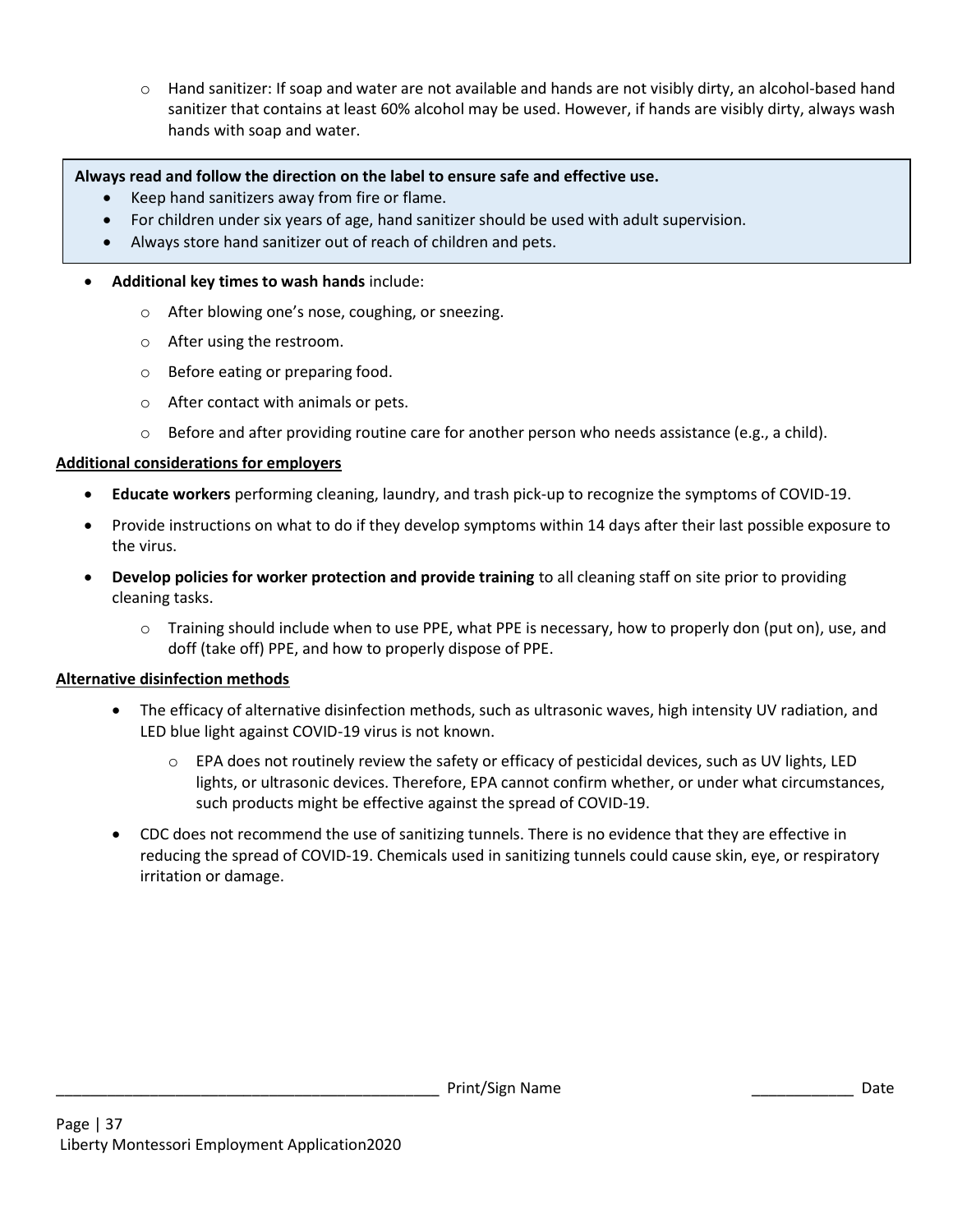- Hand sanitizer: If soap and water are not available and hands are not visibly dirty, an alcohol-based hand sanitizer that contains at least 60% alcohol may be used. However, if hands are visibly dirty, always wash hands with soap and water.

**Always read and follow the direction on the label to ensure safe and effective use.**

- Keep hand sanitizers away from fire or flame.
- For children under six years of age, hand sanitizer should be used with adult supervision.
- Always store hand sanitizer out of reach of children and pets.

- **Additional key times to wash hands** include:
  - After blowing one's nose, coughing, or sneezing.
  - After using the restroom.
  - Before eating or preparing food.
  - After contact with animals or pets.
  - Before and after providing routine care for another person who needs assistance (e.g., a child).

**Additional considerations for employers**

- **Educate workers** performing cleaning, laundry, and trash pick-up to recognize the symptoms of COVID-19.
- Provide instructions on what to do if they develop symptoms within 14 days after their last possible exposure to the virus.
- **Develop policies for worker protection and provide training** to all cleaning staff on site prior to providing cleaning tasks.
  - Training should include when to use PPE, what PPE is necessary, how to properly don (put on), use, and doff (take off) PPE, and how to properly dispose of PPE.

**Alternative disinfection methods**

- The efficacy of alternative disinfection methods, such as ultrasonic waves, high intensity UV radiation, and LED blue light against COVID-19 virus is not known.
  - EPA does not routinely review the safety or efficacy of pesticidal devices, such as UV lights, LED lights, or ultrasonic devices. Therefore, EPA cannot confirm whether, or under what circumstances, such products might be effective against the spread of COVID-19.
- CDC does not recommend the use of sanitizing tunnels. There is no evidence that they are effective in reducing the spread of COVID-19. Chemicals used in sanitizing tunnels could cause skin, eye, or respiratory irritation or damage.

_______________________________________________ Print/Sign Name ____________ Date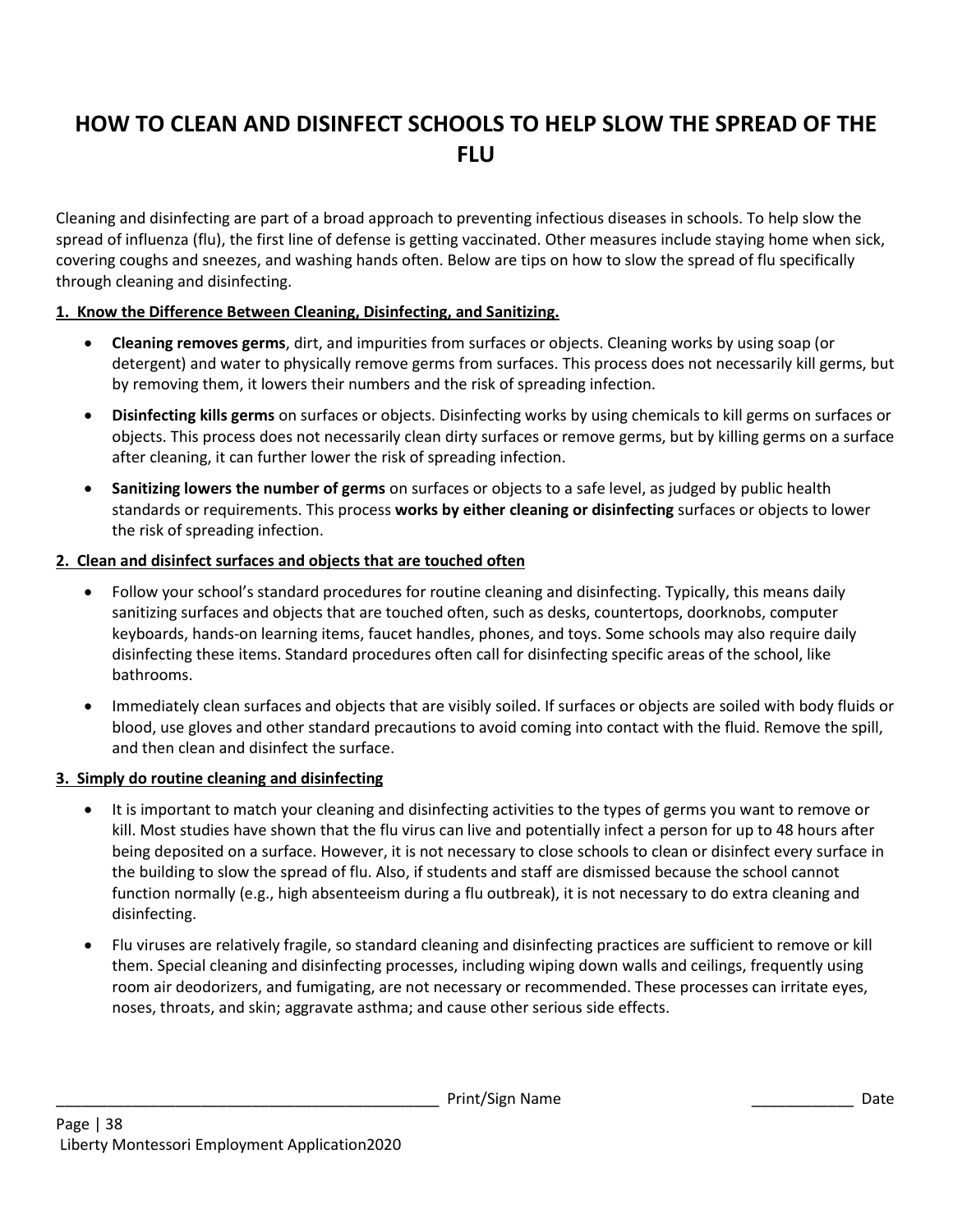# HOW TO CLEAN AND DISINFECT SCHOOLS TO HELP SLOW THE SPREAD OF THE FLU

Cleaning and disinfecting are part of a broad approach to preventing infectious diseases in schools. To help slow the spread of influenza (flu), the first line of defense is getting vaccinated. Other measures include staying home when sick, covering coughs and sneezes, and washing hands often. Below are tips on how to slow the spread of flu specifically through cleaning and disinfecting.

**1. Know the Difference Between Cleaning, Disinfecting, and Sanitizing.**

- **Cleaning removes germs**, dirt, and impurities from surfaces or objects. Cleaning works by using soap (or detergent) and water to physically remove germs from surfaces. This process does not necessarily kill germs, but by removing them, it lowers their numbers and the risk of spreading infection.
- **Disinfecting kills germs** on surfaces or objects. Disinfecting works by using chemicals to kill germs on surfaces or objects. This process does not necessarily clean dirty surfaces or remove germs, but by killing germs on a surface after cleaning, it can further lower the risk of spreading infection.
- **Sanitizing lowers the number of germs** on surfaces or objects to a safe level, as judged by public health standards or requirements. This process **works by either cleaning or disinfecting** surfaces or objects to lower the risk of spreading infection.

**2. Clean and disinfect surfaces and objects that are touched often**

- Follow your school's standard procedures for routine cleaning and disinfecting. Typically, this means daily sanitizing surfaces and objects that are touched often, such as desks, countertops, doorknobs, computer keyboards, hands-on learning items, faucet handles, phones, and toys. Some schools may also require daily disinfecting these items. Standard procedures often call for disinfecting specific areas of the school, like bathrooms.
- Immediately clean surfaces and objects that are visibly soiled. If surfaces or objects are soiled with body fluids or blood, use gloves and other standard precautions to avoid coming into contact with the fluid. Remove the spill, and then clean and disinfect the surface.

**3. Simply do routine cleaning and disinfecting**

- It is important to match your cleaning and disinfecting activities to the types of germs you want to remove or kill. Most studies have shown that the flu virus can live and potentially infect a person for up to 48 hours after being deposited on a surface. However, it is not necessary to close schools to clean or disinfect every surface in the building to slow the spread of flu. Also, if students and staff are dismissed because the school cannot function normally (e.g., high absenteeism during a flu outbreak), it is not necessary to do extra cleaning and disinfecting.
- Flu viruses are relatively fragile, so standard cleaning and disinfecting practices are sufficient to remove or kill them. Special cleaning and disinfecting processes, including wiping down walls and ceilings, frequently using room air deodorizers, and fumigating, are not necessary or recommended. These processes can irritate eyes, noses, throats, and skin; aggravate asthma; and cause other serious side effects.

_______________________________________________ Print/Sign Name ____________ Date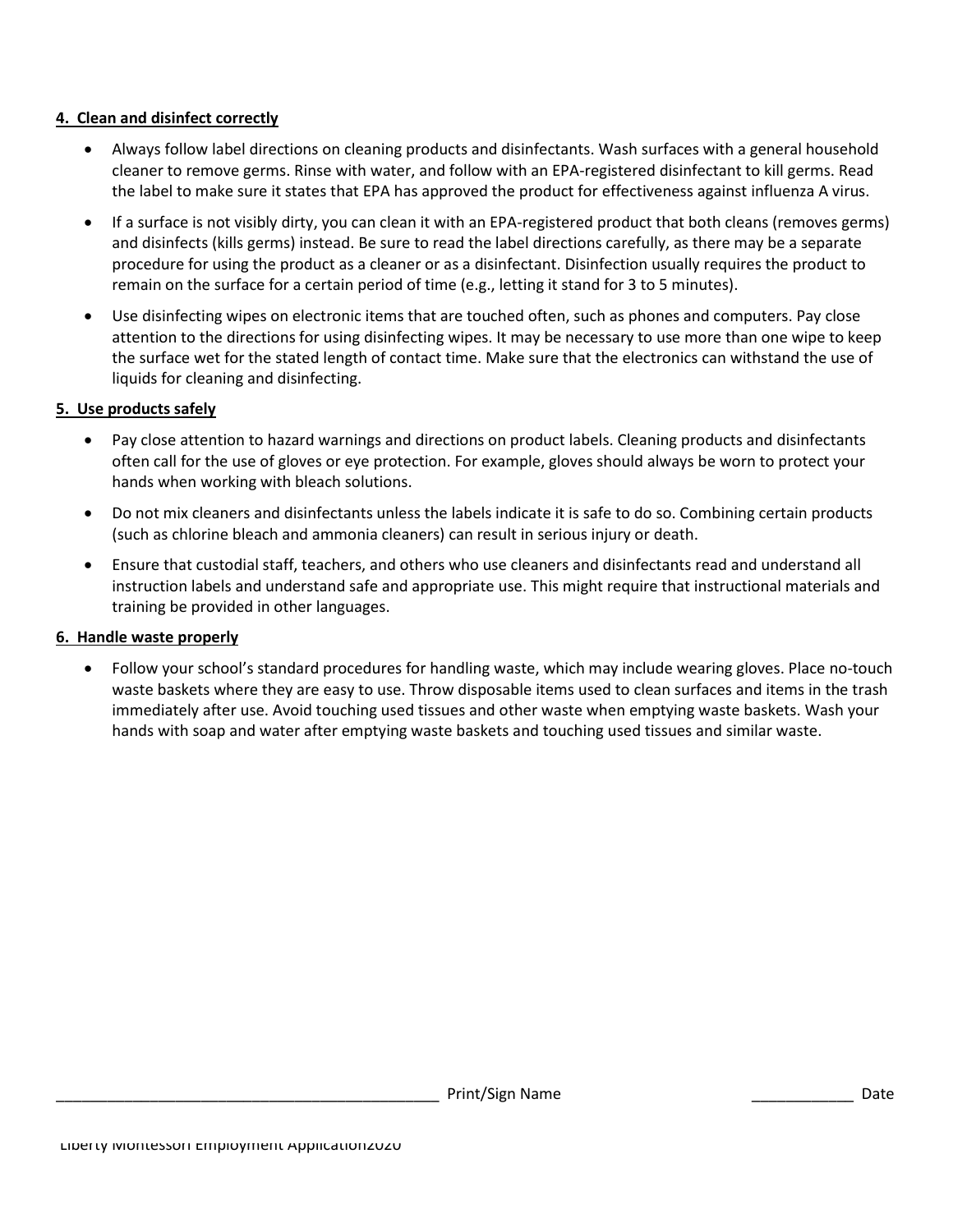**4. Clean and disinfect correctly**

- Always follow label directions on cleaning products and disinfectants. Wash surfaces with a general household cleaner to remove germs. Rinse with water, and follow with an EPA-registered disinfectant to kill germs. Read the label to make sure it states that EPA has approved the product for effectiveness against influenza A virus.
- If a surface is not visibly dirty, you can clean it with an EPA-registered product that both cleans (removes germs) and disinfects (kills germs) instead. Be sure to read the label directions carefully, as there may be a separate procedure for using the product as a cleaner or as a disinfectant. Disinfection usually requires the product to remain on the surface for a certain period of time (e.g., letting it stand for 3 to 5 minutes).
- Use disinfecting wipes on electronic items that are touched often, such as phones and computers. Pay close attention to the directions for using disinfecting wipes. It may be necessary to use more than one wipe to keep the surface wet for the stated length of contact time. Make sure that the electronics can withstand the use of liquids for cleaning and disinfecting.

**5. Use products safely**

- Pay close attention to hazard warnings and directions on product labels. Cleaning products and disinfectants often call for the use of gloves or eye protection. For example, gloves should always be worn to protect your hands when working with bleach solutions.
- Do not mix cleaners and disinfectants unless the labels indicate it is safe to do so. Combining certain products (such as chlorine bleach and ammonia cleaners) can result in serious injury or death.
- Ensure that custodial staff, teachers, and others who use cleaners and disinfectants read and understand all instruction labels and understand safe and appropriate use. This might require that instructional materials and training be provided in other languages.

**6. Handle waste properly**

- Follow your school's standard procedures for handling waste, which may include wearing gloves. Place no-touch waste baskets where they are easy to use. Throw disposable items used to clean surfaces and items in the trash immediately after use. Avoid touching used tissues and other waste when emptying waste baskets. Wash your hands with soap and water after emptying waste baskets and touching used tissues and similar waste.

_____________________________________________ Print/Sign Name ____________ Date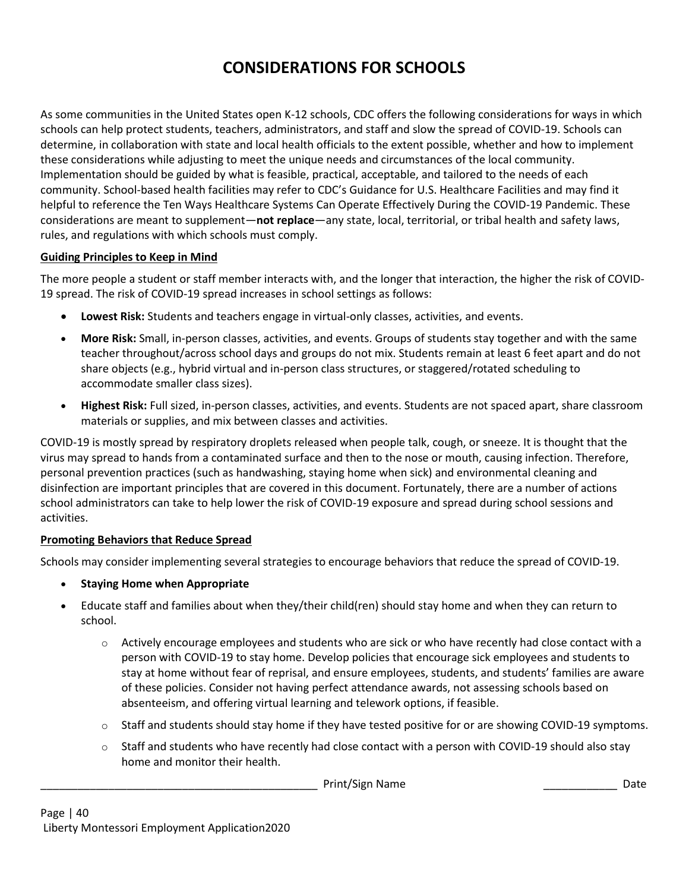# CONSIDERATIONS FOR SCHOOLS

As some communities in the United States open K-12 schools, CDC offers the following considerations for ways in which schools can help protect students, teachers, administrators, and staff and slow the spread of COVID-19. Schools can determine, in collaboration with state and local health officials to the extent possible, whether and how to implement these considerations while adjusting to meet the unique needs and circumstances of the local community. Implementation should be guided by what is feasible, practical, acceptable, and tailored to the needs of each community. School-based health facilities may refer to CDC's Guidance for U.S. Healthcare Facilities and may find it helpful to reference the Ten Ways Healthcare Systems Can Operate Effectively During the COVID-19 Pandemic. These considerations are meant to supplement—**not replace**—any state, local, territorial, or tribal health and safety laws, rules, and regulations with which schools must comply.

**Guiding Principles to Keep in Mind**

The more people a student or staff member interacts with, and the longer that interaction, the higher the risk of COVID-19 spread. The risk of COVID-19 spread increases in school settings as follows:

- **Lowest Risk:** Students and teachers engage in virtual-only classes, activities, and events.
- **More Risk:** Small, in-person classes, activities, and events. Groups of students stay together and with the same teacher throughout/across school days and groups do not mix. Students remain at least 6 feet apart and do not share objects (e.g., hybrid virtual and in-person class structures, or staggered/rotated scheduling to accommodate smaller class sizes).
- **Highest Risk:** Full sized, in-person classes, activities, and events. Students are not spaced apart, share classroom materials or supplies, and mix between classes and activities.

COVID-19 is mostly spread by respiratory droplets released when people talk, cough, or sneeze. It is thought that the virus may spread to hands from a contaminated surface and then to the nose or mouth, causing infection. Therefore, personal prevention practices (such as handwashing, staying home when sick) and environmental cleaning and disinfection are important principles that are covered in this document. Fortunately, there are a number of actions school administrators can take to help lower the risk of COVID-19 exposure and spread during school sessions and activities.

**Promoting Behaviors that Reduce Spread**

Schools may consider implementing several strategies to encourage behaviors that reduce the spread of COVID-19.

- **Staying Home when Appropriate**
- Educate staff and families about when they/their child(ren) should stay home and when they can return to school.
  - Actively encourage employees and students who are sick or who have recently had close contact with a person with COVID-19 to stay home. Develop policies that encourage sick employees and students to stay at home without fear of reprisal, and ensure employees, students, and students' families are aware of these policies. Consider not having perfect attendance awards, not assessing schools based on absenteeism, and offering virtual learning and telework options, if feasible.
  - Staff and students should stay home if they have tested positive for or are showing COVID-19 symptoms.
  - Staff and students who have recently had close contact with a person with COVID-19 should also stay home and monitor their health.

_____________________________________________ Print/Sign Name ____________ Date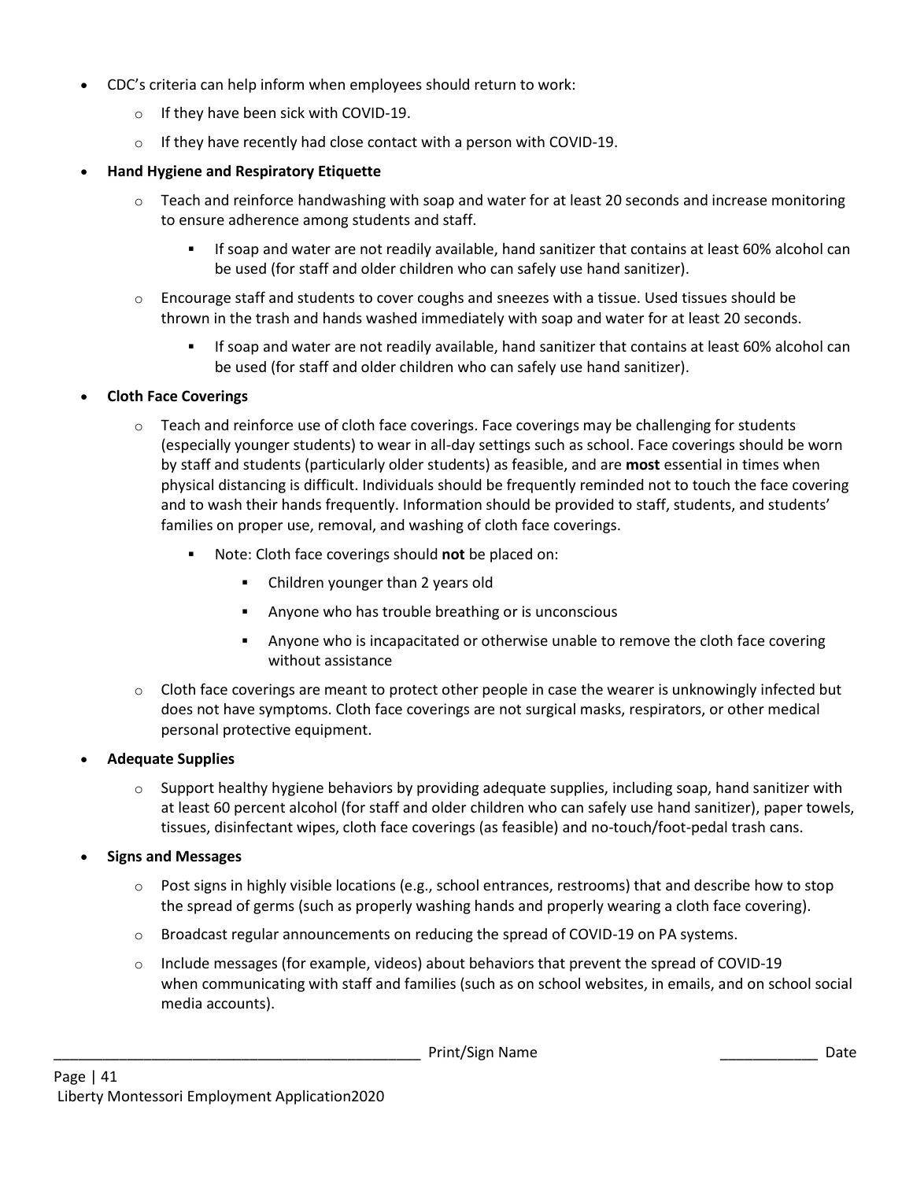- CDC's criteria can help inform when employees should return to work:
  - If they have been sick with COVID-19.
  - If they have recently had close contact with a person with COVID-19.
- **Hand Hygiene and Respiratory Etiquette**
  - Teach and reinforce handwashing with soap and water for at least 20 seconds and increase monitoring to ensure adherence among students and staff.
    - If soap and water are not readily available, hand sanitizer that contains at least 60% alcohol can be used (for staff and older children who can safely use hand sanitizer).
  - Encourage staff and students to cover coughs and sneezes with a tissue. Used tissues should be thrown in the trash and hands washed immediately with soap and water for at least 20 seconds.
    - If soap and water are not readily available, hand sanitizer that contains at least 60% alcohol can be used (for staff and older children who can safely use hand sanitizer).
- **Cloth Face Coverings**
  - Teach and reinforce use of cloth face coverings. Face coverings may be challenging for students (especially younger students) to wear in all-day settings such as school. Face coverings should be worn by staff and students (particularly older students) as feasible, and are **most** essential in times when physical distancing is difficult. Individuals should be frequently reminded not to touch the face covering and to wash their hands frequently. Information should be provided to staff, students, and students' families on proper use, removal, and washing of cloth face coverings.
    - Note: Cloth face coverings should **not** be placed on:
      - Children younger than 2 years old
      - Anyone who has trouble breathing or is unconscious
      - Anyone who is incapacitated or otherwise unable to remove the cloth face covering without assistance
  - Cloth face coverings are meant to protect other people in case the wearer is unknowingly infected but does not have symptoms. Cloth face coverings are not surgical masks, respirators, or other medical personal protective equipment.
- **Adequate Supplies**
  - Support healthy hygiene behaviors by providing adequate supplies, including soap, hand sanitizer with at least 60 percent alcohol (for staff and older children who can safely use hand sanitizer), paper towels, tissues, disinfectant wipes, cloth face coverings (as feasible) and no-touch/foot-pedal trash cans.
- **Signs and Messages**
  - Post signs in highly visible locations (e.g., school entrances, restrooms) that and describe how to stop the spread of germs (such as properly washing hands and properly wearing a cloth face covering).
  - Broadcast regular announcements on reducing the spread of COVID-19 on PA systems.
  - Include messages (for example, videos) about behaviors that prevent the spread of COVID-19 when communicating with staff and families (such as on school websites, in emails, and on school social media accounts).

_______________________________________________ Print/Sign Name ____________ Date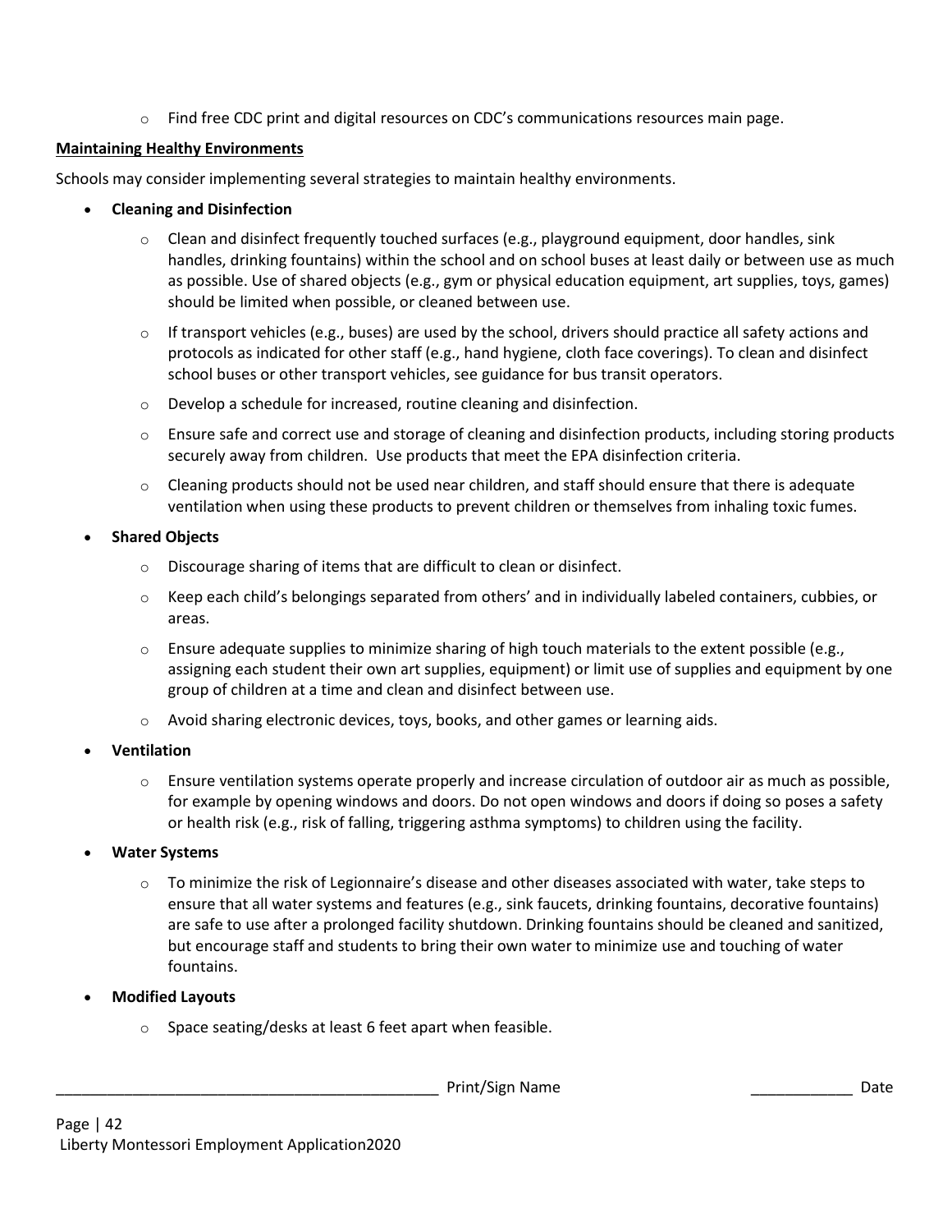- Find free CDC print and digital resources on CDC's communications resources main page.

**Maintaining Healthy Environments**

Schools may consider implementing several strategies to maintain healthy environments.

- **Cleaning and Disinfection**
  - Clean and disinfect frequently touched surfaces (e.g., playground equipment, door handles, sink handles, drinking fountains) within the school and on school buses at least daily or between use as much as possible. Use of shared objects (e.g., gym or physical education equipment, art supplies, toys, games) should be limited when possible, or cleaned between use.
  - If transport vehicles (e.g., buses) are used by the school, drivers should practice all safety actions and protocols as indicated for other staff (e.g., hand hygiene, cloth face coverings). To clean and disinfect school buses or other transport vehicles, see guidance for bus transit operators.
  - Develop a schedule for increased, routine cleaning and disinfection.
  - Ensure safe and correct use and storage of cleaning and disinfection products, including storing products securely away from children. Use products that meet the EPA disinfection criteria.
  - Cleaning products should not be used near children, and staff should ensure that there is adequate ventilation when using these products to prevent children or themselves from inhaling toxic fumes.
- **Shared Objects**
  - Discourage sharing of items that are difficult to clean or disinfect.
  - Keep each child's belongings separated from others' and in individually labeled containers, cubbies, or areas.
  - Ensure adequate supplies to minimize sharing of high touch materials to the extent possible (e.g., assigning each student their own art supplies, equipment) or limit use of supplies and equipment by one group of children at a time and clean and disinfect between use.
  - Avoid sharing electronic devices, toys, books, and other games or learning aids.
- **Ventilation**
  - Ensure ventilation systems operate properly and increase circulation of outdoor air as much as possible, for example by opening windows and doors. Do not open windows and doors if doing so poses a safety or health risk (e.g., risk of falling, triggering asthma symptoms) to children using the facility.
- **Water Systems**
  - To minimize the risk of Legionnaire's disease and other diseases associated with water, take steps to ensure that all water systems and features (e.g., sink faucets, drinking fountains, decorative fountains) are safe to use after a prolonged facility shutdown. Drinking fountains should be cleaned and sanitized, but encourage staff and students to bring their own water to minimize use and touching of water fountains.
- **Modified Layouts**
  - Space seating/desks at least 6 feet apart when feasible.

_______________________________________________ Print/Sign Name ____________ Date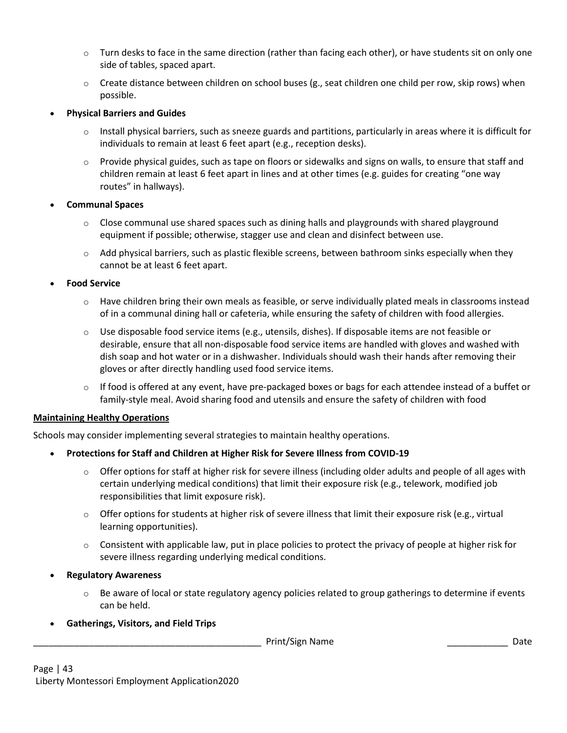- Turn desks to face in the same direction (rather than facing each other), or have students sit on only one side of tables, spaced apart.
- Create distance between children on school buses (g., seat children one child per row, skip rows) when possible.

- **Physical Barriers and Guides**
    - Install physical barriers, such as sneeze guards and partitions, particularly in areas where it is difficult for individuals to remain at least 6 feet apart (e.g., reception desks).
    - Provide physical guides, such as tape on floors or sidewalks and signs on walls, to ensure that staff and children remain at least 6 feet apart in lines and at other times (e.g. guides for creating "one way routes" in hallways).
- **Communal Spaces**
    - Close communal use shared spaces such as dining halls and playgrounds with shared playground equipment if possible; otherwise, stagger use and clean and disinfect between use.
    - Add physical barriers, such as plastic flexible screens, between bathroom sinks especially when they cannot be at least 6 feet apart.
- **Food Service**
    - Have children bring their own meals as feasible, or serve individually plated meals in classrooms instead of in a communal dining hall or cafeteria, while ensuring the safety of children with food allergies.
    - Use disposable food service items (e.g., utensils, dishes). If disposable items are not feasible or desirable, ensure that all non-disposable food service items are handled with gloves and washed with dish soap and hot water or in a dishwasher. Individuals should wash their hands after removing their gloves or after directly handling used food service items.
    - If food is offered at any event, have pre-packaged boxes or bags for each attendee instead of a buffet or family-style meal. Avoid sharing food and utensils and ensure the safety of children with food

**<u>Maintaining Healthy Operations</u>**

Schools may consider implementing several strategies to maintain healthy operations.

- **Protections for Staff and Children at Higher Risk for Severe Illness from COVID-19**
    - Offer options for staff at higher risk for severe illness (including older adults and people of all ages with certain underlying medical conditions) that limit their exposure risk (e.g., telework, modified job responsibilities that limit exposure risk).
    - Offer options for students at higher risk of severe illness that limit their exposure risk (e.g., virtual learning opportunities).
    - Consistent with applicable law, put in place policies to protect the privacy of people at higher risk for severe illness regarding underlying medical conditions.
- **Regulatory Awareness**
    - Be aware of local or state regulatory agency policies related to group gatherings to determine if events can be held.
- **Gatherings, Visitors, and Field Trips**

_____________________________________________ Print/Sign Name ____________ Date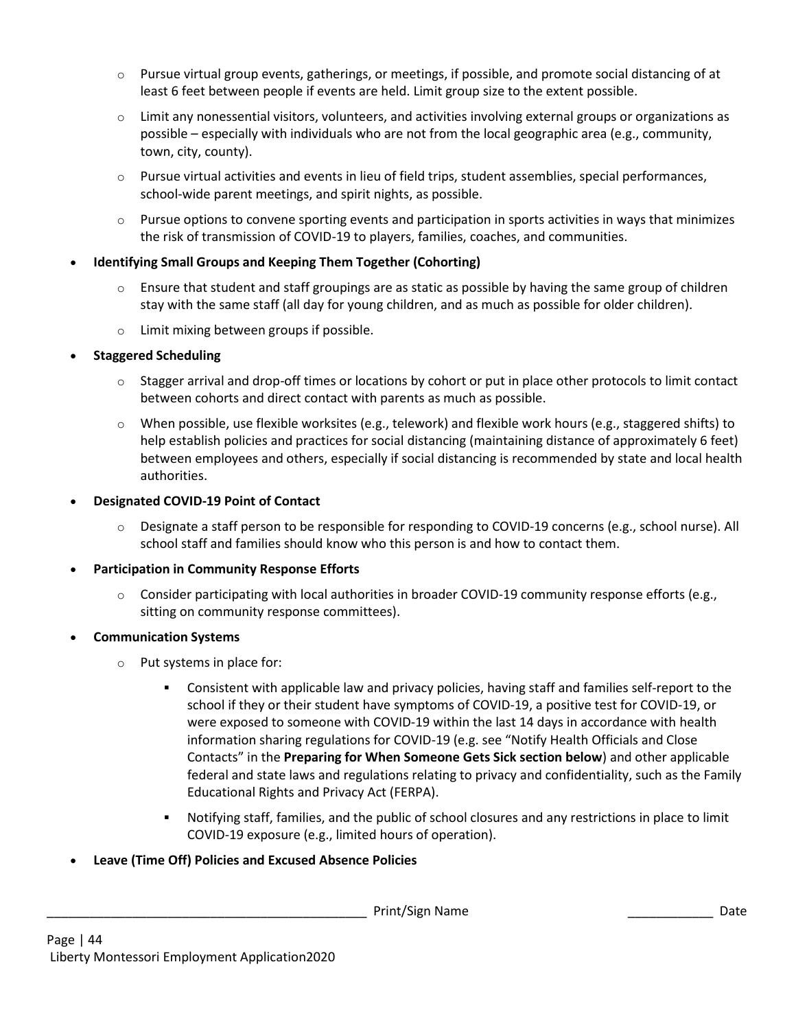- Pursue virtual group events, gatherings, or meetings, if possible, and promote social distancing of at least 6 feet between people if events are held. Limit group size to the extent possible.
- Limit any nonessential visitors, volunteers, and activities involving external groups or organizations as possible – especially with individuals who are not from the local geographic area (e.g., community, town, city, county).
- Pursue virtual activities and events in lieu of field trips, student assemblies, special performances, school-wide parent meetings, and spirit nights, as possible.
- Pursue options to convene sporting events and participation in sports activities in ways that minimizes the risk of transmission of COVID-19 to players, families, coaches, and communities.

- **Identifying Small Groups and Keeping Them Together (Cohorting)**
  - Ensure that student and staff groupings are as static as possible by having the same group of children stay with the same staff (all day for young children, and as much as possible for older children).
  - Limit mixing between groups if possible.
- **Staggered Scheduling**
  - Stagger arrival and drop-off times or locations by cohort or put in place other protocols to limit contact between cohorts and direct contact with parents as much as possible.
  - When possible, use flexible worksites (e.g., telework) and flexible work hours (e.g., staggered shifts) to help establish policies and practices for social distancing (maintaining distance of approximately 6 feet) between employees and others, especially if social distancing is recommended by state and local health authorities.
- **Designated COVID-19 Point of Contact**
  - Designate a staff person to be responsible for responding to COVID-19 concerns (e.g., school nurse). All school staff and families should know who this person is and how to contact them.
- **Participation in Community Response Efforts**
  - Consider participating with local authorities in broader COVID-19 community response efforts (e.g., sitting on community response committees).
- **Communication Systems**
  - Put systems in place for:
    - Consistent with applicable law and privacy policies, having staff and families self-report to the school if they or their student have symptoms of COVID-19, a positive test for COVID-19, or were exposed to someone with COVID-19 within the last 14 days in accordance with health information sharing regulations for COVID-19 (e.g. see "Notify Health Officials and Close Contacts" in the **Preparing for When Someone Gets Sick section below**) and other applicable federal and state laws and regulations relating to privacy and confidentiality, such as the Family Educational Rights and Privacy Act (FERPA).
    - Notifying staff, families, and the public of school closures and any restrictions in place to limit COVID-19 exposure (e.g., limited hours of operation).
- **Leave (Time Off) Policies and Excused Absence Policies**

_______________________________________________ Print/Sign Name ____________ Date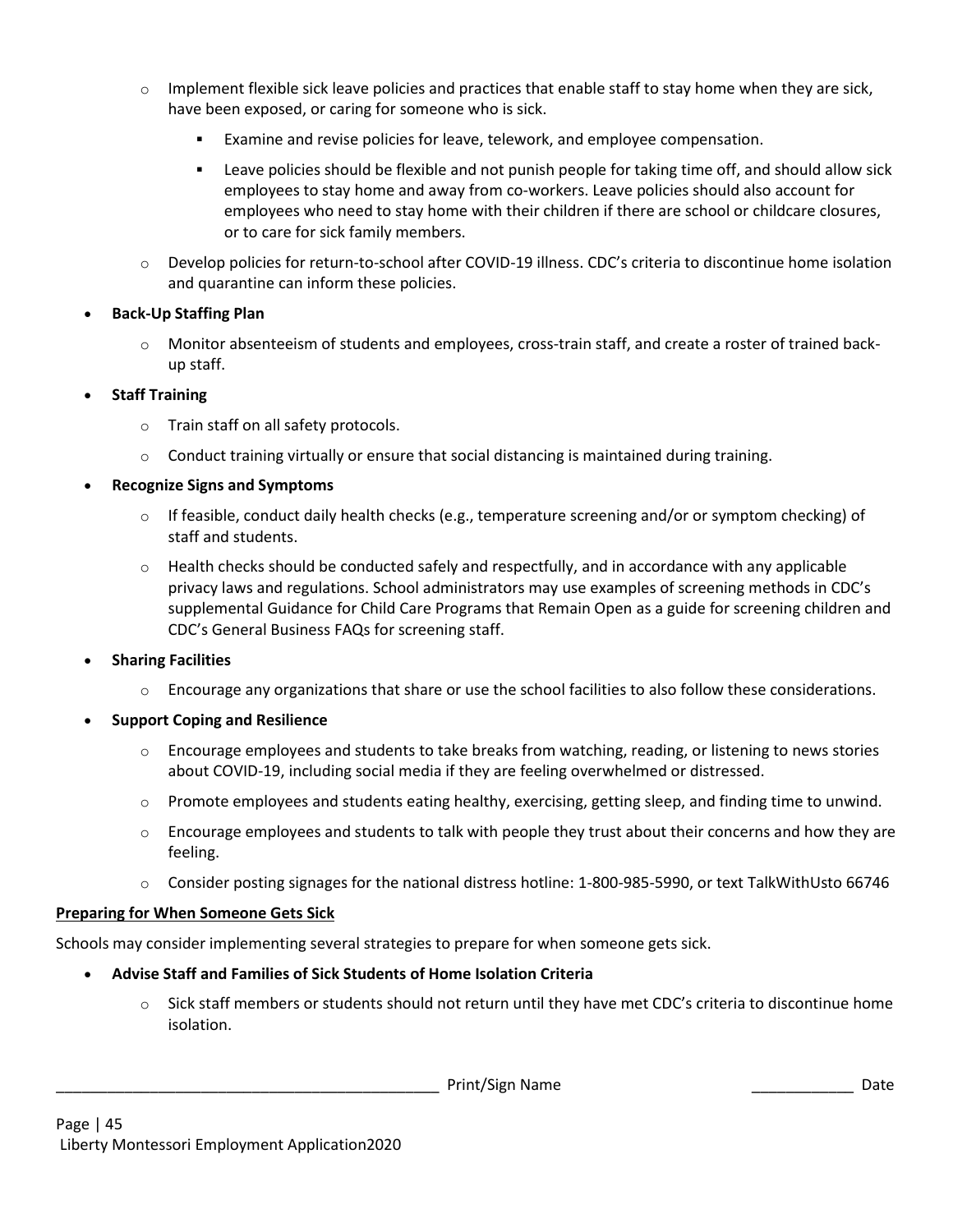- Implement flexible sick leave policies and practices that enable staff to stay home when they are sick, have been exposed, or caring for someone who is sick.
  - Examine and revise policies for leave, telework, and employee compensation.
  - Leave policies should be flexible and not punish people for taking time off, and should allow sick employees to stay home and away from co-workers. Leave policies should also account for employees who need to stay home with their children if there are school or childcare closures, or to care for sick family members.
- Develop policies for return-to-school after COVID-19 illness. CDC's criteria to discontinue home isolation and quarantine can inform these policies.

- **Back-Up Staffing Plan**
  - Monitor absenteeism of students and employees, cross-train staff, and create a roster of trained back-up staff.
- **Staff Training**
  - Train staff on all safety protocols.
  - Conduct training virtually or ensure that social distancing is maintained during training.
- **Recognize Signs and Symptoms**
  - If feasible, conduct daily health checks (e.g., temperature screening and/or or symptom checking) of staff and students.
  - Health checks should be conducted safely and respectfully, and in accordance with any applicable privacy laws and regulations. School administrators may use examples of screening methods in CDC's supplemental Guidance for Child Care Programs that Remain Open as a guide for screening children and CDC's General Business FAQs for screening staff.
- **Sharing Facilities**
  - Encourage any organizations that share or use the school facilities to also follow these considerations.
- **Support Coping and Resilience**
  - Encourage employees and students to take breaks from watching, reading, or listening to news stories about COVID-19, including social media if they are feeling overwhelmed or distressed.
  - Promote employees and students eating healthy, exercising, getting sleep, and finding time to unwind.
  - Encourage employees and students to talk with people they trust about their concerns and how they are feeling.
  - Consider posting signages for the national distress hotline: 1-800-985-5990, or text TalkWithUsto 66746

**<u>Preparing for When Someone Gets Sick</u>**

Schools may consider implementing several strategies to prepare for when someone gets sick.

- **Advise Staff and Families of Sick Students of Home Isolation Criteria**
  - Sick staff members or students should not return until they have met CDC's criteria to discontinue home isolation.

_____________________________________________ Print/Sign Name ____________ Date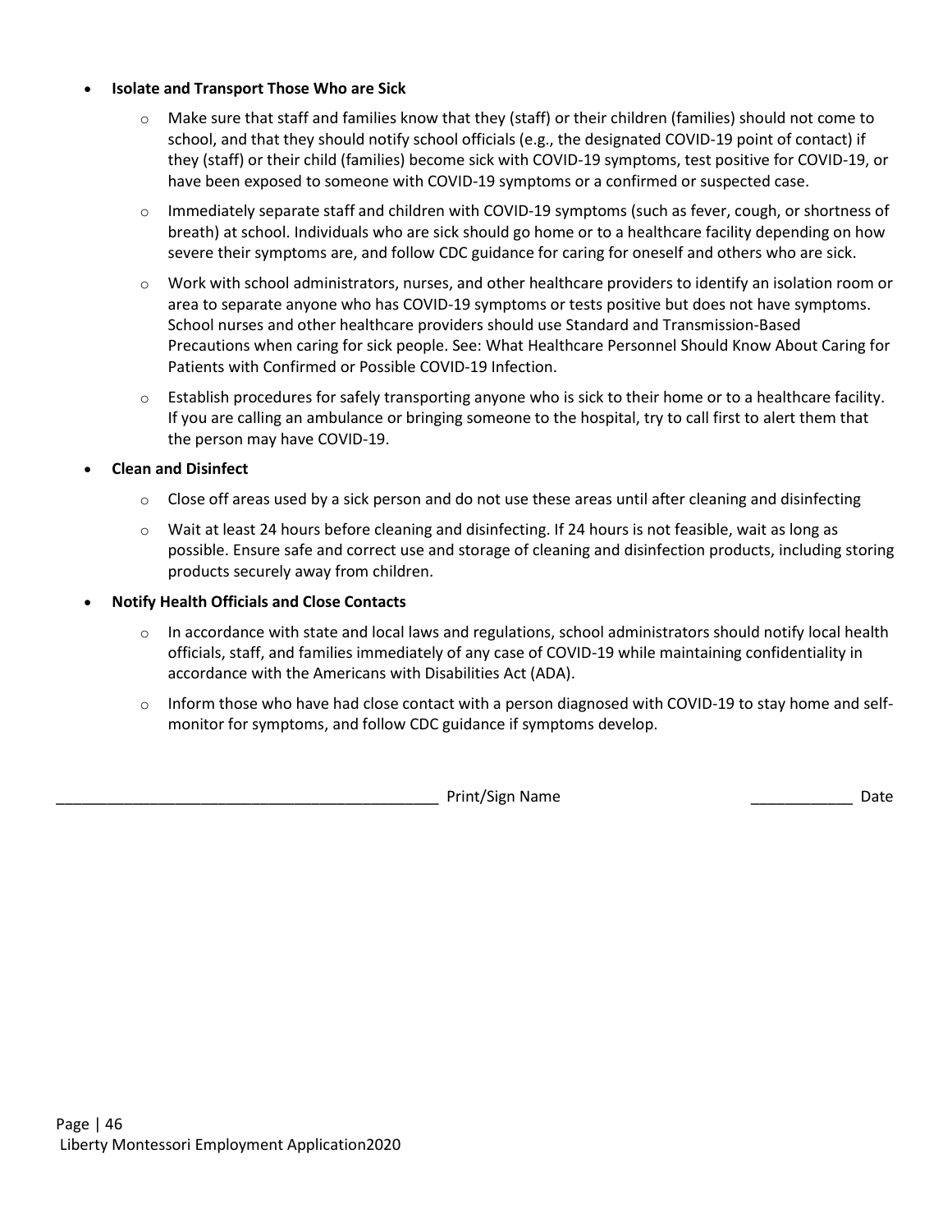- **Isolate and Transport Those Who are Sick**
  - Make sure that staff and families know that they (staff) or their children (families) should not come to school, and that they should notify school officials (e.g., the designated COVID-19 point of contact) if they (staff) or their child (families) become sick with COVID-19 symptoms, test positive for COVID-19, or have been exposed to someone with COVID-19 symptoms or a confirmed or suspected case.
  - Immediately separate staff and children with COVID-19 symptoms (such as fever, cough, or shortness of breath) at school. Individuals who are sick should go home or to a healthcare facility depending on how severe their symptoms are, and follow CDC guidance for caring for oneself and others who are sick.
  - Work with school administrators, nurses, and other healthcare providers to identify an isolation room or area to separate anyone who has COVID-19 symptoms or tests positive but does not have symptoms. School nurses and other healthcare providers should use Standard and Transmission-Based Precautions when caring for sick people. See: What Healthcare Personnel Should Know About Caring for Patients with Confirmed or Possible COVID-19 Infection.
  - Establish procedures for safely transporting anyone who is sick to their home or to a healthcare facility. If you are calling an ambulance or bringing someone to the hospital, try to call first to alert them that the person may have COVID-19.
- **Clean and Disinfect**
  - Close off areas used by a sick person and do not use these areas until after cleaning and disinfecting
  - Wait at least 24 hours before cleaning and disinfecting. If 24 hours is not feasible, wait as long as possible. Ensure safe and correct use and storage of cleaning and disinfection products, including storing products securely away from children.
- **Notify Health Officials and Close Contacts**
  - In accordance with state and local laws and regulations, school administrators should notify local health officials, staff, and families immediately of any case of COVID-19 while maintaining confidentiality in accordance with the Americans with Disabilities Act (ADA).
  - Inform those who have had close contact with a person diagnosed with COVID-19 to stay home and self-monitor for symptoms, and follow CDC guidance if symptoms develop.

_______________________________________________ Print/Sign Name ____________ Date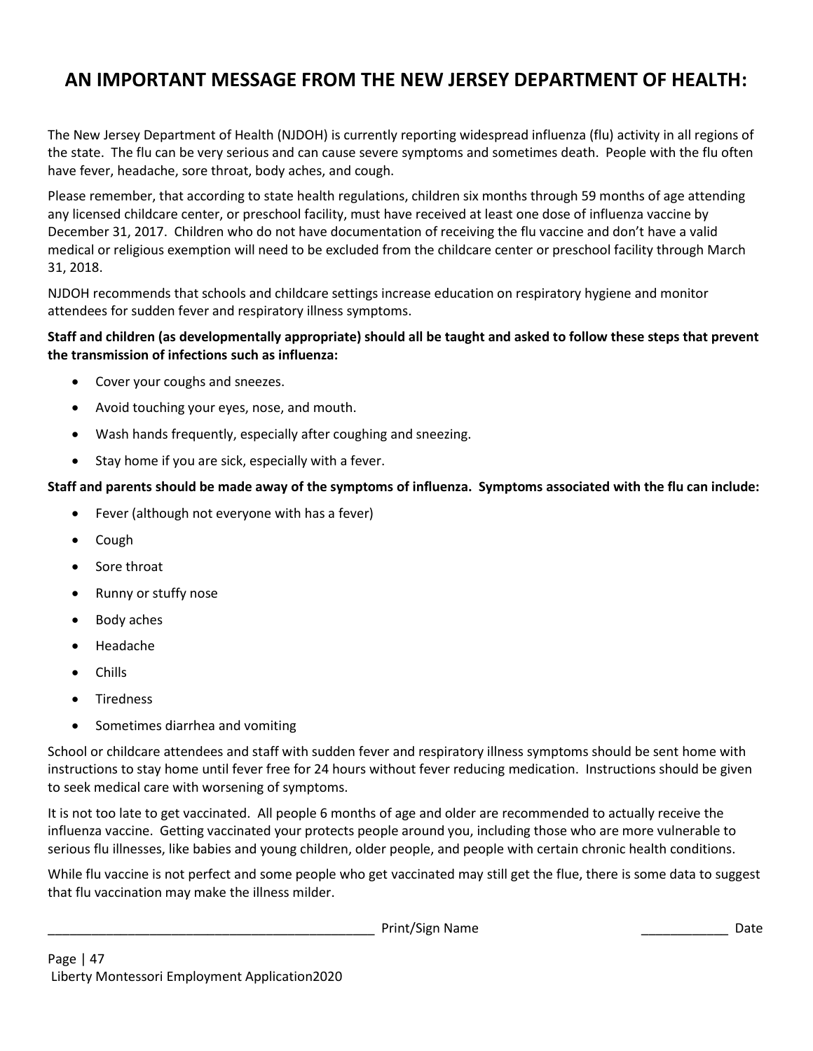# AN IMPORTANT MESSAGE FROM THE NEW JERSEY DEPARTMENT OF HEALTH:

The New Jersey Department of Health (NJDOH) is currently reporting widespread influenza (flu) activity in all regions of the state. The flu can be very serious and can cause severe symptoms and sometimes death. People with the flu often have fever, headache, sore throat, body aches, and cough.

Please remember, that according to state health regulations, children six months through 59 months of age attending any licensed childcare center, or preschool facility, must have received at least one dose of influenza vaccine by December 31, 2017. Children who do not have documentation of receiving the flu vaccine and don't have a valid medical or religious exemption will need to be excluded from the childcare center or preschool facility through March 31, 2018.

NJDOH recommends that schools and childcare settings increase education on respiratory hygiene and monitor attendees for sudden fever and respiratory illness symptoms.

**Staff and children (as developmentally appropriate) should all be taught and asked to follow these steps that prevent the transmission of infections such as influenza:**

- Cover your coughs and sneezes.
- Avoid touching your eyes, nose, and mouth.
- Wash hands frequently, especially after coughing and sneezing.
- Stay home if you are sick, especially with a fever.

**Staff and parents should be made away of the symptoms of influenza. Symptoms associated with the flu can include:**

- Fever (although not everyone with has a fever)
- Cough
- Sore throat
- Runny or stuffy nose
- Body aches
- Headache
- Chills
- Tiredness
- Sometimes diarrhea and vomiting

School or childcare attendees and staff with sudden fever and respiratory illness symptoms should be sent home with instructions to stay home until fever free for 24 hours without fever reducing medication. Instructions should be given to seek medical care with worsening of symptoms.

It is not too late to get vaccinated. All people 6 months of age and older are recommended to actually receive the influenza vaccine. Getting vaccinated your protects people around you, including those who are more vulnerable to serious flu illnesses, like babies and young children, older people, and people with certain chronic health conditions.

While flu vaccine is not perfect and some people who get vaccinated may still get the flue, there is some data to suggest that flu vaccination may make the illness milder.

_______________________________________________ Print/Sign Name ____________ Date

Liberty Montessori Employment Application2020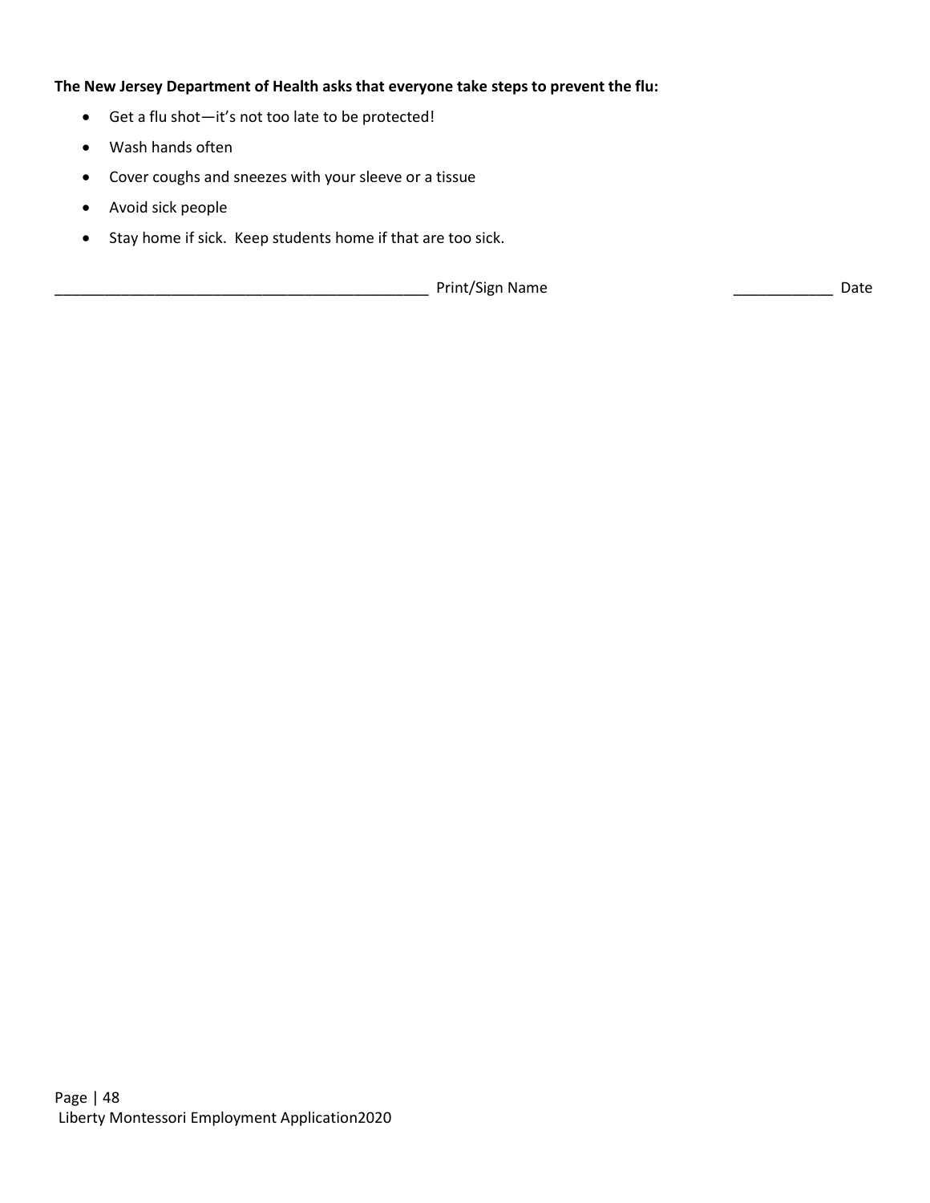**The New Jersey Department of Health asks that everyone take steps to prevent the flu:**

- Get a flu shot—it's not too late to be protected!
- Wash hands often
- Cover coughs and sneezes with your sleeve or a tissue
- Avoid sick people
- Stay home if sick. Keep students home if that are too sick.

_______________________________________________ Print/Sign Name ____________ Date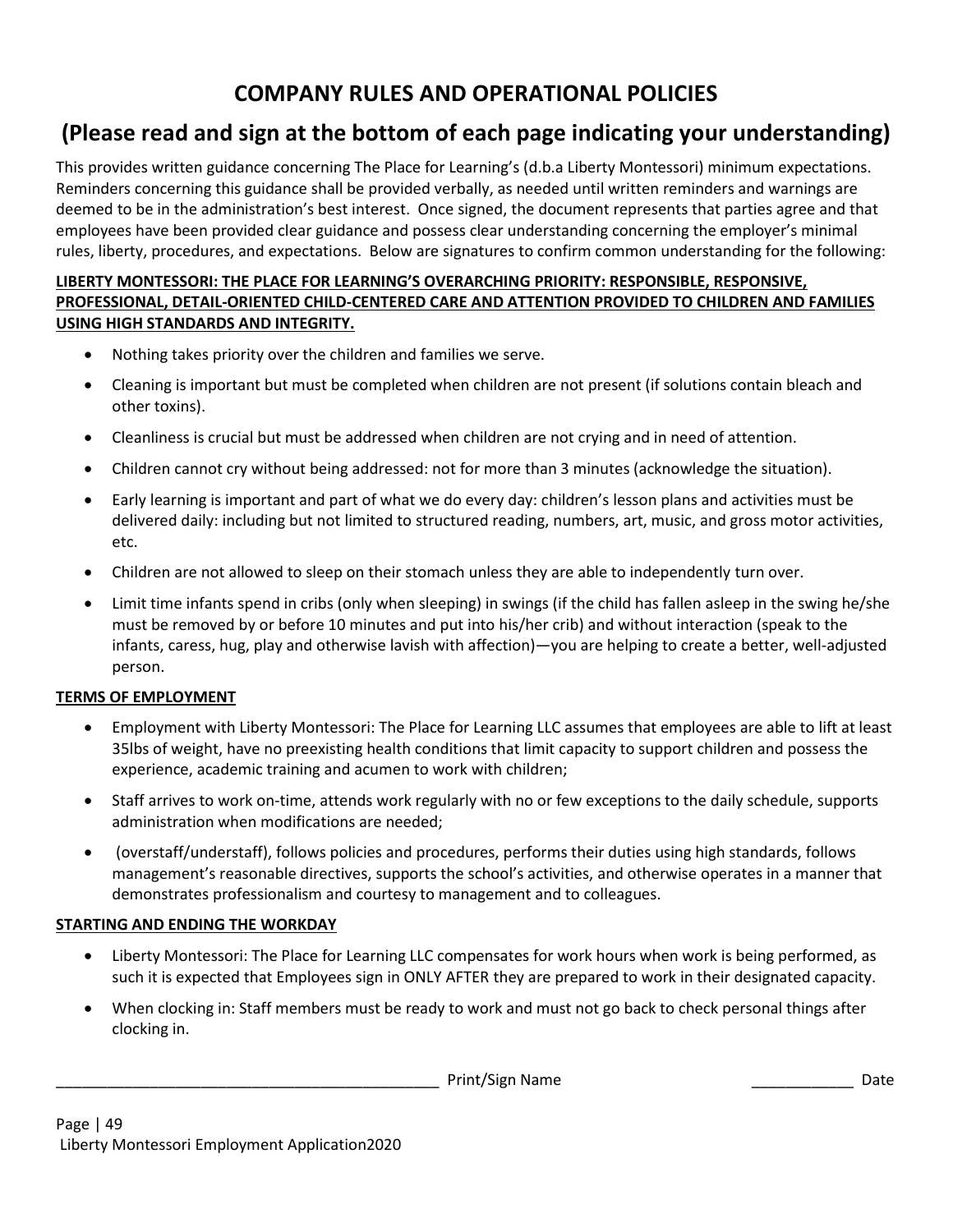# COMPANY RULES AND OPERATIONAL POLICIES

## (Please read and sign at the bottom of each page indicating your understanding)

This provides written guidance concerning The Place for Learning's (d.b.a Liberty Montessori) minimum expectations. Reminders concerning this guidance shall be provided verbally, as needed until written reminders and warnings are deemed to be in the administration's best interest. Once signed, the document represents that parties agree and that employees have been provided clear guidance and possess clear understanding concerning the employer's minimal rules, liberty, procedures, and expectations. Below are signatures to confirm common understanding for the following:

**LIBERTY MONTESSORI: THE PLACE FOR LEARNING'S OVERARCHING PRIORITY: RESPONSIBLE, RESPONSIVE, PROFESSIONAL, DETAIL-ORIENTED CHILD-CENTERED CARE AND ATTENTION PROVIDED TO CHILDREN AND FAMILIES USING HIGH STANDARDS AND INTEGRITY.**

- Nothing takes priority over the children and families we serve.
- Cleaning is important but must be completed when children are not present (if solutions contain bleach and other toxins).
- Cleanliness is crucial but must be addressed when children are not crying and in need of attention.
- Children cannot cry without being addressed: not for more than 3 minutes (acknowledge the situation).
- Early learning is important and part of what we do every day: children's lesson plans and activities must be delivered daily: including but not limited to structured reading, numbers, art, music, and gross motor activities, etc.
- Children are not allowed to sleep on their stomach unless they are able to independently turn over.
- Limit time infants spend in cribs (only when sleeping) in swings (if the child has fallen asleep in the swing he/she must be removed by or before 10 minutes and put into his/her crib) and without interaction (speak to the infants, caress, hug, play and otherwise lavish with affection)—you are helping to create a better, well-adjusted person.

**TERMS OF EMPLOYMENT**

- Employment with Liberty Montessori: The Place for Learning LLC assumes that employees are able to lift at least 35lbs of weight, have no preexisting health conditions that limit capacity to support children and possess the experience, academic training and acumen to work with children;
- Staff arrives to work on-time, attends work regularly with no or few exceptions to the daily schedule, supports administration when modifications are needed;
- (overstaff/understaff), follows policies and procedures, performs their duties using high standards, follows management's reasonable directives, supports the school's activities, and otherwise operates in a manner that demonstrates professionalism and courtesy to management and to colleagues.

**STARTING AND ENDING THE WORKDAY**

- Liberty Montessori: The Place for Learning LLC compensates for work hours when work is being performed, as such it is expected that Employees sign in ONLY AFTER they are prepared to work in their designated capacity.
- When clocking in: Staff members must be ready to work and must not go back to check personal things after clocking in.

_______________________________________________ Print/Sign Name ____________ Date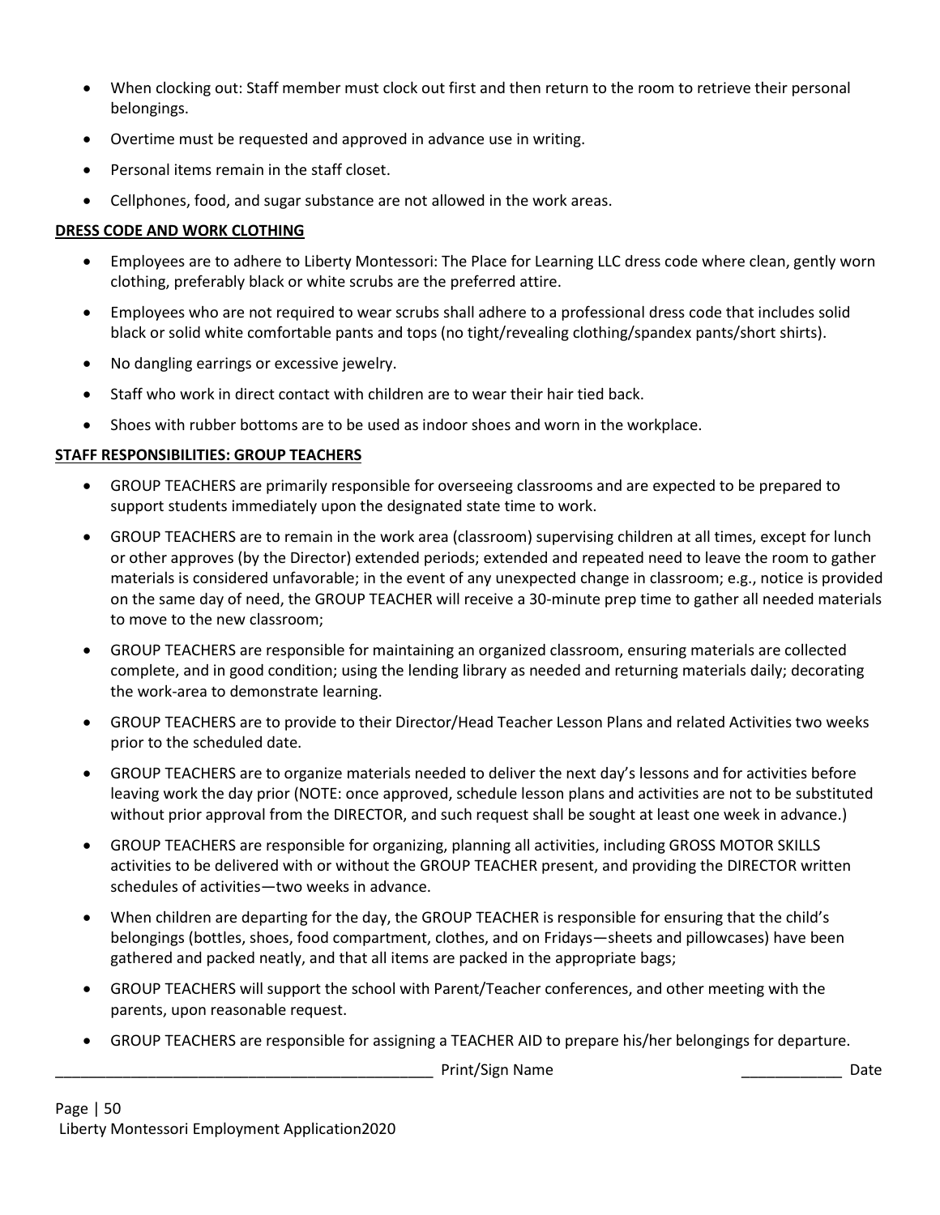- When clocking out: Staff member must clock out first and then return to the room to retrieve their personal belongings.
- Overtime must be requested and approved in advance use in writing.
- Personal items remain in the staff closet.
- Cellphones, food, and sugar substance are not allowed in the work areas.

**DRESS CODE AND WORK CLOTHING**

- Employees are to adhere to Liberty Montessori: The Place for Learning LLC dress code where clean, gently worn clothing, preferably black or white scrubs are the preferred attire.
- Employees who are not required to wear scrubs shall adhere to a professional dress code that includes solid black or solid white comfortable pants and tops (no tight/revealing clothing/spandex pants/short shirts).
- No dangling earrings or excessive jewelry.
- Staff who work in direct contact with children are to wear their hair tied back.
- Shoes with rubber bottoms are to be used as indoor shoes and worn in the workplace.

**STAFF RESPONSIBILITIES: GROUP TEACHERS**

- GROUP TEACHERS are primarily responsible for overseeing classrooms and are expected to be prepared to support students immediately upon the designated state time to work.
- GROUP TEACHERS are to remain in the work area (classroom) supervising children at all times, except for lunch or other approves (by the Director) extended periods; extended and repeated need to leave the room to gather materials is considered unfavorable; in the event of any unexpected change in classroom; e.g., notice is provided on the same day of need, the GROUP TEACHER will receive a 30-minute prep time to gather all needed materials to move to the new classroom;
- GROUP TEACHERS are responsible for maintaining an organized classroom, ensuring materials are collected complete, and in good condition; using the lending library as needed and returning materials daily; decorating the work-area to demonstrate learning.
- GROUP TEACHERS are to provide to their Director/Head Teacher Lesson Plans and related Activities two weeks prior to the scheduled date.
- GROUP TEACHERS are to organize materials needed to deliver the next day's lessons and for activities before leaving work the day prior (NOTE: once approved, schedule lesson plans and activities are not to be substituted without prior approval from the DIRECTOR, and such request shall be sought at least one week in advance.)
- GROUP TEACHERS are responsible for organizing, planning all activities, including GROSS MOTOR SKILLS activities to be delivered with or without the GROUP TEACHER present, and providing the DIRECTOR written schedules of activities—two weeks in advance.
- When children are departing for the day, the GROUP TEACHER is responsible for ensuring that the child's belongings (bottles, shoes, food compartment, clothes, and on Fridays—sheets and pillowcases) have been gathered and packed neatly, and that all items are packed in the appropriate bags;
- GROUP TEACHERS will support the school with Parent/Teacher conferences, and other meeting with the parents, upon reasonable request.
- GROUP TEACHERS are responsible for assigning a TEACHER AID to prepare his/her belongings for departure.

______________________________________________ Print/Sign Name ____________ Date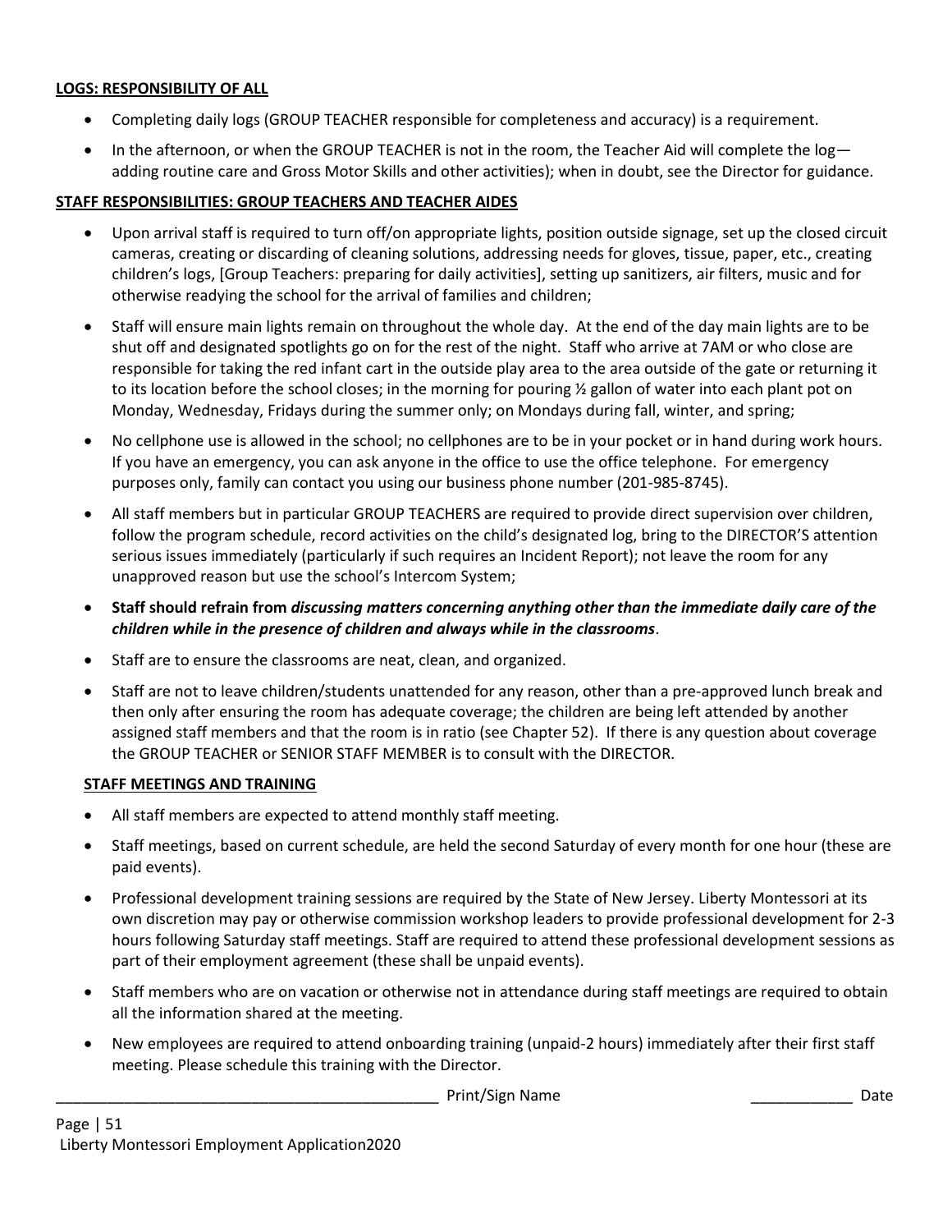**LOGS: RESPONSIBILITY OF ALL**

- Completing daily logs (GROUP TEACHER responsible for completeness and accuracy) is a requirement.
- In the afternoon, or when the GROUP TEACHER is not in the room, the Teacher Aid will complete the log—adding routine care and Gross Motor Skills and other activities); when in doubt, see the Director for guidance.

**STAFF RESPONSIBILITIES: GROUP TEACHERS AND TEACHER AIDES**

- Upon arrival staff is required to turn off/on appropriate lights, position outside signage, set up the closed circuit cameras, creating or discarding of cleaning solutions, addressing needs for gloves, tissue, paper, etc., creating children's logs, [Group Teachers: preparing for daily activities], setting up sanitizers, air filters, music and for otherwise readying the school for the arrival of families and children;
- Staff will ensure main lights remain on throughout the whole day. At the end of the day main lights are to be shut off and designated spotlights go on for the rest of the night. Staff who arrive at 7AM or who close are responsible for taking the red infant cart in the outside play area to the area outside of the gate or returning it to its location before the school closes; in the morning for pouring ½ gallon of water into each plant pot on Monday, Wednesday, Fridays during the summer only; on Mondays during fall, winter, and spring;
- No cellphone use is allowed in the school; no cellphones are to be in your pocket or in hand during work hours. If you have an emergency, you can ask anyone in the office to use the office telephone. For emergency purposes only, family can contact you using our business phone number (201-985-8745).
- All staff members but in particular GROUP TEACHERS are required to provide direct supervision over children, follow the program schedule, record activities on the child's designated log, bring to the DIRECTOR'S attention serious issues immediately (particularly if such requires an Incident Report); not leave the room for any unapproved reason but use the school's Intercom System;
- **Staff should refrain from *discussing matters concerning anything other than the immediate daily care of the children while in the presence of children and always while in the classrooms*.**
- Staff are to ensure the classrooms are neat, clean, and organized.
- Staff are not to leave children/students unattended for any reason, other than a pre-approved lunch break and then only after ensuring the room has adequate coverage; the children are being left attended by another assigned staff members and that the room is in ratio (see Chapter 52). If there is any question about coverage the GROUP TEACHER or SENIOR STAFF MEMBER is to consult with the DIRECTOR.

**STAFF MEETINGS AND TRAINING**

- All staff members are expected to attend monthly staff meeting.
- Staff meetings, based on current schedule, are held the second Saturday of every month for one hour (these are paid events).
- Professional development training sessions are required by the State of New Jersey. Liberty Montessori at its own discretion may pay or otherwise commission workshop leaders to provide professional development for 2-3 hours following Saturday staff meetings. Staff are required to attend these professional development sessions as part of their employment agreement (these shall be unpaid events).
- Staff members who are on vacation or otherwise not in attendance during staff meetings are required to obtain all the information shared at the meeting.
- New employees are required to attend onboarding training (unpaid-2 hours) immediately after their first staff meeting. Please schedule this training with the Director.

_______________________________________________ Print/Sign Name ____________ Date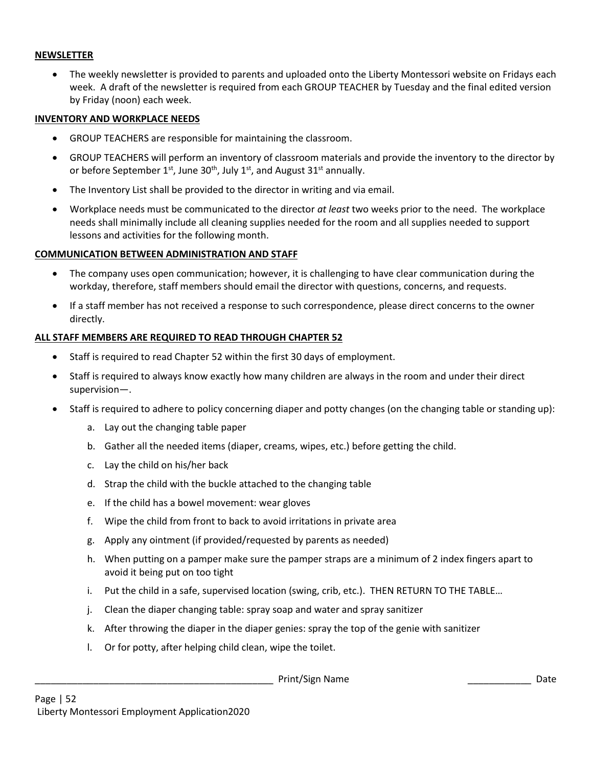**NEWSLETTER**

- The weekly newsletter is provided to parents and uploaded onto the Liberty Montessori website on Fridays each week. A draft of the newsletter is required from each GROUP TEACHER by Tuesday and the final edited version by Friday (noon) each week.

**INVENTORY AND WORKPLACE NEEDS**

- GROUP TEACHERS are responsible for maintaining the classroom.
- GROUP TEACHERS will perform an inventory of classroom materials and provide the inventory to the director by or before September 1st, June 30th, July 1st, and August 31st annually.
- The Inventory List shall be provided to the director in writing and via email.
- Workplace needs must be communicated to the director *at least* two weeks prior to the need. The workplace needs shall minimally include all cleaning supplies needed for the room and all supplies needed to support lessons and activities for the following month.

**COMMUNICATION BETWEEN ADMINISTRATION AND STAFF**

- The company uses open communication; however, it is challenging to have clear communication during the workday, therefore, staff members should email the director with questions, concerns, and requests.
- If a staff member has not received a response to such correspondence, please direct concerns to the owner directly.

**ALL STAFF MEMBERS ARE REQUIRED TO READ THROUGH CHAPTER 52**

- Staff is required to read Chapter 52 within the first 30 days of employment.
- Staff is required to always know exactly how many children are always in the room and under their direct supervision—.
- Staff is required to adhere to policy concerning diaper and potty changes (on the changing table or standing up):
  a. Lay out the changing table paper
  b. Gather all the needed items (diaper, creams, wipes, etc.) before getting the child.
  c. Lay the child on his/her back
  d. Strap the child with the buckle attached to the changing table
  e. If the child has a bowel movement: wear gloves
  f. Wipe the child from front to back to avoid irritations in private area
  g. Apply any ointment (if provided/requested by parents as needed)
  h. When putting on a pamper make sure the pamper straps are a minimum of 2 index fingers apart to avoid it being put on too tight
  i. Put the child in a safe, supervised location (swing, crib, etc.). THEN RETURN TO THE TABLE…
  j. Clean the diaper changing table: spray soap and water and spray sanitizer
  k. After throwing the diaper in the diaper genies: spray the top of the genie with sanitizer
  l. Or for potty, after helping child clean, wipe the toilet.

_____________________________________________ Print/Sign Name ____________ Date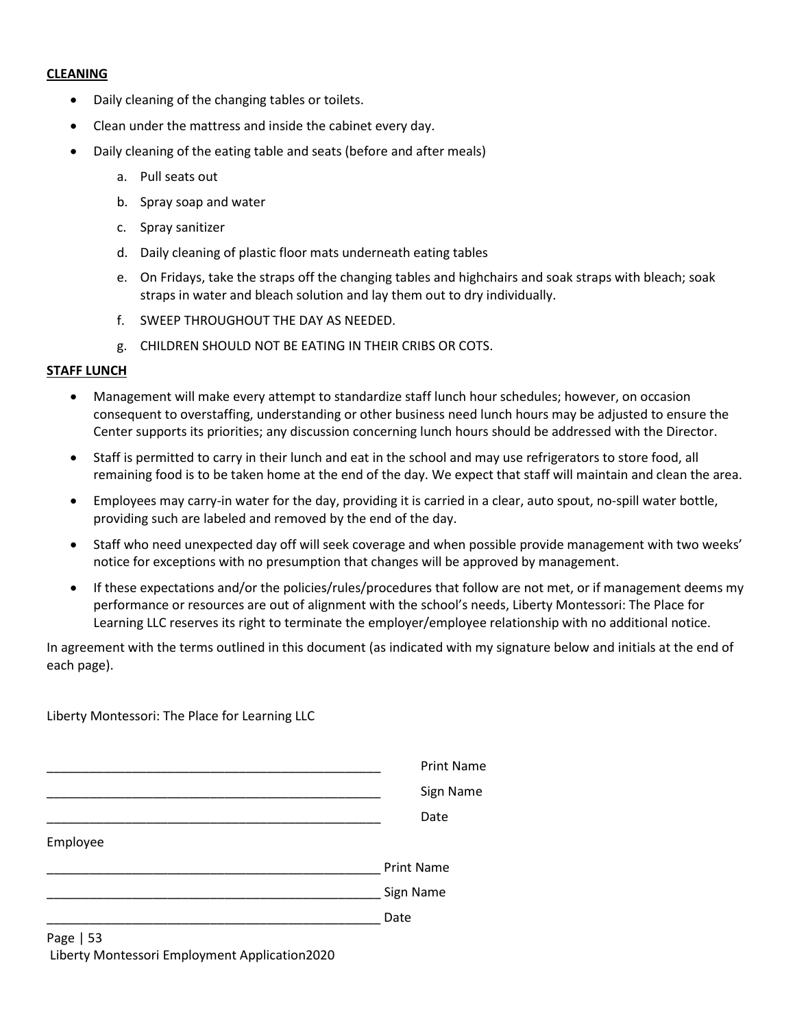**CLEANING**

- Daily cleaning of the changing tables or toilets.
- Clean under the mattress and inside the cabinet every day.
- Daily cleaning of the eating table and seats (before and after meals)
    a. Pull seats out
    b. Spray soap and water
    c. Spray sanitizer
    d. Daily cleaning of plastic floor mats underneath eating tables
    e. On Fridays, take the straps off the changing tables and highchairs and soak straps with bleach; soak straps in water and bleach solution and lay them out to dry individually.
    f. SWEEP THROUGHOUT THE DAY AS NEEDED.
    g. CHILDREN SHOULD NOT BE EATING IN THEIR CRIBS OR COTS.

**STAFF LUNCH**

- Management will make every attempt to standardize staff lunch hour schedules; however, on occasion consequent to overstaffing, understanding or other business need lunch hours may be adjusted to ensure the Center supports its priorities; any discussion concerning lunch hours should be addressed with the Director.
- Staff is permitted to carry in their lunch and eat in the school and may use refrigerators to store food, all remaining food is to be taken home at the end of the day. We expect that staff will maintain and clean the area.
- Employees may carry-in water for the day, providing it is carried in a clear, auto spout, no-spill water bottle, providing such are labeled and removed by the end of the day.
- Staff who need unexpected day off will seek coverage and when possible provide management with two weeks' notice for exceptions with no presumption that changes will be approved by management.
- If these expectations and/or the policies/rules/procedures that follow are not met, or if management deems my performance or resources are out of alignment with the school's needs, Liberty Montessori: The Place for Learning LLC reserves its right to terminate the employer/employee relationship with no additional notice.

In agreement with the terms outlined in this document (as indicated with my signature below and initials at the end of each page).

Liberty Montessori: The Place for Learning LLC

_________________________________________________ Print Name

_________________________________________________ Sign Name

_________________________________________________ Date

Employee

_________________________________________________ Print Name

_________________________________________________ Sign Name

_________________________________________________ Date

Liberty Montessori Employment Application2020